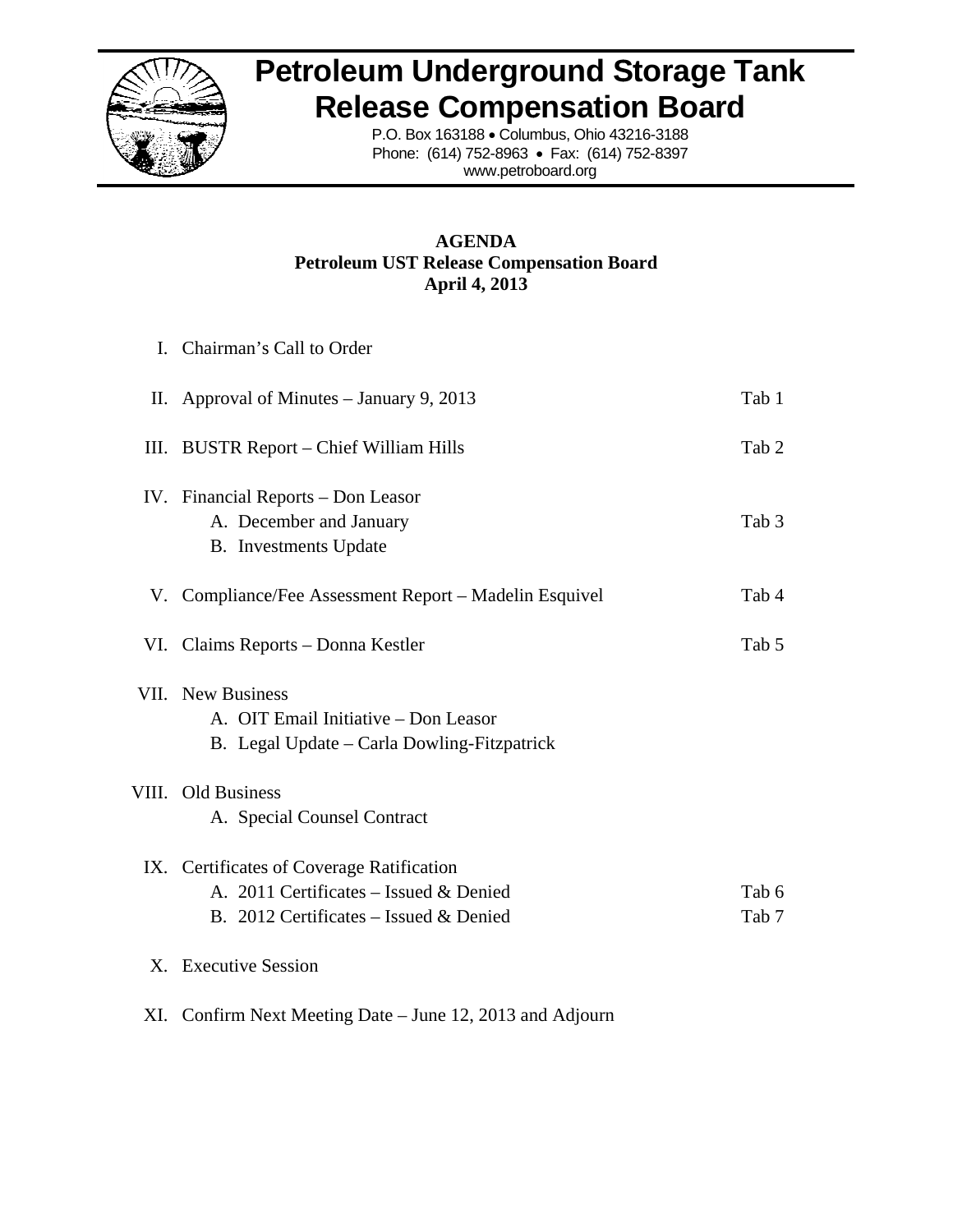# Petroleum Underground Storage Tank Release Compensation Board

P.O. Box 163188 • Columbus, Ohio 43216-3188
Phone: (614) 752-8963 • Fax: (614) 752-8397
www.petroboard.org

**AGENDA**
**Petroleum UST Release Compensation Board**
**April 4, 2013**

I. Chairman's Call to Order

II. Approval of Minutes – January 9, 2013 — Tab 1

III. BUSTR Report – Chief William Hills — Tab 2

IV. Financial Reports – Don Leasor
   A. December and January — Tab 3
   B. Investments Update

V. Compliance/Fee Assessment Report – Madelin Esquivel — Tab 4

VI. Claims Reports – Donna Kestler — Tab 5

VII. New Business
   A. OIT Email Initiative – Don Leasor
   B. Legal Update – Carla Dowling-Fitzpatrick

VIII. Old Business
   A. Special Counsel Contract

IX. Certificates of Coverage Ratification
   A. 2011 Certificates – Issued & Denied — Tab 6
   B. 2012 Certificates – Issued & Denied — Tab 7

X. Executive Session

XI. Confirm Next Meeting Date – June 12, 2013 and Adjourn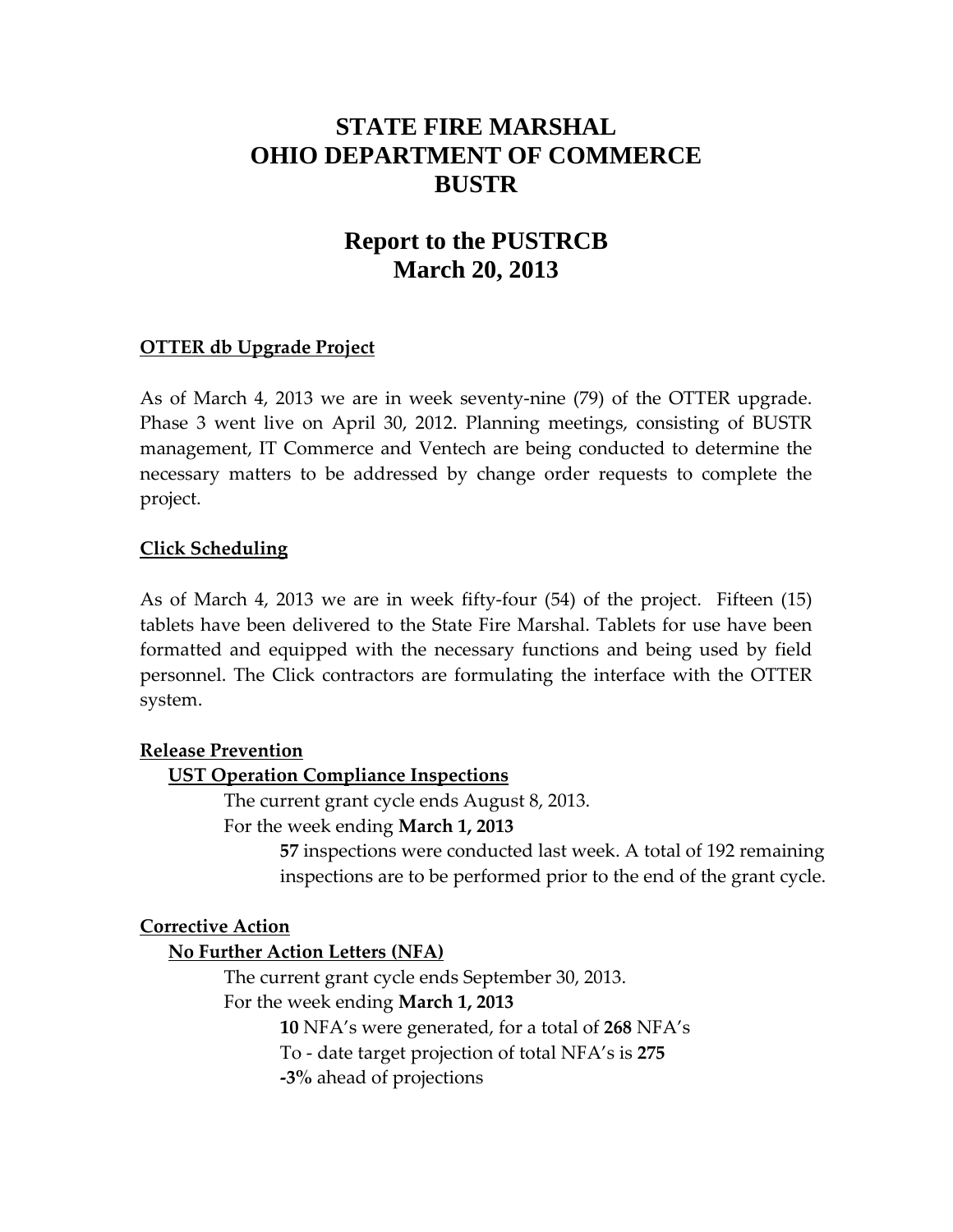# STATE FIRE MARSHAL
# OHIO DEPARTMENT OF COMMERCE
# BUSTR

## Report to the PUSTRCB
## March 20, 2013

### OTTER db Upgrade Project

As of March 4, 2013 we are in week seventy-nine (79) of the OTTER upgrade. Phase 3 went live on April 30, 2012. Planning meetings, consisting of BUSTR management, IT Commerce and Ventech are being conducted to determine the necessary matters to be addressed by change order requests to complete the project.

### Click Scheduling

As of March 4, 2013 we are in week fifty-four (54) of the project. Fifteen (15) tablets have been delivered to the State Fire Marshal. Tablets for use have been formatted and equipped with the necessary functions and being used by field personnel. The Click contractors are formulating the interface with the OTTER system.

### Release Prevention

#### UST Operation Compliance Inspections

The current grant cycle ends August 8, 2013.

For the week ending **March 1, 2013**

**57** inspections were conducted last week. A total of 192 remaining inspections are to be performed prior to the end of the grant cycle.

### Corrective Action

#### No Further Action Letters (NFA)

The current grant cycle ends September 30, 2013.

For the week ending **March 1, 2013**

**10** NFA's were generated, for a total of **268** NFA's

To - date target projection of total NFA's is **275**

**-3%** ahead of projections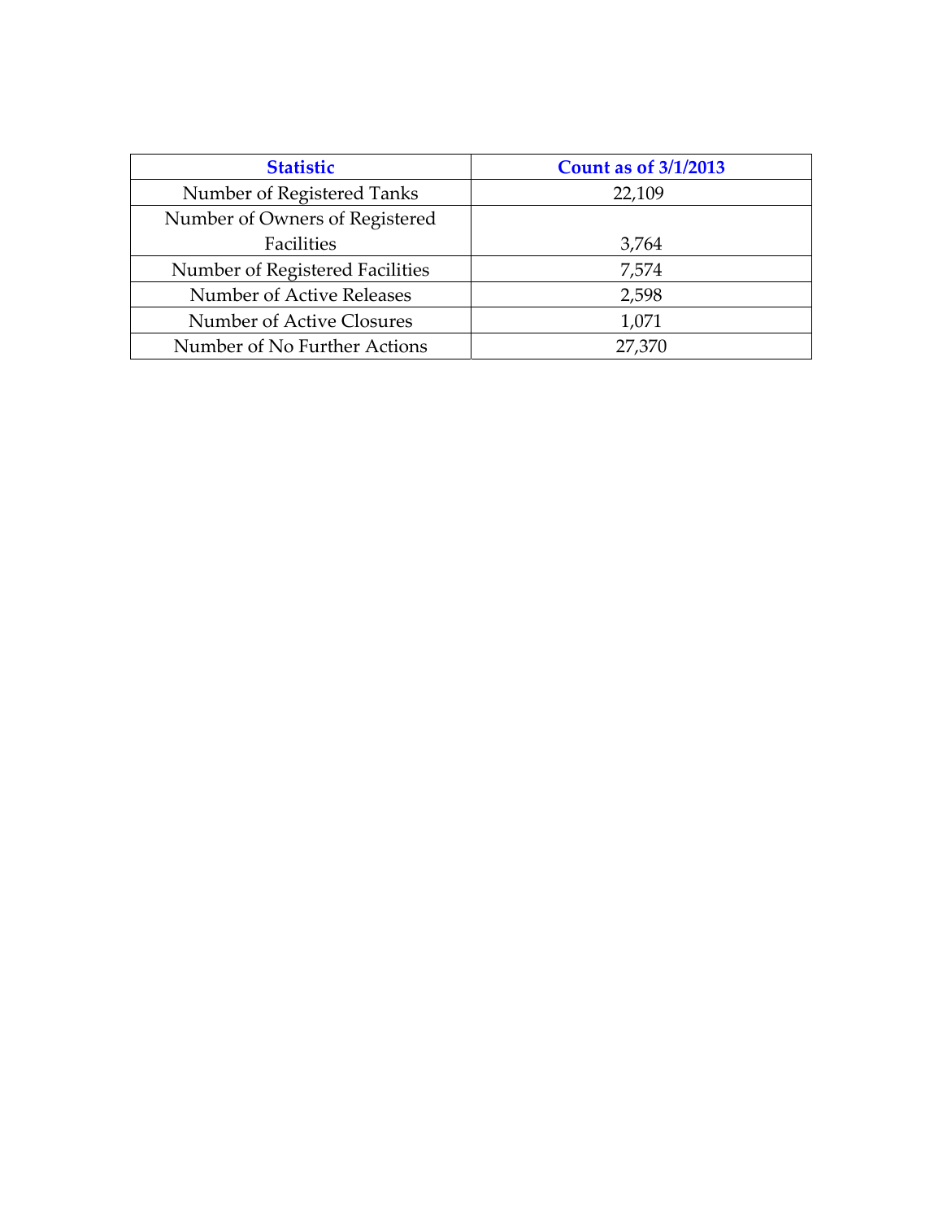| Statistic | Count as of 3/1/2013 |
| --- | --- |
| Number of Registered Tanks | 22,109 |
| Number of Owners of Registered Facilities | 3,764 |
| Number of Registered Facilities | 7,574 |
| Number of Active Releases | 2,598 |
| Number of Active Closures | 1,071 |
| Number of No Further Actions | 27,370 |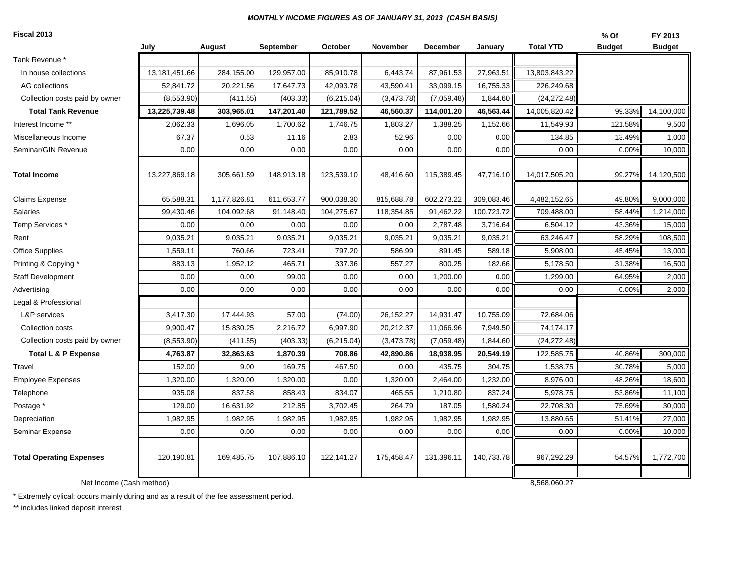***MONTHLY INCOME FIGURES AS OF JANUARY 31, 2013 (CASH BASIS)***

| Fiscal 2013 | July | August | September | October | November | December | January | Total YTD | % Of Budget | FY 2013 Budget |
|---|---|---|---|---|---|---|---|---|---|---|
| Tank Revenue * | | | | | | | | | | |
| In house collections | 13,181,451.66 | 284,155.00 | 129,957.00 | 85,910.78 | 6,443.74 | 87,961.53 | 27,963.51 | 13,803,843.22 | | |
| AG collections | 52,841.72 | 20,221.56 | 17,647.73 | 42,093.78 | 43,590.41 | 33,099.15 | 16,755.33 | 226,249.68 | | |
| Collection costs paid by owner | (8,553.90) | (411.55) | (403.33) | (6,215.04) | (3,473.78) | (7,059.48) | 1,844.60 | (24,272.48) | | |
| **Total Tank Revenue** | **13,225,739.48** | **303,965.01** | **147,201.40** | **121,789.52** | **46,560.37** | **114,001.20** | **46,563.44** | 14,005,820.42 | 99.33% | 14,100,000 |
| Interest Income ** | 2,062.33 | 1,696.05 | 1,700.62 | 1,746.75 | 1,803.27 | 1,388.25 | 1,152.66 | 11,549.93 | 121.58% | 9,500 |
| Miscellaneous Income | 67.37 | 0.53 | 11.16 | 2.83 | 52.96 | 0.00 | 0.00 | 134.85 | 13.49% | 1,000 |
| Seminar/GIN Revenue | 0.00 | 0.00 | 0.00 | 0.00 | 0.00 | 0.00 | 0.00 | 0.00 | 0.00% | 10,000 |
| **Total Income** | 13,227,869.18 | 305,661.59 | 148,913.18 | 123,539.10 | 48,416.60 | 115,389.45 | 47,716.10 | 14,017,505.20 | 99.27% | 14,120,500 |
| Claims Expense | 65,588.31 | 1,177,826.81 | 611,653.77 | 900,038.30 | 815,688.78 | 602,273.22 | 309,083.46 | 4,482,152.65 | 49.80% | 9,000,000 |
| Salaries | 99,430.46 | 104,092.68 | 91,148.40 | 104,275.67 | 118,354.85 | 91,462.22 | 100,723.72 | 709,488.00 | 58.44% | 1,214,000 |
| Temp Services * | 0.00 | 0.00 | 0.00 | 0.00 | 0.00 | 2,787.48 | 3,716.64 | 6,504.12 | 43.36% | 15,000 |
| Rent | 9,035.21 | 9,035.21 | 9,035.21 | 9,035.21 | 9,035.21 | 9,035.21 | 9,035.21 | 63,246.47 | 58.29% | 108,500 |
| Office Supplies | 1,559.11 | 760.66 | 723.41 | 797.20 | 586.99 | 891.45 | 589.18 | 5,908.00 | 45.45% | 13,000 |
| Printing & Copying * | 883.13 | 1,952.12 | 465.71 | 337.36 | 557.27 | 800.25 | 182.66 | 5,178.50 | 31.38% | 16,500 |
| Staff Development | 0.00 | 0.00 | 99.00 | 0.00 | 0.00 | 1,200.00 | 0.00 | 1,299.00 | 64.95% | 2,000 |
| Advertising | 0.00 | 0.00 | 0.00 | 0.00 | 0.00 | 0.00 | 0.00 | 0.00 | 0.00% | 2,000 |
| Legal & Professional | | | | | | | | | | |
| L&P services | 3,417.30 | 17,444.93 | 57.00 | (74.00) | 26,152.27 | 14,931.47 | 10,755.09 | 72,684.06 | | |
| Collection costs | 9,900.47 | 15,830.25 | 2,216.72 | 6,997.90 | 20,212.37 | 11,066.96 | 7,949.50 | 74,174.17 | | |
| Collection costs paid by owner | (8,553.90) | (411.55) | (403.33) | (6,215.04) | (3,473.78) | (7,059.48) | 1,844.60 | (24,272.48) | | |
| **Total L & P Expense** | **4,763.87** | **32,863.63** | **1,870.39** | **708.86** | **42,890.86** | **18,938.95** | **20,549.19** | 122,585.75 | 40.86% | 300,000 |
| Travel | 152.00 | 9.00 | 169.75 | 467.50 | 0.00 | 435.75 | 304.75 | 1,538.75 | 30.78% | 5,000 |
| Employee Expenses | 1,320.00 | 1,320.00 | 1,320.00 | 0.00 | 1,320.00 | 2,464.00 | 1,232.00 | 8,976.00 | 48.26% | 18,600 |
| Telephone | 935.08 | 837.58 | 858.43 | 834.07 | 465.55 | 1,210.80 | 837.24 | 5,978.75 | 53.86% | 11,100 |
| Postage * | 129.00 | 16,631.92 | 212.85 | 3,702.45 | 264.79 | 187.05 | 1,580.24 | 22,708.30 | 75.69% | 30,000 |
| Depreciation | 1,982.95 | 1,982.95 | 1,982.95 | 1,982.95 | 1,982.95 | 1,982.95 | 1,982.95 | 13,880.65 | 51.41% | 27,000 |
| Seminar Expense | 0.00 | 0.00 | 0.00 | 0.00 | 0.00 | 0.00 | 0.00 | 0.00 | 0.00% | 10,000 |
| **Total Operating Expenses** | 120,190.81 | 169,485.75 | 107,886.10 | 122,141.27 | 175,458.47 | 131,396.11 | 140,733.78 | 967,292.29 | 54.57% | 1,772,700 |
| Net Income (Cash method) | | | | | | | | 8,568,060.27 | | |

\* Extremely cylical; occurs mainly during and as a result of the fee assessment period.

** includes linked deposit interest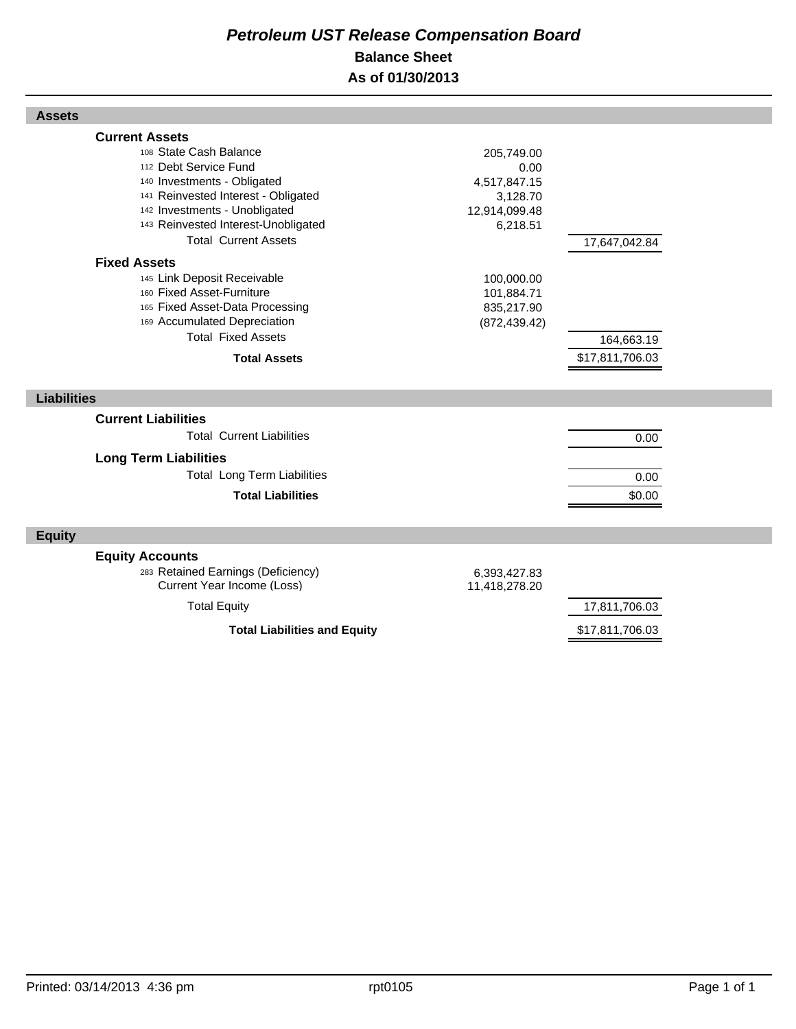# *Petroleum UST Release Compensation Board*

## Balance Sheet

## As of 01/30/2013

| Assets | | |
|---|---|---|
| **Current Assets** | | |
| 108 State Cash Balance | 205,749.00 | |
| 112 Debt Service Fund | 0.00 | |
| 140 Investments - Obligated | 4,517,847.15 | |
| 141 Reinvested Interest - Obligated | 3,128.70 | |
| 142 Investments - Unobligated | 12,914,099.48 | |
| 143 Reinvested Interest-Unobligated | 6,218.51 | |
| Total Current Assets | | 17,647,042.84 |
| **Fixed Assets** | | |
| 145 Link Deposit Receivable | 100,000.00 | |
| 160 Fixed Asset-Furniture | 101,884.71 | |
| 165 Fixed Asset-Data Processing | 835,217.90 | |
| 169 Accumulated Depreciation | (872,439.42) | |
| Total Fixed Assets | | 164,663.19 |
| **Total Assets** | | $17,811,706.03 |

| Liabilities | | |
|---|---|---|
| **Current Liabilities** | | |
| Total Current Liabilities | | 0.00 |
| **Long Term Liabilities** | | |
| Total Long Term Liabilities | | 0.00 |
| **Total Liabilities** | | $0.00 |

| Equity | | |
|---|---|---|
| **Equity Accounts** | | |
| 283 Retained Earnings (Deficiency) | 6,393,427.83 | |
| Current Year Income (Loss) | 11,418,278.20 | |
| Total Equity | | 17,811,706.03 |
| **Total Liabilities and Equity** | | $17,811,706.03 |

Printed: 03/14/2013 4:36 pm rpt0105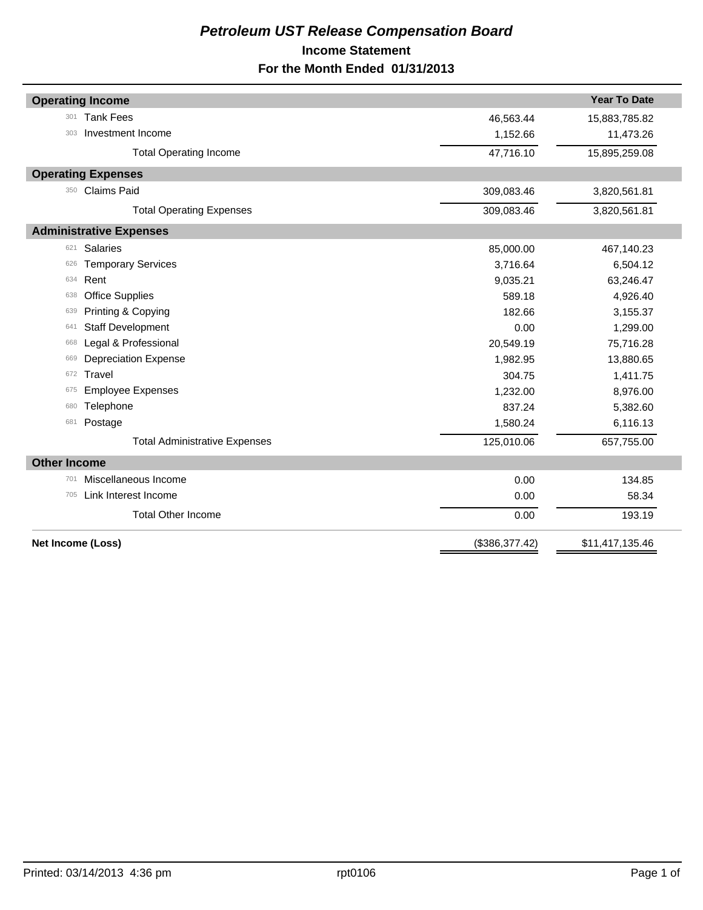# *Petroleum UST Release Compensation Board*

## Income Statement

## For the Month Ended 01/31/2013

| | | | Year To Date |
|---|---|---|---|
| **Operating Income** | | | |
| 301 | Tank Fees | 46,563.44 | 15,883,785.82 |
| 303 | Investment Income | 1,152.66 | 11,473.26 |
| | Total Operating Income | 47,716.10 | 15,895,259.08 |
| **Operating Expenses** | | | |
| 350 | Claims Paid | 309,083.46 | 3,820,561.81 |
| | Total Operating Expenses | 309,083.46 | 3,820,561.81 |
| **Administrative Expenses** | | | |
| 621 | Salaries | 85,000.00 | 467,140.23 |
| 626 | Temporary Services | 3,716.64 | 6,504.12 |
| 634 | Rent | 9,035.21 | 63,246.47 |
| 638 | Office Supplies | 589.18 | 4,926.40 |
| 639 | Printing & Copying | 182.66 | 3,155.37 |
| 641 | Staff Development | 0.00 | 1,299.00 |
| 668 | Legal & Professional | 20,549.19 | 75,716.28 |
| 669 | Depreciation Expense | 1,982.95 | 13,880.65 |
| 672 | Travel | 304.75 | 1,411.75 |
| 675 | Employee Expenses | 1,232.00 | 8,976.00 |
| 680 | Telephone | 837.24 | 5,382.60 |
| 681 | Postage | 1,580.24 | 6,116.13 |
| | Total Administrative Expenses | 125,010.06 | 657,755.00 |
| **Other Income** | | | |
| 701 | Miscellaneous Income | 0.00 | 134.85 |
| 705 | Link Interest Income | 0.00 | 58.34 |
| | Total Other Income | 0.00 | 193.19 |
| **Net Income (Loss)** | | ($386,377.42) | $11,417,135.46 |

Printed: 03/14/2013 4:36 pm rpt0106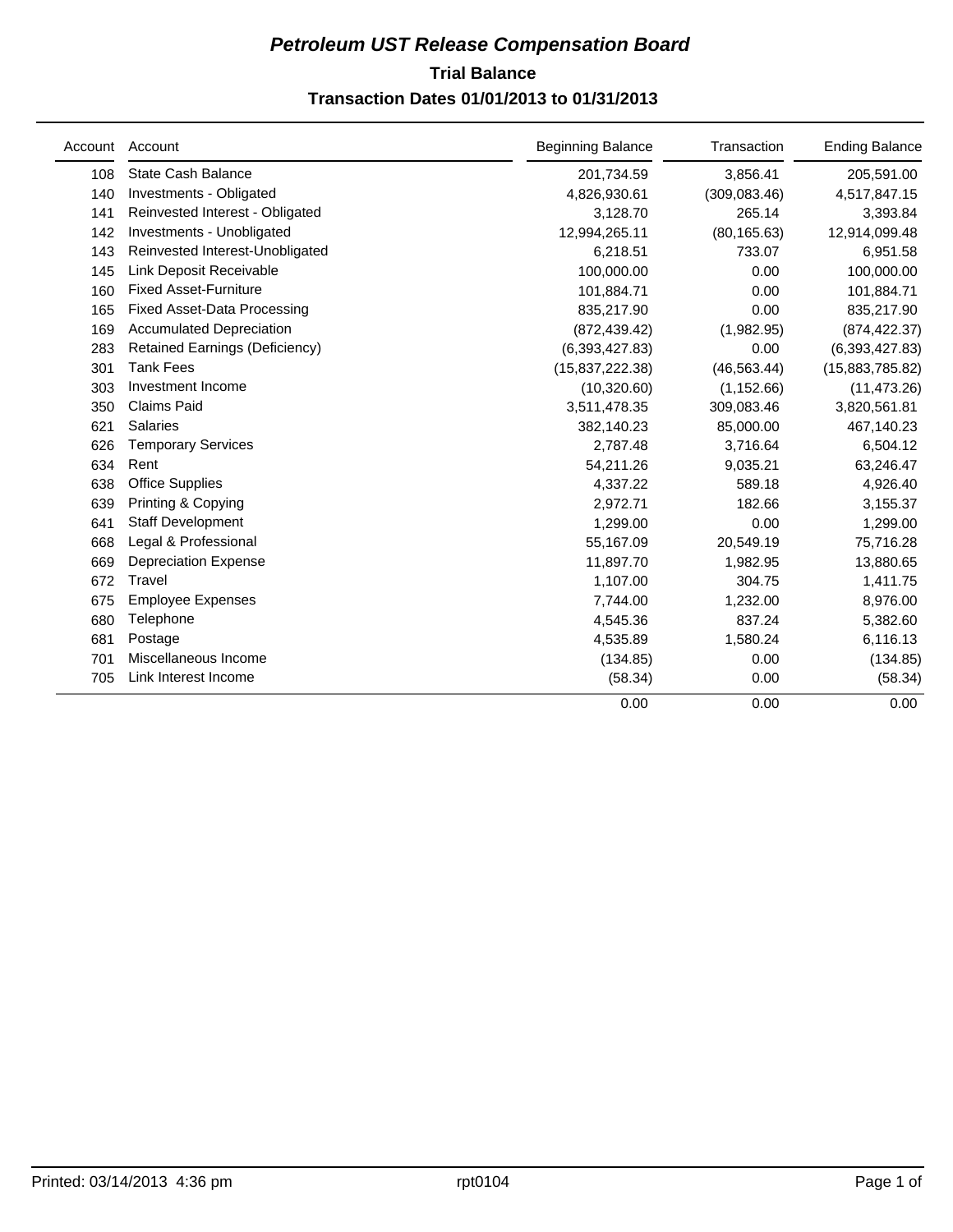# *Petroleum UST Release Compensation Board*

## Trial Balance

### Transaction Dates 01/01/2013 to 01/31/2013

| Account | Account | Beginning Balance | Transaction | Ending Balance |
|---|---|---|---|---|
| 108 | State Cash Balance | 201,734.59 | 3,856.41 | 205,591.00 |
| 140 | Investments - Obligated | 4,826,930.61 | (309,083.46) | 4,517,847.15 |
| 141 | Reinvested Interest - Obligated | 3,128.70 | 265.14 | 3,393.84 |
| 142 | Investments - Unobligated | 12,994,265.11 | (80,165.63) | 12,914,099.48 |
| 143 | Reinvested Interest-Unobligated | 6,218.51 | 733.07 | 6,951.58 |
| 145 | Link Deposit Receivable | 100,000.00 | 0.00 | 100,000.00 |
| 160 | Fixed Asset-Furniture | 101,884.71 | 0.00 | 101,884.71 |
| 165 | Fixed Asset-Data Processing | 835,217.90 | 0.00 | 835,217.90 |
| 169 | Accumulated Depreciation | (872,439.42) | (1,982.95) | (874,422.37) |
| 283 | Retained Earnings (Deficiency) | (6,393,427.83) | 0.00 | (6,393,427.83) |
| 301 | Tank Fees | (15,837,222.38) | (46,563.44) | (15,883,785.82) |
| 303 | Investment Income | (10,320.60) | (1,152.66) | (11,473.26) |
| 350 | Claims Paid | 3,511,478.35 | 309,083.46 | 3,820,561.81 |
| 621 | Salaries | 382,140.23 | 85,000.00 | 467,140.23 |
| 626 | Temporary Services | 2,787.48 | 3,716.64 | 6,504.12 |
| 634 | Rent | 54,211.26 | 9,035.21 | 63,246.47 |
| 638 | Office Supplies | 4,337.22 | 589.18 | 4,926.40 |
| 639 | Printing & Copying | 2,972.71 | 182.66 | 3,155.37 |
| 641 | Staff Development | 1,299.00 | 0.00 | 1,299.00 |
| 668 | Legal & Professional | 55,167.09 | 20,549.19 | 75,716.28 |
| 669 | Depreciation Expense | 11,897.70 | 1,982.95 | 13,880.65 |
| 672 | Travel | 1,107.00 | 304.75 | 1,411.75 |
| 675 | Employee Expenses | 7,744.00 | 1,232.00 | 8,976.00 |
| 680 | Telephone | 4,545.36 | 837.24 | 5,382.60 |
| 681 | Postage | 4,535.89 | 1,580.24 | 6,116.13 |
| 701 | Miscellaneous Income | (134.85) | 0.00 | (134.85) |
| 705 | Link Interest Income | (58.34) | 0.00 | (58.34) |
| | | 0.00 | 0.00 | 0.00 |

Printed: 03/14/2013 4:36 pm rpt0104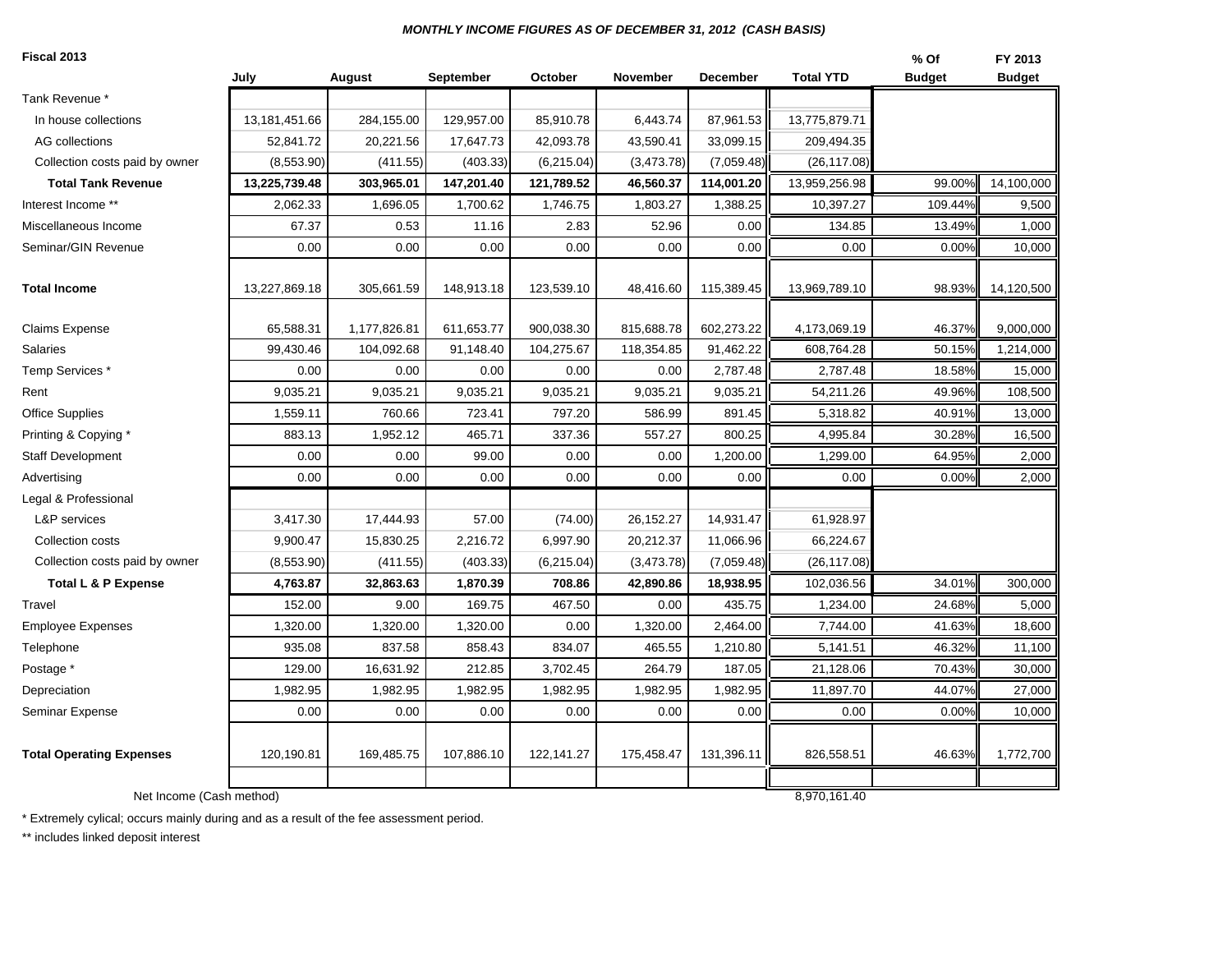***MONTHLY INCOME FIGURES AS OF DECEMBER 31, 2012 (CASH BASIS)***

**Fiscal 2013**

| | July | August | September | October | November | December | Total YTD | % Of Budget | FY 2013 Budget |
|---|---|---|---|---|---|---|---|---|---|
| Tank Revenue * | | | | | | | | | |
| In house collections | 13,181,451.66 | 284,155.00 | 129,957.00 | 85,910.78 | 6,443.74 | 87,961.53 | 13,775,879.71 | | |
| AG collections | 52,841.72 | 20,221.56 | 17,647.73 | 42,093.78 | 43,590.41 | 33,099.15 | 209,494.35 | | |
| Collection costs paid by owner | (8,553.90) | (411.55) | (403.33) | (6,215.04) | (3,473.78) | (7,059.48) | (26,117.08) | | |
| **Total Tank Revenue** | **13,225,739.48** | **303,965.01** | **147,201.40** | **121,789.52** | **46,560.37** | **114,001.20** | 13,959,256.98 | 99.00% | 14,100,000 |
| Interest Income ** | 2,062.33 | 1,696.05 | 1,700.62 | 1,746.75 | 1,803.27 | 1,388.25 | 10,397.27 | 109.44% | 9,500 |
| Miscellaneous Income | 67.37 | 0.53 | 11.16 | 2.83 | 52.96 | 0.00 | 134.85 | 13.49% | 1,000 |
| Seminar/GIN Revenue | 0.00 | 0.00 | 0.00 | 0.00 | 0.00 | 0.00 | 0.00 | 0.00% | 10,000 |
| **Total Income** | 13,227,869.18 | 305,661.59 | 148,913.18 | 123,539.10 | 48,416.60 | 115,389.45 | 13,969,789.10 | 98.93% | 14,120,500 |
| Claims Expense | 65,588.31 | 1,177,826.81 | 611,653.77 | 900,038.30 | 815,688.78 | 602,273.22 | 4,173,069.19 | 46.37% | 9,000,000 |
| Salaries | 99,430.46 | 104,092.68 | 91,148.40 | 104,275.67 | 118,354.85 | 91,462.22 | 608,764.28 | 50.15% | 1,214,000 |
| Temp Services * | 0.00 | 0.00 | 0.00 | 0.00 | 0.00 | 2,787.48 | 2,787.48 | 18.58% | 15,000 |
| Rent | 9,035.21 | 9,035.21 | 9,035.21 | 9,035.21 | 9,035.21 | 9,035.21 | 54,211.26 | 49.96% | 108,500 |
| Office Supplies | 1,559.11 | 760.66 | 723.41 | 797.20 | 586.99 | 891.45 | 5,318.82 | 40.91% | 13,000 |
| Printing & Copying * | 883.13 | 1,952.12 | 465.71 | 337.36 | 557.27 | 800.25 | 4,995.84 | 30.28% | 16,500 |
| Staff Development | 0.00 | 0.00 | 99.00 | 0.00 | 0.00 | 1,200.00 | 1,299.00 | 64.95% | 2,000 |
| Advertising | 0.00 | 0.00 | 0.00 | 0.00 | 0.00 | 0.00 | 0.00 | 0.00% | 2,000 |
| Legal & Professional | | | | | | | | | |
| L&P services | 3,417.30 | 17,444.93 | 57.00 | (74.00) | 26,152.27 | 14,931.47 | 61,928.97 | | |
| Collection costs | 9,900.47 | 15,830.25 | 2,216.72 | 6,997.90 | 20,212.37 | 11,066.96 | 66,224.67 | | |
| Collection costs paid by owner | (8,553.90) | (411.55) | (403.33) | (6,215.04) | (3,473.78) | (7,059.48) | (26,117.08) | | |
| **Total L & P Expense** | **4,763.87** | **32,863.63** | **1,870.39** | **708.86** | **42,890.86** | **18,938.95** | 102,036.56 | 34.01% | 300,000 |
| Travel | 152.00 | 9.00 | 169.75 | 467.50 | 0.00 | 435.75 | 1,234.00 | 24.68% | 5,000 |
| Employee Expenses | 1,320.00 | 1,320.00 | 1,320.00 | 0.00 | 1,320.00 | 2,464.00 | 7,744.00 | 41.63% | 18,600 |
| Telephone | 935.08 | 837.58 | 858.43 | 834.07 | 465.55 | 1,210.80 | 5,141.51 | 46.32% | 11,100 |
| Postage * | 129.00 | 16,631.92 | 212.85 | 3,702.45 | 264.79 | 187.05 | 21,128.06 | 70.43% | 30,000 |
| Depreciation | 1,982.95 | 1,982.95 | 1,982.95 | 1,982.95 | 1,982.95 | 1,982.95 | 11,897.70 | 44.07% | 27,000 |
| Seminar Expense | 0.00 | 0.00 | 0.00 | 0.00 | 0.00 | 0.00 | 0.00 | 0.00% | 10,000 |
| **Total Operating Expenses** | 120,190.81 | 169,485.75 | 107,886.10 | 122,141.27 | 175,458.47 | 131,396.11 | 826,558.51 | 46.63% | 1,772,700 |
| Net Income (Cash method) | | | | | | | 8,970,161.40 | | |

\* Extremely cylical; occurs mainly during and as a result of the fee assessment period.

** includes linked deposit interest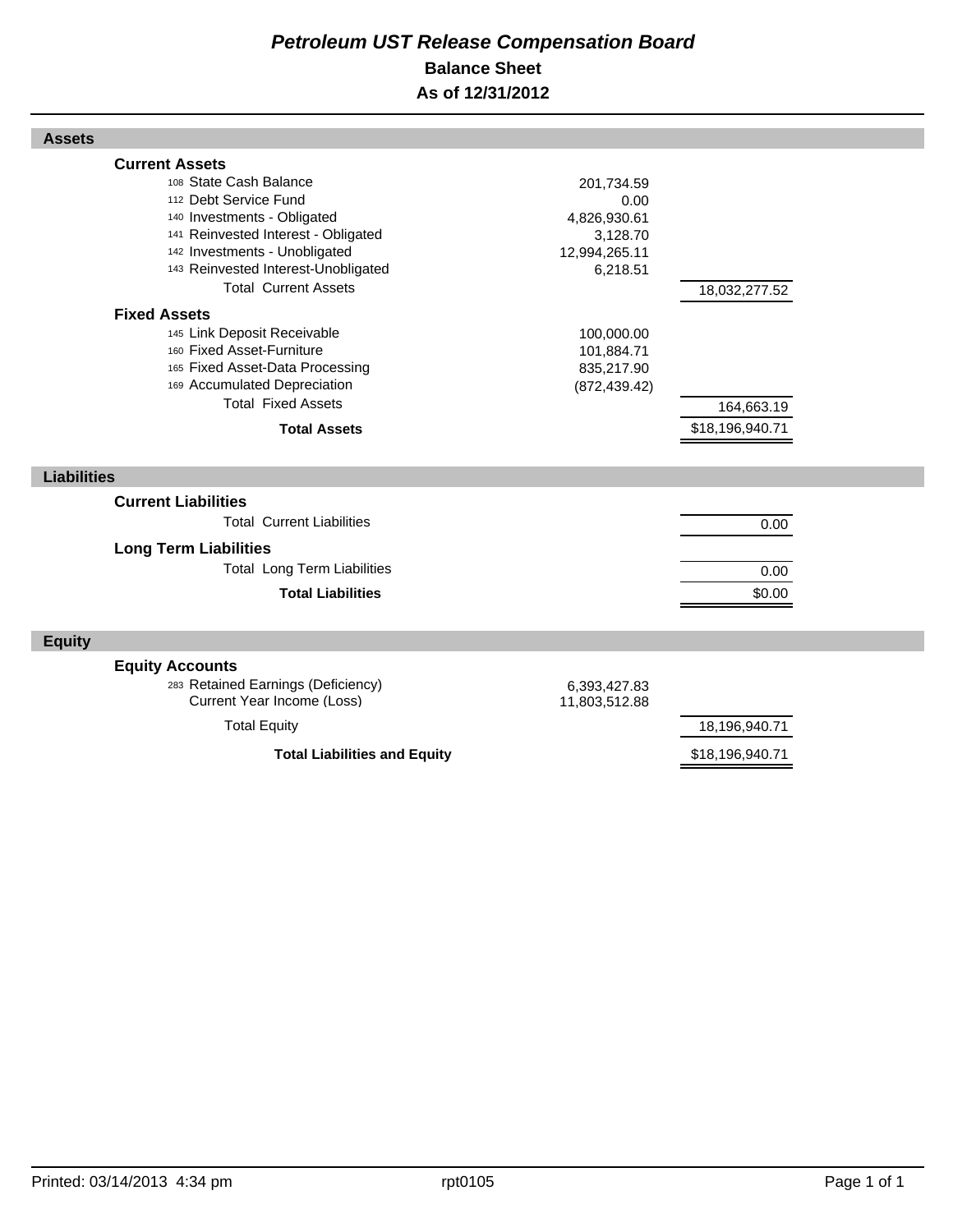# Petroleum UST Release Compensation Board

## Balance Sheet

## As of 12/31/2012

| | | |
|---|---|---|
| **Assets** | | |
| **Current Assets** | | |
| 108 State Cash Balance | 201,734.59 | |
| 112 Debt Service Fund | 0.00 | |
| 140 Investments - Obligated | 4,826,930.61 | |
| 141 Reinvested Interest - Obligated | 3,128.70 | |
| 142 Investments - Unobligated | 12,994,265.11 | |
| 143 Reinvested Interest-Unobligated | 6,218.51 | |
| Total Current Assets | | 18,032,277.52 |
| **Fixed Assets** | | |
| 145 Link Deposit Receivable | 100,000.00 | |
| 160 Fixed Asset-Furniture | 101,884.71 | |
| 165 Fixed Asset-Data Processing | 835,217.90 | |
| 169 Accumulated Depreciation | (872,439.42) | |
| Total Fixed Assets | | 164,663.19 |
| **Total Assets** | | $18,196,940.71 |
| **Liabilities** | | |
| **Current Liabilities** | | |
| Total Current Liabilities | | 0.00 |
| **Long Term Liabilities** | | |
| Total Long Term Liabilities | | 0.00 |
| **Total Liabilities** | | $0.00 |
| **Equity** | | |
| **Equity Accounts** | | |
| 283 Retained Earnings (Deficiency) | 6,393,427.83 | |
| Current Year Income (Loss) | 11,803,512.88 | |
| Total Equity | | 18,196,940.71 |
| **Total Liabilities and Equity** | | $18,196,940.71 |

Printed: 03/14/2013 4:34 pm rpt0105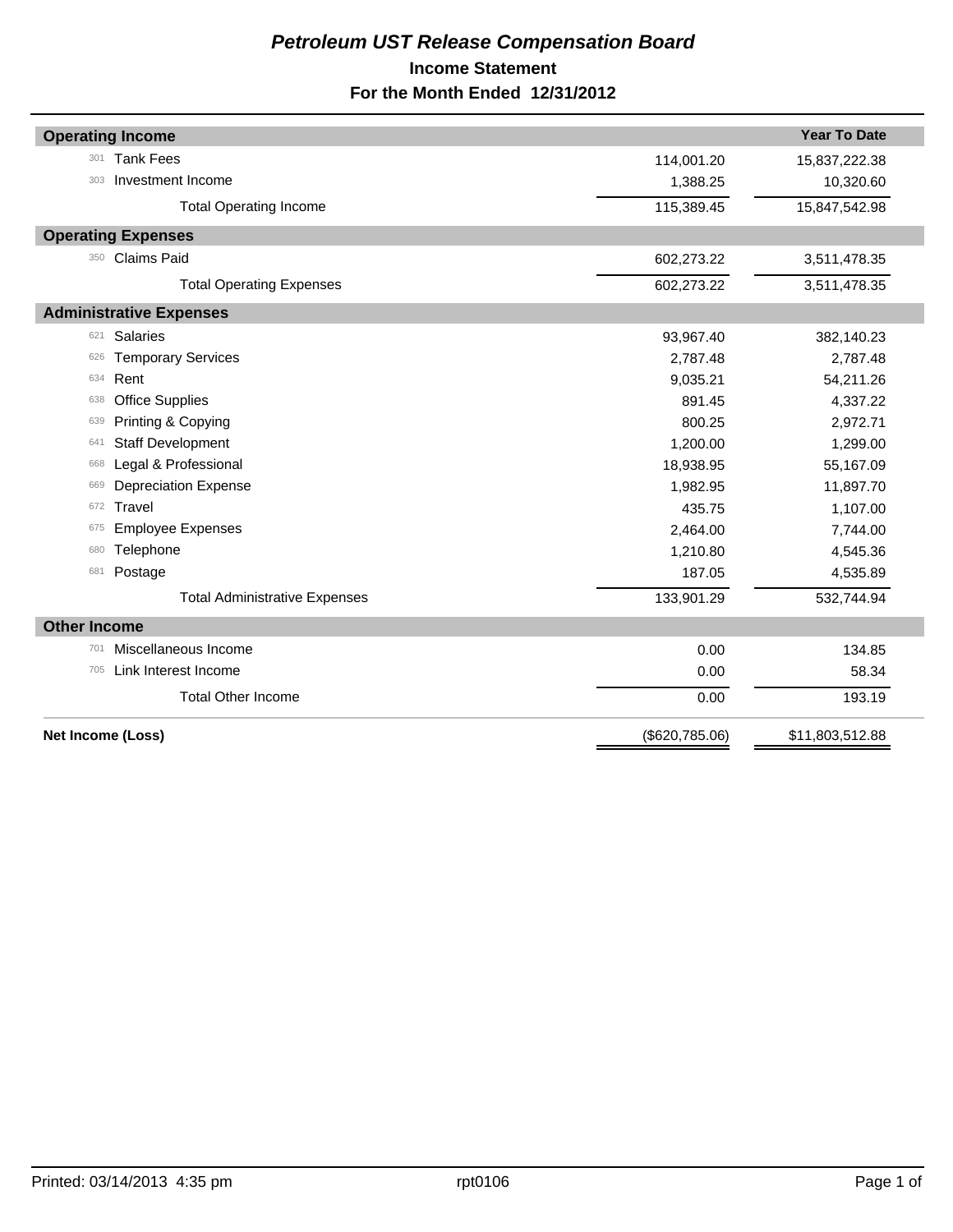# *Petroleum UST Release Compensation Board*

## Income Statement

### For the Month Ended 12/31/2012

| | | | Year To Date |
|---|---|---|---|
| **Operating Income** | | | |
| 301 | Tank Fees | 114,001.20 | 15,837,222.38 |
| 303 | Investment Income | 1,388.25 | 10,320.60 |
| | Total Operating Income | 115,389.45 | 15,847,542.98 |
| **Operating Expenses** | | | |
| 350 | Claims Paid | 602,273.22 | 3,511,478.35 |
| | Total Operating Expenses | 602,273.22 | 3,511,478.35 |
| **Administrative Expenses** | | | |
| 621 | Salaries | 93,967.40 | 382,140.23 |
| 626 | Temporary Services | 2,787.48 | 2,787.48 |
| 634 | Rent | 9,035.21 | 54,211.26 |
| 638 | Office Supplies | 891.45 | 4,337.22 |
| 639 | Printing & Copying | 800.25 | 2,972.71 |
| 641 | Staff Development | 1,200.00 | 1,299.00 |
| 668 | Legal & Professional | 18,938.95 | 55,167.09 |
| 669 | Depreciation Expense | 1,982.95 | 11,897.70 |
| 672 | Travel | 435.75 | 1,107.00 |
| 675 | Employee Expenses | 2,464.00 | 7,744.00 |
| 680 | Telephone | 1,210.80 | 4,545.36 |
| 681 | Postage | 187.05 | 4,535.89 |
| | Total Administrative Expenses | 133,901.29 | 532,744.94 |
| **Other Income** | | | |
| 701 | Miscellaneous Income | 0.00 | 134.85 |
| 705 | Link Interest Income | 0.00 | 58.34 |
| | Total Other Income | 0.00 | 193.19 |
| **Net Income (Loss)** | | ($620,785.06) | $11,803,512.88 |

Printed: 03/14/2013 4:35 pm rpt0106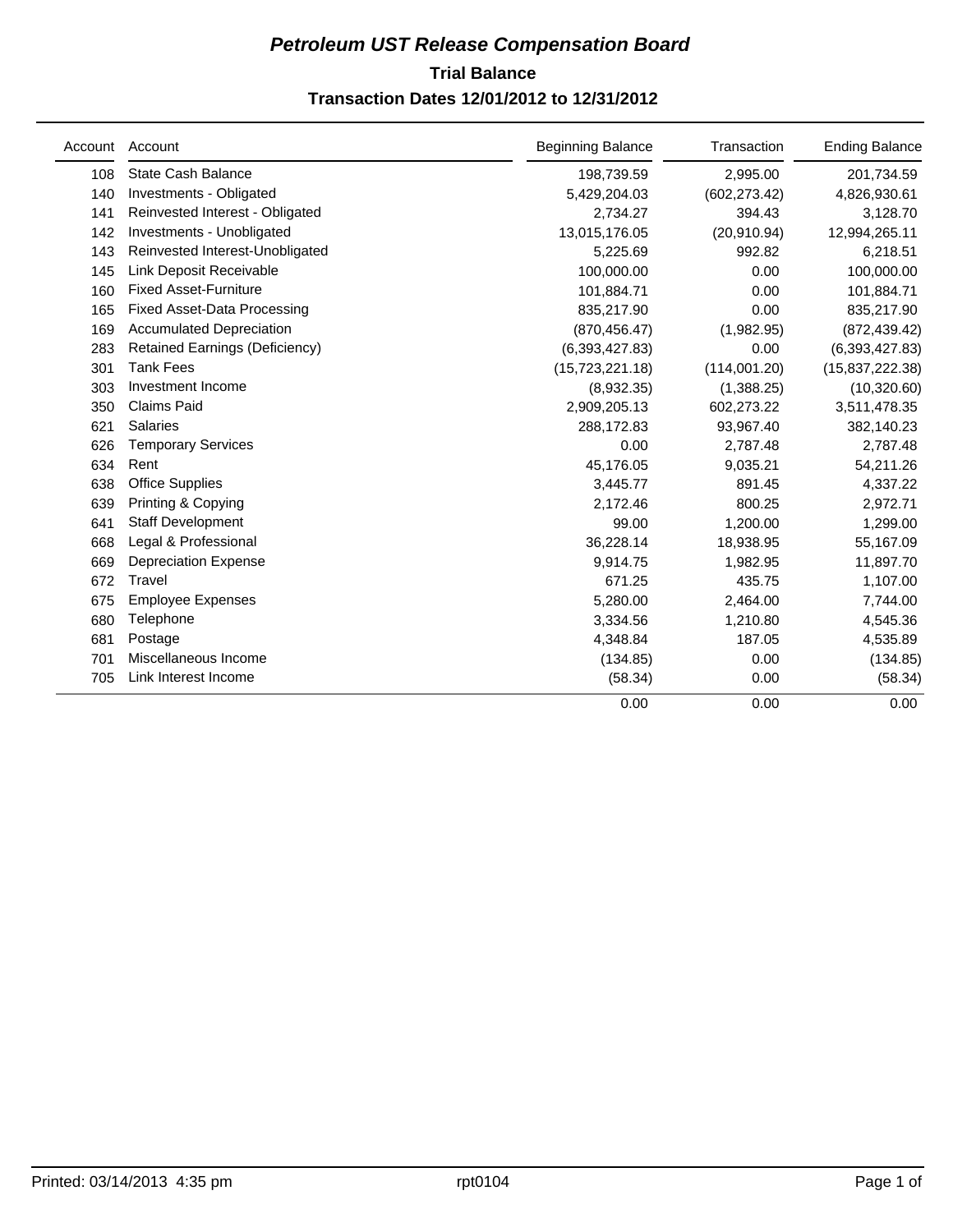# ***Petroleum UST Release Compensation Board***

## Trial Balance

### Transaction Dates 12/01/2012 to 12/31/2012

| Account | Account | Beginning Balance | Transaction | Ending Balance |
|---|---|---|---|---|
| 108 | State Cash Balance | 198,739.59 | 2,995.00 | 201,734.59 |
| 140 | Investments - Obligated | 5,429,204.03 | (602,273.42) | 4,826,930.61 |
| 141 | Reinvested Interest - Obligated | 2,734.27 | 394.43 | 3,128.70 |
| 142 | Investments - Unobligated | 13,015,176.05 | (20,910.94) | 12,994,265.11 |
| 143 | Reinvested Interest-Unobligated | 5,225.69 | 992.82 | 6,218.51 |
| 145 | Link Deposit Receivable | 100,000.00 | 0.00 | 100,000.00 |
| 160 | Fixed Asset-Furniture | 101,884.71 | 0.00 | 101,884.71 |
| 165 | Fixed Asset-Data Processing | 835,217.90 | 0.00 | 835,217.90 |
| 169 | Accumulated Depreciation | (870,456.47) | (1,982.95) | (872,439.42) |
| 283 | Retained Earnings (Deficiency) | (6,393,427.83) | 0.00 | (6,393,427.83) |
| 301 | Tank Fees | (15,723,221.18) | (114,001.20) | (15,837,222.38) |
| 303 | Investment Income | (8,932.35) | (1,388.25) | (10,320.60) |
| 350 | Claims Paid | 2,909,205.13 | 602,273.22 | 3,511,478.35 |
| 621 | Salaries | 288,172.83 | 93,967.40 | 382,140.23 |
| 626 | Temporary Services | 0.00 | 2,787.48 | 2,787.48 |
| 634 | Rent | 45,176.05 | 9,035.21 | 54,211.26 |
| 638 | Office Supplies | 3,445.77 | 891.45 | 4,337.22 |
| 639 | Printing & Copying | 2,172.46 | 800.25 | 2,972.71 |
| 641 | Staff Development | 99.00 | 1,200.00 | 1,299.00 |
| 668 | Legal & Professional | 36,228.14 | 18,938.95 | 55,167.09 |
| 669 | Depreciation Expense | 9,914.75 | 1,982.95 | 11,897.70 |
| 672 | Travel | 671.25 | 435.75 | 1,107.00 |
| 675 | Employee Expenses | 5,280.00 | 2,464.00 | 7,744.00 |
| 680 | Telephone | 3,334.56 | 1,210.80 | 4,545.36 |
| 681 | Postage | 4,348.84 | 187.05 | 4,535.89 |
| 701 | Miscellaneous Income | (134.85) | 0.00 | (134.85) |
| 705 | Link Interest Income | (58.34) | 0.00 | (58.34) |
| | | 0.00 | 0.00 | 0.00 |

Printed: 03/14/2013 4:35 pm    rpt0104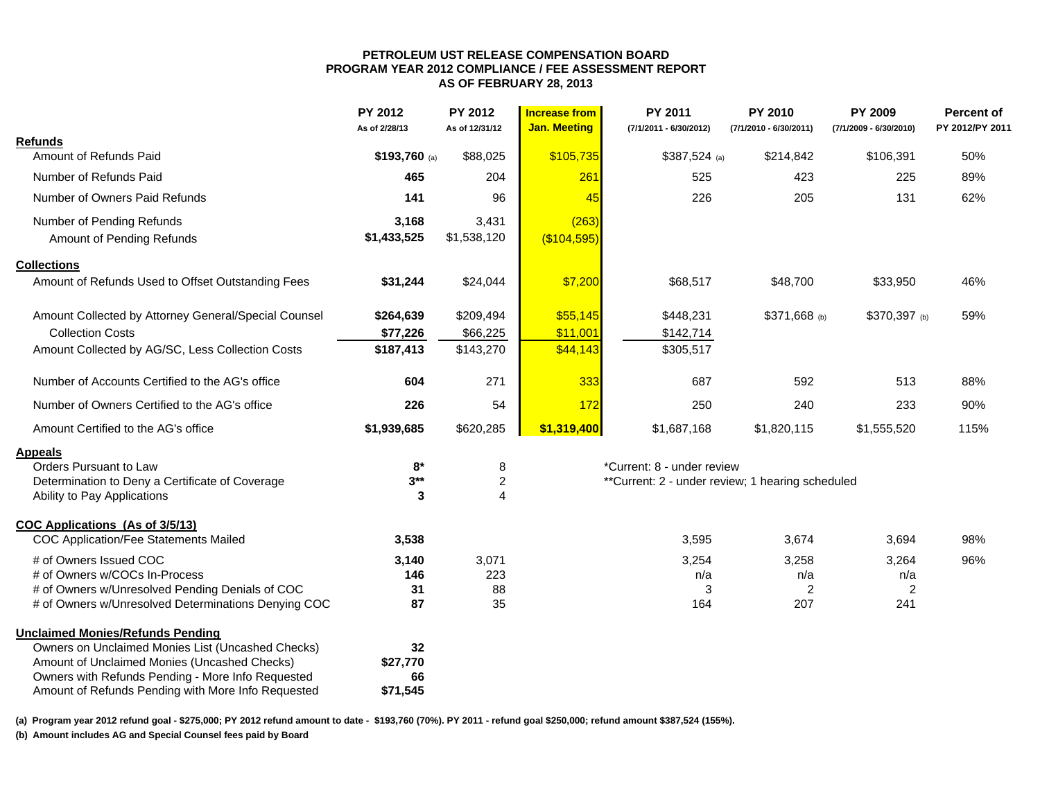**PETROLEUM UST RELEASE COMPENSATION BOARD**
**PROGRAM YEAR 2012 COMPLIANCE / FEE ASSESSMENT REPORT**
**AS OF FEBRUARY 28, 2013**

| | PY 2012 As of 2/28/13 | PY 2012 As of 12/31/12 | Increase from Jan. Meeting | PY 2011 (7/1/2011 - 6/30/2012) | PY 2010 (7/1/2010 - 6/30/2011) | PY 2009 (7/1/2009 - 6/30/2010) | Percent of PY 2012/PY 2011 |
|---|---|---|---|---|---|---|---|
| **Refunds** | | | | | | | |
| Amount of Refunds Paid | **$193,760** (a) | $88,025 | $105,735 | $387,524 (a) | $214,842 | $106,391 | 50% |
| Number of Refunds Paid | **465** | 204 | 261 | 525 | 423 | 225 | 89% |
| Number of Owners Paid Refunds | **141** | 96 | 45 | 226 | 205 | 131 | 62% |
| Number of Pending Refunds | **3,168** | 3,431 | (263) | | | | |
| Amount of Pending Refunds | **$1,433,525** | $1,538,120 | ($104,595) | | | | |
| **Collections** | | | | | | | |
| Amount of Refunds Used to Offset Outstanding Fees | **$31,244** | $24,044 | $7,200 | $68,517 | $48,700 | $33,950 | 46% |
| Amount Collected by Attorney General/Special Counsel | **$264,639** | $209,494 | $55,145 | $448,231 | $371,668 (b) | $370,397 (b) | 59% |
| Collection Costs | **$77,226** | $66,225 | $11,001 | $142,714 | | | |
| Amount Collected by AG/SC, Less Collection Costs | **$187,413** | $143,270 | $44,143 | $305,517 | | | |
| Number of Accounts Certified to the AG's office | **604** | 271 | 333 | 687 | 592 | 513 | 88% |
| Number of Owners Certified to the AG's office | **226** | 54 | 172 | 250 | 240 | 233 | 90% |
| Amount Certified to the AG's office | **$1,939,685** | $620,285 | **$1,319,400** | $1,687,168 | $1,820,115 | $1,555,520 | 115% |
| **Appeals** | | | | | | | |
| Orders Pursuant to Law | **8*** | 8 | | *Current: 8 - under review | | | |
| Determination to Deny a Certificate of Coverage | **3**** | 2 | | **Current: 2 - under review; 1 hearing scheduled | | | |
| Ability to Pay Applications | **3** | 4 | | | | | |
| **COC Applications (As of 3/5/13)** | | | | | | | |
| COC Application/Fee Statements Mailed | **3,538** | | | 3,595 | 3,674 | 3,694 | 98% |
| # of Owners Issued COC | **3,140** | 3,071 | | 3,254 | 3,258 | 3,264 | 96% |
| # of Owners w/COCs In-Process | **146** | 223 | | n/a | n/a | n/a | |
| # of Owners w/Unresolved Pending Denials of COC | **31** | 88 | | 3 | 2 | 2 | |
| # of Owners w/Unresolved Determinations Denying COC | **87** | 35 | | 164 | 207 | 241 | |
| **Unclaimed Monies/Refunds Pending** | | | | | | | |
| Owners on Unclaimed Monies List (Uncashed Checks) | **32** | | | | | | |
| Amount of Unclaimed Monies (Uncashed Checks) | **$27,770** | | | | | | |
| Owners with Refunds Pending - More Info Requested | **66** | | | | | | |
| Amount of Refunds Pending with More Info Requested | **$71,545** | | | | | | |

**(a) Program year 2012 refund goal - $275,000; PY 2012 refund amount to date - $193,760 (70%). PY 2011 - refund goal $250,000; refund amount $387,524 (155%).**

**(b) Amount includes AG and Special Counsel fees paid by Board**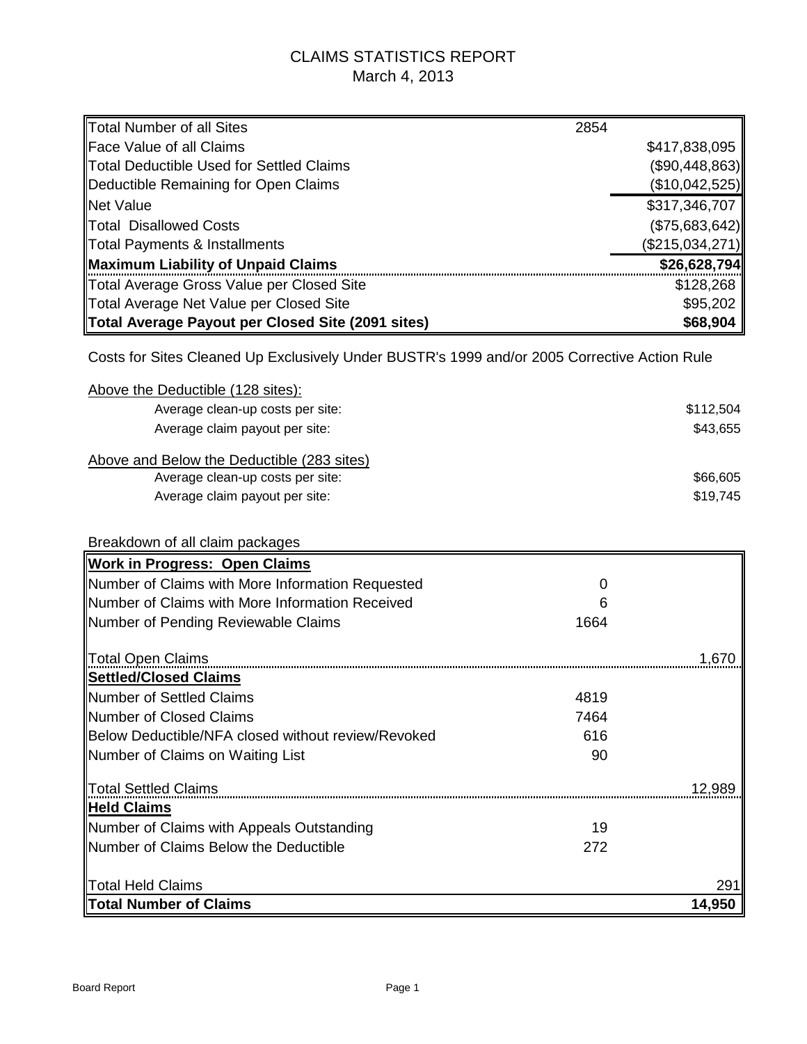# CLAIMS STATISTICS REPORT

March 4, 2013

| | | |
|---|---|---|
| Total Number of all Sites | 2854 | |
| Face Value of all Claims | | $417,838,095 |
| Total Deductible Used for Settled Claims | | ($90,448,863) |
| Deductible Remaining for Open Claims | | ($10,042,525) |
| Net Value | | $317,346,707 |
| Total Disallowed Costs | | ($75,683,642) |
| Total Payments & Installments | | ($215,034,271) |
| **Maximum Liability of Unpaid Claims** | | **$26,628,794** |
| Total Average Gross Value per Closed Site | | $128,268 |
| Total Average Net Value per Closed Site | | $95,202 |
| **Total Average Payout per Closed Site (2091 sites)** | | **$68,904** |

Costs for Sites Cleaned Up Exclusively Under BUSTR's 1999 and/or 2005 Corrective Action Rule

Above the Deductible (128 sites):

| | |
|---|---|
| Average clean-up costs per site: | $112,504 |
| Average claim payout per site: | $43,655 |

Above and Below the Deductible (283 sites)

| | |
|---|---|
| Average clean-up costs per site: | $66,605 |
| Average claim payout per site: | $19,745 |

Breakdown of all claim packages

| | | |
|---|---|---|
| **Work in Progress: Open Claims** | | |
| Number of Claims with More Information Requested | 0 | |
| Number of Claims with More Information Received | 6 | |
| Number of Pending Reviewable Claims | 1664 | |
| Total Open Claims | | 1,670 |
| **Settled/Closed Claims** | | |
| Number of Settled Claims | 4819 | |
| Number of Closed Claims | 7464 | |
| Below Deductible/NFA closed without review/Revoked | 616 | |
| Number of Claims on Waiting List | 90 | |
| Total Settled Claims | | 12,989 |
| **Held Claims** | | |
| Number of Claims with Appeals Outstanding | 19 | |
| Number of Claims Below the Deductible | 272 | |
| Total Held Claims | | 291 |
| **Total Number of Claims** | | **14,950** |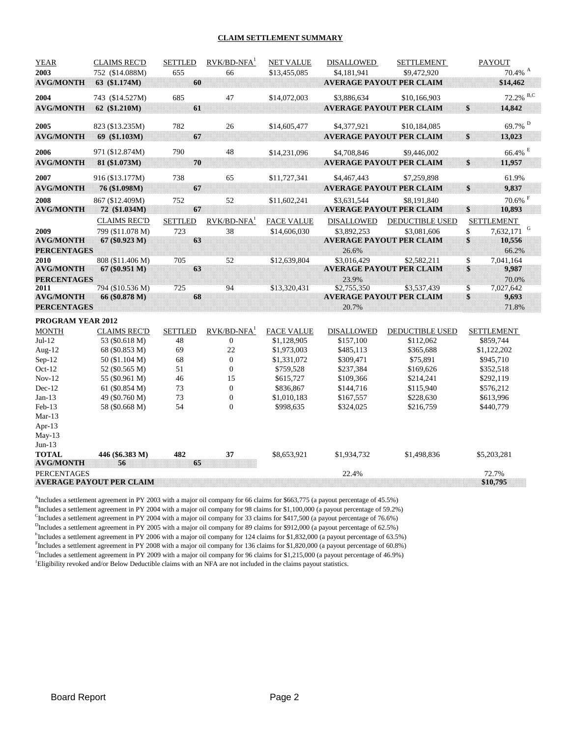**CLAIM SETTLEMENT SUMMARY**

| YEAR | CLAIMS REC'D | SETTLED | RVK/BD-NFA[1] | NET VALUE | DISALLOWED | SETTLEMENT | | PAYOUT |
|---|---|---|---|---|---|---|---|---|
| **2003** | 752 ($14.088M) | 655 | 66 | $13,455,085 | $4,181,941 | $9,472,920 | | 70.4% [A] |
| **AVG/MONTH** | **63 ($1.174M)** | **60** | | | **AVERAGE PAYOUT PER CLAIM** | | | **$14,462** |
| **2004** | 743 ($14.527M) | 685 | 47 | $14,072,003 | $3,886,634 | $10,166,903 | | 72.2% [B,C] |
| **AVG/MONTH** | **62 ($1.210M)** | **61** | | | **AVERAGE PAYOUT PER CLAIM** | | **$** | **14,842** |
| **2005** | 823 ($13.235M) | 782 | 26 | $14,605,477 | $4,377,921 | $10,184,085 | | 69.7% [D] |
| **AVG/MONTH** | **69 ($1.103M)** | **67** | | | **AVERAGE PAYOUT PER CLAIM** | | **$** | **13,023** |
| **2006** | 971 ($12.874M) | 790 | 48 | $14,231,096 | $4,708,846 | $9,446,002 | | 66.4% [E] |
| **AVG/MONTH** | **81 ($1.073M)** | **70** | | | **AVERAGE PAYOUT PER CLAIM** | | **$** | **11,957** |
| **2007** | 916 ($13.177M) | 738 | 65 | $11,727,341 | $4,467,443 | $7,259,898 | | 61.9% |
| **AVG/MONTH** | **76 ($1.098M)** | **67** | | | **AVERAGE PAYOUT PER CLAIM** | | **$** | **9,837** |
| **2008** | 867 ($12.409M) | 752 | 52 | $11,602,241 | $3,631,544 | $8,191,840 | | 70.6% [F] |
| **AVG/MONTH** | **72 ($1.034M)** | **67** | | | **AVERAGE PAYOUT PER CLAIM** | | **$** | **10,893** |

| | CLAIMS REC'D | SETTLED | RVK/BD-NFA[1] | FACE VALUE | DISALLOWED | DEDUCTIBLE USED | | SETTLEMENT |
|---|---|---|---|---|---|---|---|---|
| **2009** | 799 ($11.078 M) | 723 | 38 | $14,606,030 | $3,892,253 | $3,081,606 | $ | 7,632,171 [G] |
| **AVG/MONTH** | **67 ($0.923 M)** | **63** | | | **AVERAGE PAYOUT PER CLAIM** | | **$** | **10,556** |
| **PERCENTAGES** | | | | | 26.6% | | | 66.2% |
| **2010** | 808 ($11.406 M) | 705 | 52 | $12,639,804 | $3,016,429 | $2,582,211 | $ | 7,041,164 |
| **AVG/MONTH** | **67 ($0.951 M)** | **63** | | | **AVERAGE PAYOUT PER CLAIM** | | **$** | **9,987** |
| **PERCENTAGES** | | | | | 23.9% | | | 70.0% |
| **2011** | 794 ($10.536 M) | 725 | 94 | $13,320,431 | $2,755,350 | $3,537,439 | $ | 7,027,642 |
| **AVG/MONTH** | **66 ($0.878 M)** | **68** | | | **AVERAGE PAYOUT PER CLAIM** | | **$** | **9,693** |
| **PERCENTAGES** | | | | | 20.7% | | | 71.8% |

**PROGRAM YEAR 2012**

| MONTH | CLAIMS REC'D | SETTLED | RVK/BD-NFA[1] | FACE VALUE | DISALLOWED | DEDUCTIBLE USED | SETTLEMENT |
|---|---|---|---|---|---|---|---|
| Jul-12 | 53 ($0.618 M) | 48 | 0 | $1,128,905 | $157,100 | $112,062 | $859,744 |
| Aug-12 | 68 ($0.853 M) | 69 | 22 | $1,973,003 | $485,113 | $365,688 | $1,122,202 |
| Sep-12 | 50 ($1.104 M) | 68 | 0 | $1,331,072 | $309,471 | $75,891 | $945,710 |
| Oct-12 | 52 ($0.565 M) | 51 | 0 | $759,528 | $237,384 | $169,626 | $352,518 |
| Nov-12 | 55 ($0.961 M) | 46 | 15 | $615,727 | $109,366 | $214,241 | $292,119 |
| Dec-12 | 61 ($0.854 M) | 73 | 0 | $836,867 | $144,716 | $115,940 | $576,212 |
| Jan-13 | 49 ($0.760 M) | 73 | 0 | $1,010,183 | $167,557 | $228,630 | $613,996 |
| Feb-13 | 58 ($0.668 M) | 54 | 0 | $998,635 | $324,025 | $216,759 | $440,779 |
| Mar-13 | | | | | | | |
| Apr-13 | | | | | | | |
| May-13 | | | | | | | |
| Jun-13 | | | | | | | |
| **TOTAL** | **446 ($6.383 M)** | **482** | **37** | $8,653,921 | $1,934,732 | $1,498,836 | $5,203,281 |
| **AVG/MONTH** | **56** | **65** | | | | | |
| PERCENTAGES | | | | | 22.4% | | 72.7% |
| **AVERAGE PAYOUT PER CLAIM** | | | | | | | **$10,795** |

[A]Includes a settlement agreement in PY 2003 with a major oil company for 66 claims for $663,775 (a payout percentage of 45.5%)
[B]Includes a settlement agreement in PY 2004 with a major oil company for 98 claims for $1,100,000 (a payout percentage of 59.2%)
[C]Includes a settlement agreement in PY 2004 with a major oil company for 33 claims for $417,500 (a payout percentage of 76.6%)
[D]Includes a settlement agreement in PY 2005 with a major oil company for 89 claims for $912,000 (a payout percentage of 62.5%)
[E]Includes a settlement agreement in PY 2006 with a major oil company for 124 claims for $1,832,000 (a payout percentage of 63.5%)
[F]Includes a settlement agreement in PY 2008 with a major oil company for 136 claims for $1,820,000 (a payout percentage of 60.8%)
[G]Includes a settlement agreement in PY 2009 with a major oil company for 96 claims for $1,215,000 (a payout percentage of 46.9%)
[1]Eligibility revoked and/or Below Deductible claims with an NFA are not included in the claims payout statistics.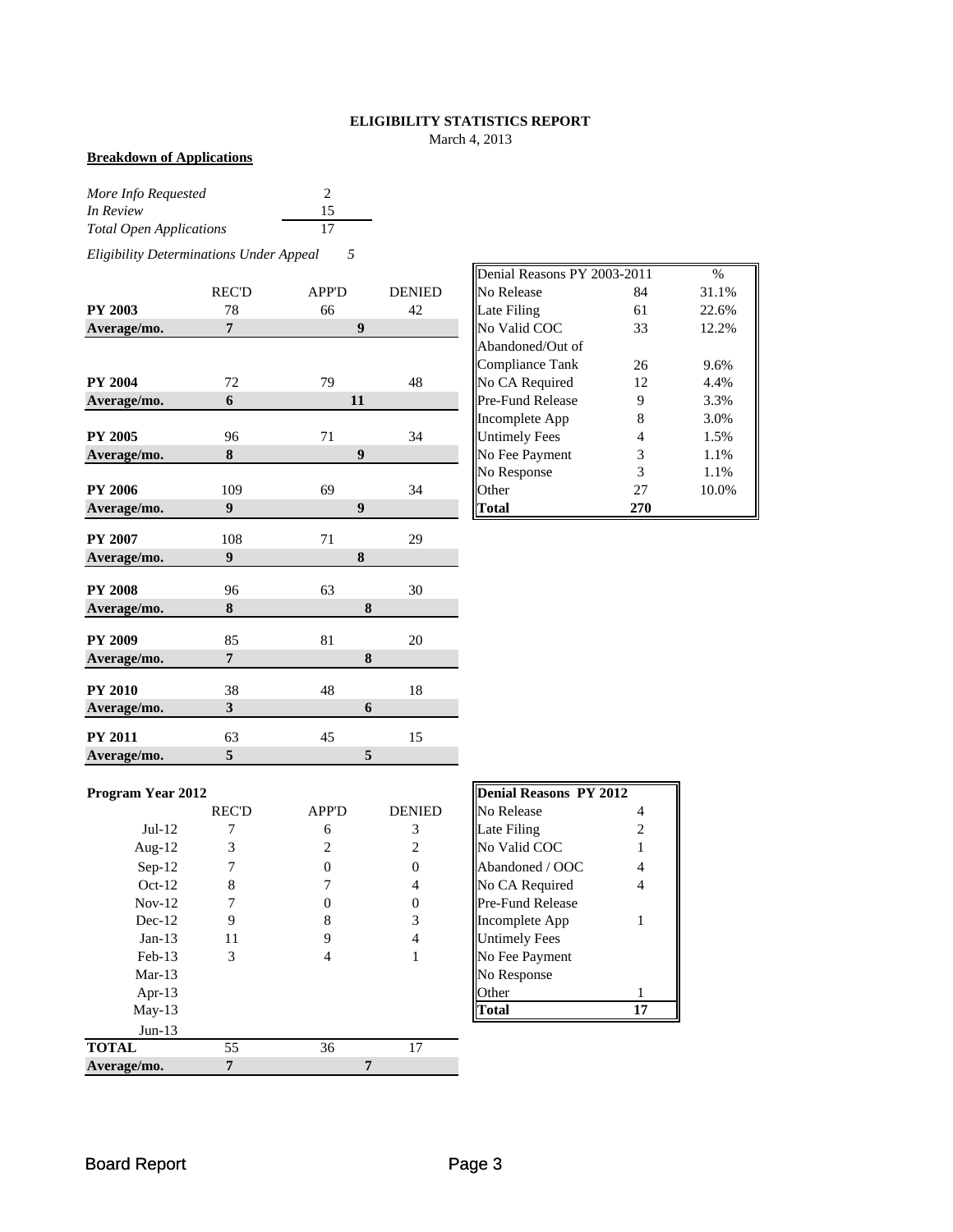# ELIGIBILITY STATISTICS REPORT

March 4, 2013

**Breakdown of Applications**

| | |
|---|---|
| *More Info Requested* | 2 |
| *In Review* | 15 |
| *Total Open Applications* | 17 |

*Eligibility Determinations Under Appeal* *5*

| | REC'D | APP'D | DENIED |
|---|---|---|---|
| **PY 2003** | 78 | 66 | 42 |
| **Average/mo.** | **7** | **9** | |
| **PY 2004** | 72 | 79 | 48 |
| **Average/mo.** | **6** | **11** | |
| **PY 2005** | 96 | 71 | 34 |
| **Average/mo.** | **8** | **9** | |
| **PY 2006** | 109 | 69 | 34 |
| **Average/mo.** | **9** | **9** | |
| **PY 2007** | 108 | 71 | 29 |
| **Average/mo.** | **9** | **8** | |
| **PY 2008** | 96 | 63 | 30 |
| **Average/mo.** | **8** | **8** | |
| **PY 2009** | 85 | 81 | 20 |
| **Average/mo.** | **7** | **8** | |
| **PY 2010** | 38 | 48 | 18 |
| **Average/mo.** | **3** | **6** | |
| **PY 2011** | 63 | 45 | 15 |
| **Average/mo.** | **5** | **5** | |

| Denial Reasons PY 2003-2011 | | % |
|---|---|---|
| No Release | 84 | 31.1% |
| Late Filing | 61 | 22.6% |
| No Valid COC | 33 | 12.2% |
| Abandoned/Out of Compliance Tank | 26 | 9.6% |
| No CA Required | 12 | 4.4% |
| Pre-Fund Release | 9 | 3.3% |
| Incomplete App | 8 | 3.0% |
| Untimely Fees | 4 | 1.5% |
| No Fee Payment | 3 | 1.1% |
| No Response | 3 | 1.1% |
| Other | 27 | 10.0% |
| **Total** | **270** | |

**Program Year 2012**

| | REC'D | APP'D | DENIED |
|---|---|---|---|
| Jul-12 | 7 | 6 | 3 |
| Aug-12 | 3 | 2 | 2 |
| Sep-12 | 7 | 0 | 0 |
| Oct-12 | 8 | 7 | 4 |
| Nov-12 | 7 | 0 | 0 |
| Dec-12 | 9 | 8 | 3 |
| Jan-13 | 11 | 9 | 4 |
| Feb-13 | 3 | 4 | 1 |
| Mar-13 | | | |
| Apr-13 | | | |
| May-13 | | | |
| Jun-13 | | | |
| **TOTAL** | 55 | 36 | 17 |
| **Average/mo.** | **7** | **7** | |

| **Denial Reasons PY 2012** | |
|---|---|
| No Release | 4 |
| Late Filing | 2 |
| No Valid COC | 1 |
| Abandoned / OOC | 4 |
| No CA Required | 4 |
| Pre-Fund Release | |
| Incomplete App | 1 |
| Untimely Fees | |
| No Fee Payment | |
| No Response | |
| Other | 1 |
| **Total** | **17** |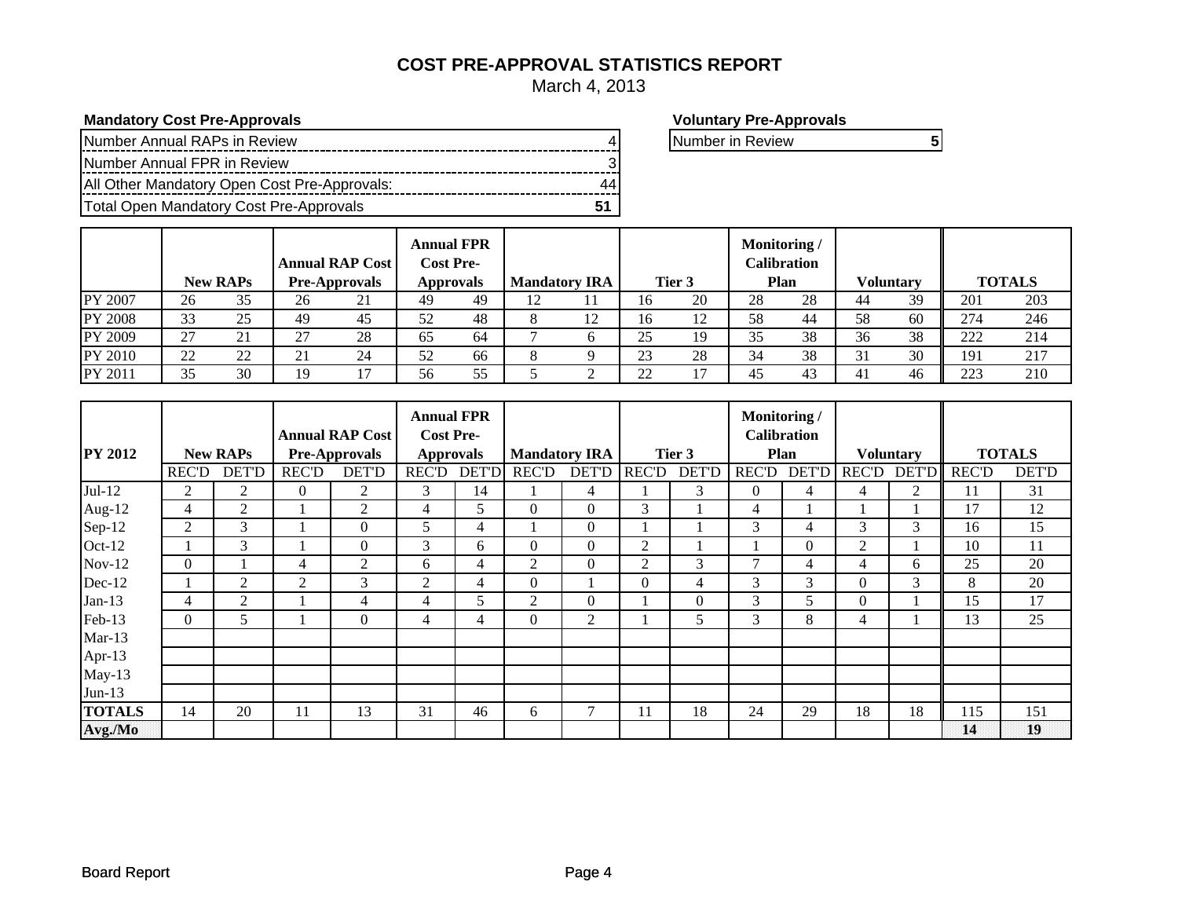# COST PRE-APPROVAL STATISTICS REPORT

March 4, 2013

**Mandatory Cost Pre-Approvals**

| | |
|---|---|
| Number Annual RAPs in Review | 4 |
| Number Annual FPR in Review | 3 |
| All Other Mandatory Open Cost Pre-Approvals: | 44 |
| Total Open Mandatory Cost Pre-Approvals | **51** |

**Voluntary Pre-Approvals**

| | |
|---|---|
| Number in Review | **5** |

| | New RAPs | | Annual RAP Cost Pre-Approvals | | Annual FPR Cost Pre-Approvals | | Mandatory IRA | | Tier 3 | | Monitoring / Calibration Plan | | Voluntary | | TOTALS | |
|---|---|---|---|---|---|---|---|---|---|---|---|---|---|---|---|---|
| PY 2007 | 26 | 35 | 26 | 21 | 49 | 49 | 12 | 11 | 16 | 20 | 28 | 28 | 44 | 39 | 201 | 203 |
| PY 2008 | 33 | 25 | 49 | 45 | 52 | 48 | 8 | 12 | 16 | 12 | 58 | 44 | 58 | 60 | 274 | 246 |
| PY 2009 | 27 | 21 | 27 | 28 | 65 | 64 | 7 | 6 | 25 | 19 | 35 | 38 | 36 | 38 | 222 | 214 |
| PY 2010 | 22 | 22 | 21 | 24 | 52 | 66 | 8 | 9 | 23 | 28 | 34 | 38 | 31 | 30 | 191 | 217 |
| PY 2011 | 35 | 30 | 19 | 17 | 56 | 55 | 5 | 2 | 22 | 17 | 45 | 43 | 41 | 46 | 223 | 210 |

| PY 2012 | New RAPs | | Annual RAP Cost Pre-Approvals | | Annual FPR Cost Pre-Approvals | | Mandatory IRA | | Tier 3 | | Monitoring / Calibration Plan | | Voluntary | | TOTALS | |
|---|---|---|---|---|---|---|---|---|---|---|---|---|---|---|---|---|
| | REC'D | DET'D | REC'D | DET'D | REC'D | DET'D | REC'D | DET'D | REC'D | DET'D | REC'D | DET'D | REC'D | DET'D | REC'D | DET'D |
| Jul-12 | 2 | 2 | 0 | 2 | 3 | 14 | 1 | 4 | 1 | 3 | 0 | 4 | 4 | 2 | 11 | 31 |
| Aug-12 | 4 | 2 | 1 | 2 | 4 | 5 | 0 | 0 | 3 | 1 | 4 | 1 | 1 | 1 | 17 | 12 |
| Sep-12 | 2 | 3 | 1 | 0 | 5 | 4 | 1 | 0 | 1 | 1 | 3 | 4 | 3 | 3 | 16 | 15 |
| Oct-12 | 1 | 3 | 1 | 0 | 3 | 6 | 0 | 0 | 2 | 1 | 1 | 0 | 2 | 1 | 10 | 11 |
| Nov-12 | 0 | 1 | 4 | 2 | 6 | 4 | 2 | 0 | 2 | 3 | 7 | 4 | 4 | 6 | 25 | 20 |
| Dec-12 | 1 | 2 | 2 | 3 | 2 | 4 | 0 | 1 | 0 | 4 | 3 | 3 | 0 | 3 | 8 | 20 |
| Jan-13 | 4 | 2 | 1 | 4 | 4 | 5 | 2 | 0 | 1 | 0 | 3 | 5 | 0 | 1 | 15 | 17 |
| Feb-13 | 0 | 5 | 1 | 0 | 4 | 4 | 0 | 2 | 1 | 5 | 3 | 8 | 4 | 1 | 13 | 25 |
| Mar-13 | | | | | | | | | | | | | | | | |
| Apr-13 | | | | | | | | | | | | | | | | |
| May-13 | | | | | | | | | | | | | | | | |
| Jun-13 | | | | | | | | | | | | | | | | |
| **TOTALS** | 14 | 20 | 11 | 13 | 31 | 46 | 6 | 7 | 11 | 18 | 24 | 29 | 18 | 18 | 115 | 151 |
| **Avg./Mo** | | | | | | | | | | | | | | | **14** | **19** |

Board Report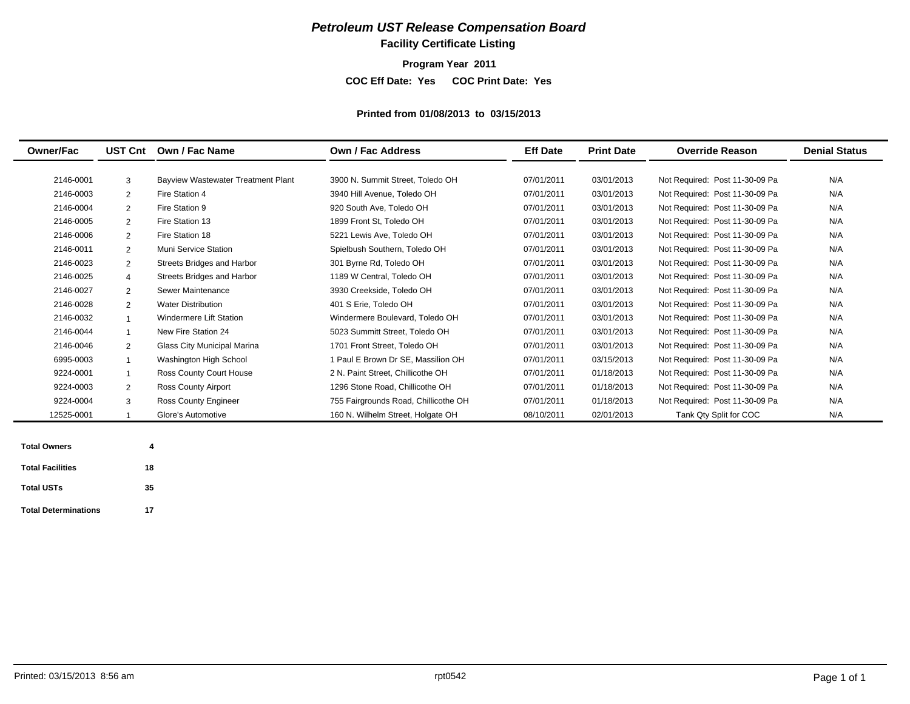# *Petroleum UST Release Compensation Board*

## Facility Certificate Listing

**Program Year 2011**

**COC Eff Date: Yes COC Print Date: Yes**

**Printed from 01/08/2013 to 03/15/2013**

| Owner/Fac | UST Cnt | Own / Fac Name | Own / Fac Address | Eff Date | Print Date | Override Reason | Denial Status |
|---|---|---|---|---|---|---|---|
| 2146-0001 | 3 | Bayview Wastewater Treatment Plant | 3900 N. Summit Street, Toledo OH | 07/01/2011 | 03/01/2013 | Not Required: Post 11-30-09 Pa | N/A |
| 2146-0003 | 2 | Fire Station 4 | 3940 Hill Avenue, Toledo OH | 07/01/2011 | 03/01/2013 | Not Required: Post 11-30-09 Pa | N/A |
| 2146-0004 | 2 | Fire Station 9 | 920 South Ave, Toledo OH | 07/01/2011 | 03/01/2013 | Not Required: Post 11-30-09 Pa | N/A |
| 2146-0005 | 2 | Fire Station 13 | 1899 Front St, Toledo OH | 07/01/2011 | 03/01/2013 | Not Required: Post 11-30-09 Pa | N/A |
| 2146-0006 | 2 | Fire Station 18 | 5221 Lewis Ave, Toledo OH | 07/01/2011 | 03/01/2013 | Not Required: Post 11-30-09 Pa | N/A |
| 2146-0011 | 2 | Muni Service Station | Spielbush Southern, Toledo OH | 07/01/2011 | 03/01/2013 | Not Required: Post 11-30-09 Pa | N/A |
| 2146-0023 | 2 | Streets Bridges and Harbor | 301 Byrne Rd, Toledo OH | 07/01/2011 | 03/01/2013 | Not Required: Post 11-30-09 Pa | N/A |
| 2146-0025 | 4 | Streets Bridges and Harbor | 1189 W Central, Toledo OH | 07/01/2011 | 03/01/2013 | Not Required: Post 11-30-09 Pa | N/A |
| 2146-0027 | 2 | Sewer Maintenance | 3930 Creekside, Toledo OH | 07/01/2011 | 03/01/2013 | Not Required: Post 11-30-09 Pa | N/A |
| 2146-0028 | 2 | Water Distribution | 401 S Erie, Toledo OH | 07/01/2011 | 03/01/2013 | Not Required: Post 11-30-09 Pa | N/A |
| 2146-0032 | 1 | Windermere Lift Station | Windermere Boulevard, Toledo OH | 07/01/2011 | 03/01/2013 | Not Required: Post 11-30-09 Pa | N/A |
| 2146-0044 | 1 | New Fire Station 24 | 5023 Summitt Street, Toledo OH | 07/01/2011 | 03/01/2013 | Not Required: Post 11-30-09 Pa | N/A |
| 2146-0046 | 2 | Glass City Municipal Marina | 1701 Front Street, Toledo OH | 07/01/2011 | 03/01/2013 | Not Required: Post 11-30-09 Pa | N/A |
| 6995-0003 | 1 | Washington High School | 1 Paul E Brown Dr SE, Massilion OH | 07/01/2011 | 03/15/2013 | Not Required: Post 11-30-09 Pa | N/A |
| 9224-0001 | 1 | Ross County Court House | 2 N. Paint Street, Chillicothe OH | 07/01/2011 | 01/18/2013 | Not Required: Post 11-30-09 Pa | N/A |
| 9224-0003 | 2 | Ross County Airport | 1296 Stone Road, Chillicothe OH | 07/01/2011 | 01/18/2013 | Not Required: Post 11-30-09 Pa | N/A |
| 9224-0004 | 3 | Ross County Engineer | 755 Fairgrounds Road, Chillicothe OH | 07/01/2011 | 01/18/2013 | Not Required: Post 11-30-09 Pa | N/A |
| 12525-0001 | 1 | Glore's Automotive | 160 N. Wilhelm Street, Holgate OH | 08/10/2011 | 02/01/2013 | Tank Qty Split for COC | N/A |

| | |
|---|---|
| **Total Owners** | **4** |
| **Total Facilities** | **18** |
| **Total USTs** | **35** |
| **Total Determinations** | **17** |

Printed: 03/15/2013 8:56 am rpt0542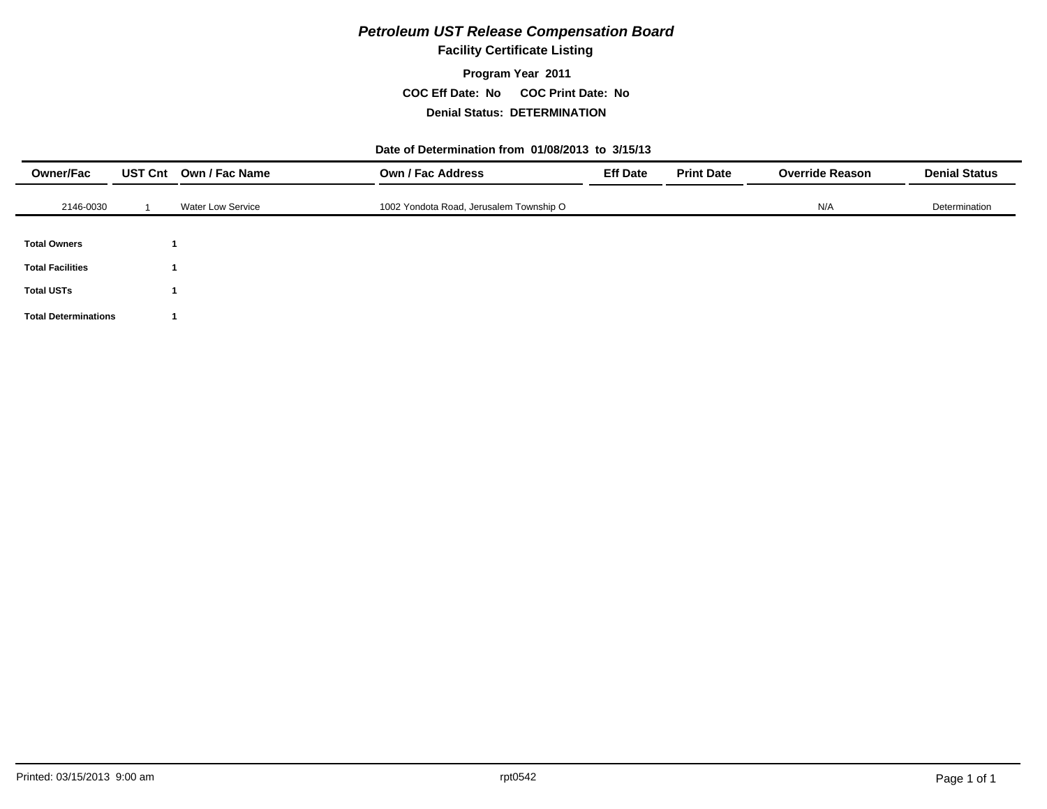# *Petroleum UST Release Compensation Board*

**Facility Certificate Listing**

**Program Year 2011**

**COC Eff Date: No COC Print Date: No**

**Denial Status: DETERMINATION**

**Date of Determination from 01/08/2013 to 3/15/13**

| Owner/Fac | UST Cnt | Own / Fac Name | Own / Fac Address | Eff Date | Print Date | Override Reason | Denial Status |
|---|---|---|---|---|---|---|---|
| 2146-0030 | 1 | Water Low Service | 1002 Yondota Road, Jerusalem Township O | | | N/A | Determination |

| | |
|---|---|
| **Total Owners** | **1** |
| **Total Facilities** | **1** |
| **Total USTs** | **1** |
| **Total Determinations** | **1** |

Printed: 03/15/2013 9:00 am rpt0542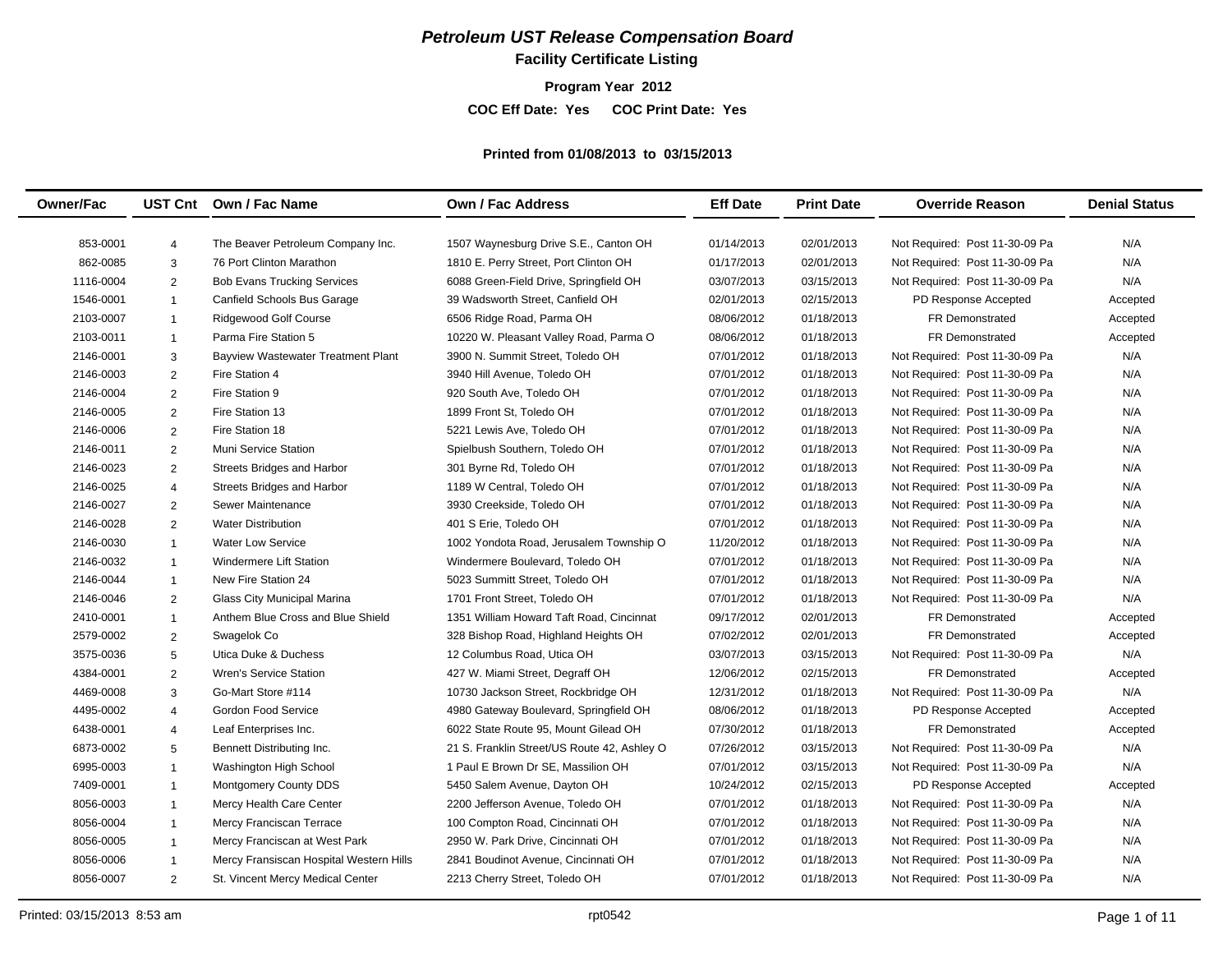# *Petroleum UST Release Compensation Board*

**Facility Certificate Listing**

**Program Year 2012**

**COC Eff Date: Yes COC Print Date: Yes**

**Printed from 01/08/2013 to 03/15/2013**

| Owner/Fac | UST Cnt | Own / Fac Name | Own / Fac Address | Eff Date | Print Date | Override Reason | Denial Status |
|---|---|---|---|---|---|---|---|
| 853-0001 | 4 | The Beaver Petroleum Company Inc. | 1507 Waynesburg Drive S.E., Canton OH | 01/14/2013 | 02/01/2013 | Not Required: Post 11-30-09 Pa | N/A |
| 862-0085 | 3 | 76 Port Clinton Marathon | 1810 E. Perry Street, Port Clinton OH | 01/17/2013 | 02/01/2013 | Not Required: Post 11-30-09 Pa | N/A |
| 1116-0004 | 2 | Bob Evans Trucking Services | 6088 Green-Field Drive, Springfield OH | 03/07/2013 | 03/15/2013 | Not Required: Post 11-30-09 Pa | N/A |
| 1546-0001 | 1 | Canfield Schools Bus Garage | 39 Wadsworth Street, Canfield OH | 02/01/2013 | 02/15/2013 | PD Response Accepted | Accepted |
| 2103-0007 | 1 | Ridgewood Golf Course | 6506 Ridge Road, Parma OH | 08/06/2012 | 01/18/2013 | FR Demonstrated | Accepted |
| 2103-0011 | 1 | Parma Fire Station 5 | 10220 W. Pleasant Valley Road, Parma O | 08/06/2012 | 01/18/2013 | FR Demonstrated | Accepted |
| 2146-0001 | 3 | Bayview Wastewater Treatment Plant | 3900 N. Summit Street, Toledo OH | 07/01/2012 | 01/18/2013 | Not Required: Post 11-30-09 Pa | N/A |
| 2146-0003 | 2 | Fire Station 4 | 3940 Hill Avenue, Toledo OH | 07/01/2012 | 01/18/2013 | Not Required: Post 11-30-09 Pa | N/A |
| 2146-0004 | 2 | Fire Station 9 | 920 South Ave, Toledo OH | 07/01/2012 | 01/18/2013 | Not Required: Post 11-30-09 Pa | N/A |
| 2146-0005 | 2 | Fire Station 13 | 1899 Front St, Toledo OH | 07/01/2012 | 01/18/2013 | Not Required: Post 11-30-09 Pa | N/A |
| 2146-0006 | 2 | Fire Station 18 | 5221 Lewis Ave, Toledo OH | 07/01/2012 | 01/18/2013 | Not Required: Post 11-30-09 Pa | N/A |
| 2146-0011 | 2 | Muni Service Station | Spielbush Southern, Toledo OH | 07/01/2012 | 01/18/2013 | Not Required: Post 11-30-09 Pa | N/A |
| 2146-0023 | 2 | Streets Bridges and Harbor | 301 Byrne Rd, Toledo OH | 07/01/2012 | 01/18/2013 | Not Required: Post 11-30-09 Pa | N/A |
| 2146-0025 | 4 | Streets Bridges and Harbor | 1189 W Central, Toledo OH | 07/01/2012 | 01/18/2013 | Not Required: Post 11-30-09 Pa | N/A |
| 2146-0027 | 2 | Sewer Maintenance | 3930 Creekside, Toledo OH | 07/01/2012 | 01/18/2013 | Not Required: Post 11-30-09 Pa | N/A |
| 2146-0028 | 2 | Water Distribution | 401 S Erie, Toledo OH | 07/01/2012 | 01/18/2013 | Not Required: Post 11-30-09 Pa | N/A |
| 2146-0030 | 1 | Water Low Service | 1002 Yondota Road, Jerusalem Township O | 11/20/2012 | 01/18/2013 | Not Required: Post 11-30-09 Pa | N/A |
| 2146-0032 | 1 | Windermere Lift Station | Windermere Boulevard, Toledo OH | 07/01/2012 | 01/18/2013 | Not Required: Post 11-30-09 Pa | N/A |
| 2146-0044 | 1 | New Fire Station 24 | 5023 Summitt Street, Toledo OH | 07/01/2012 | 01/18/2013 | Not Required: Post 11-30-09 Pa | N/A |
| 2146-0046 | 2 | Glass City Municipal Marina | 1701 Front Street, Toledo OH | 07/01/2012 | 01/18/2013 | Not Required: Post 11-30-09 Pa | N/A |
| 2410-0001 | 1 | Anthem Blue Cross and Blue Shield | 1351 William Howard Taft Road, Cincinnat | 09/17/2012 | 02/01/2013 | FR Demonstrated | Accepted |
| 2579-0002 | 2 | Swagelok Co | 328 Bishop Road, Highland Heights OH | 07/02/2012 | 02/01/2013 | FR Demonstrated | Accepted |
| 3575-0036 | 5 | Utica Duke & Duchess | 12 Columbus Road, Utica OH | 03/07/2013 | 03/15/2013 | Not Required: Post 11-30-09 Pa | N/A |
| 4384-0001 | 2 | Wren's Service Station | 427 W. Miami Street, Degraff OH | 12/06/2012 | 02/15/2013 | FR Demonstrated | Accepted |
| 4469-0008 | 3 | Go-Mart Store #114 | 10730 Jackson Street, Rockbridge OH | 12/31/2012 | 01/18/2013 | Not Required: Post 11-30-09 Pa | N/A |
| 4495-0002 | 4 | Gordon Food Service | 4980 Gateway Boulevard, Springfield OH | 08/06/2012 | 01/18/2013 | PD Response Accepted | Accepted |
| 6438-0001 | 4 | Leaf Enterprises Inc. | 6022 State Route 95, Mount Gilead OH | 07/30/2012 | 01/18/2013 | FR Demonstrated | Accepted |
| 6873-0002 | 5 | Bennett Distributing Inc. | 21 S. Franklin Street/US Route 42, Ashley O | 07/26/2012 | 03/15/2013 | Not Required: Post 11-30-09 Pa | N/A |
| 6995-0003 | 1 | Washington High School | 1 Paul E Brown Dr SE, Massilion OH | 07/01/2012 | 03/15/2013 | Not Required: Post 11-30-09 Pa | N/A |
| 7409-0001 | 1 | Montgomery County DDS | 5450 Salem Avenue, Dayton OH | 10/24/2012 | 02/15/2013 | PD Response Accepted | Accepted |
| 8056-0003 | 1 | Mercy Health Care Center | 2200 Jefferson Avenue, Toledo OH | 07/01/2012 | 01/18/2013 | Not Required: Post 11-30-09 Pa | N/A |
| 8056-0004 | 1 | Mercy Franciscan Terrace | 100 Compton Road, Cincinnati OH | 07/01/2012 | 01/18/2013 | Not Required: Post 11-30-09 Pa | N/A |
| 8056-0005 | 1 | Mercy Franciscan at West Park | 2950 W. Park Drive, Cincinnati OH | 07/01/2012 | 01/18/2013 | Not Required: Post 11-30-09 Pa | N/A |
| 8056-0006 | 1 | Mercy Fransiscan Hospital Western Hills | 2841 Boudinot Avenue, Cincinnati OH | 07/01/2012 | 01/18/2013 | Not Required: Post 11-30-09 Pa | N/A |
| 8056-0007 | 2 | St. Vincent Mercy Medical Center | 2213 Cherry Street, Toledo OH | 07/01/2012 | 01/18/2013 | Not Required: Post 11-30-09 Pa | N/A |

Printed: 03/15/2013 8:53 am rpt0542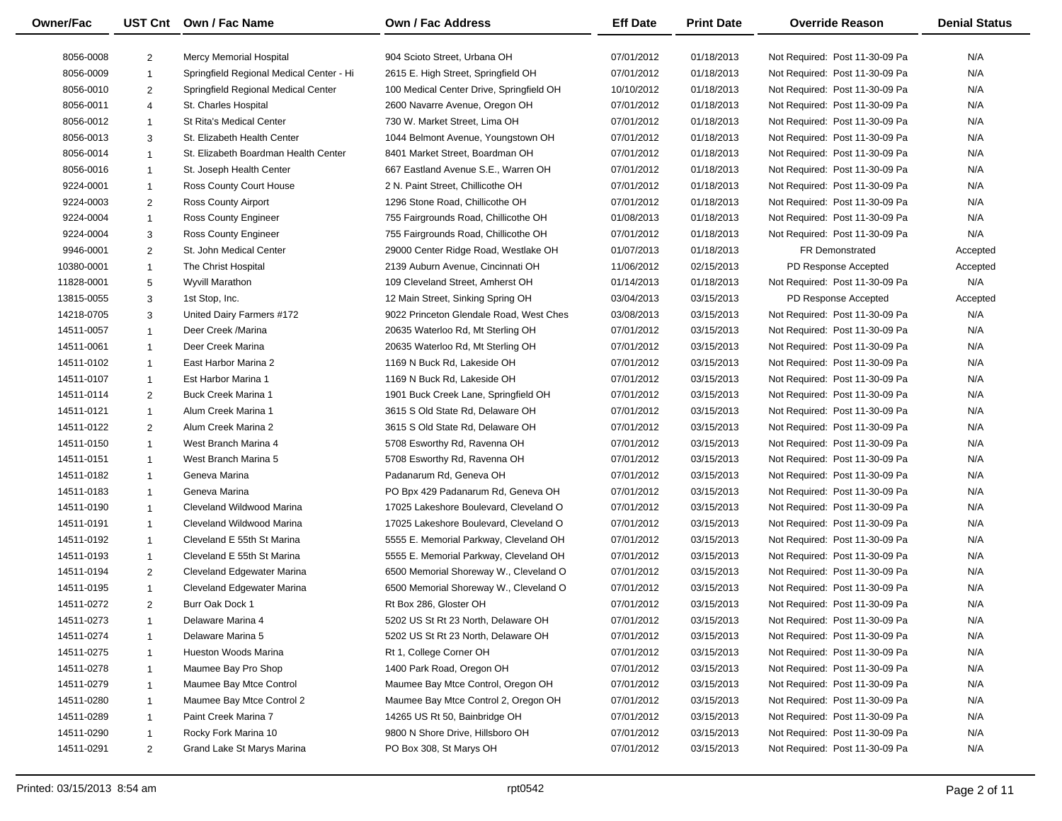| Owner/Fac | UST Cnt | Own / Fac Name | Own / Fac Address | Eff Date | Print Date | Override Reason | Denial Status |
|---|---|---|---|---|---|---|---|
| 8056-0008 | 2 | Mercy Memorial Hospital | 904 Scioto Street, Urbana OH | 07/01/2012 | 01/18/2013 | Not Required: Post 11-30-09 Pa | N/A |
| 8056-0009 | 1 | Springfield Regional Medical Center - Hi | 2615 E. High Street, Springfield OH | 07/01/2012 | 01/18/2013 | Not Required: Post 11-30-09 Pa | N/A |
| 8056-0010 | 2 | Springfield Regional Medical Center | 100 Medical Center Drive, Springfield OH | 10/10/2012 | 01/18/2013 | Not Required: Post 11-30-09 Pa | N/A |
| 8056-0011 | 4 | St. Charles Hospital | 2600 Navarre Avenue, Oregon OH | 07/01/2012 | 01/18/2013 | Not Required: Post 11-30-09 Pa | N/A |
| 8056-0012 | 1 | St Rita's Medical Center | 730 W. Market Street, Lima OH | 07/01/2012 | 01/18/2013 | Not Required: Post 11-30-09 Pa | N/A |
| 8056-0013 | 3 | St. Elizabeth Health Center | 1044 Belmont Avenue, Youngstown OH | 07/01/2012 | 01/18/2013 | Not Required: Post 11-30-09 Pa | N/A |
| 8056-0014 | 1 | St. Elizabeth Boardman Health Center | 8401 Market Street, Boardman OH | 07/01/2012 | 01/18/2013 | Not Required: Post 11-30-09 Pa | N/A |
| 8056-0016 | 1 | St. Joseph Health Center | 667 Eastland Avenue S.E., Warren OH | 07/01/2012 | 01/18/2013 | Not Required: Post 11-30-09 Pa | N/A |
| 9224-0001 | 1 | Ross County Court House | 2 N. Paint Street, Chillicothe OH | 07/01/2012 | 01/18/2013 | Not Required: Post 11-30-09 Pa | N/A |
| 9224-0003 | 2 | Ross County Airport | 1296 Stone Road, Chillicothe OH | 07/01/2012 | 01/18/2013 | Not Required: Post 11-30-09 Pa | N/A |
| 9224-0004 | 1 | Ross County Engineer | 755 Fairgrounds Road, Chillicothe OH | 01/08/2013 | 01/18/2013 | Not Required: Post 11-30-09 Pa | N/A |
| 9224-0004 | 3 | Ross County Engineer | 755 Fairgrounds Road, Chillicothe OH | 07/01/2012 | 01/18/2013 | Not Required: Post 11-30-09 Pa | N/A |
| 9946-0001 | 2 | St. John Medical Center | 29000 Center Ridge Road, Westlake OH | 01/07/2013 | 01/18/2013 | FR Demonstrated | Accepted |
| 10380-0001 | 1 | The Christ Hospital | 2139 Auburn Avenue, Cincinnati OH | 11/06/2012 | 02/15/2013 | PD Response Accepted | Accepted |
| 11828-0001 | 5 | Wyvill Marathon | 109 Cleveland Street, Amherst OH | 01/14/2013 | 01/18/2013 | Not Required: Post 11-30-09 Pa | N/A |
| 13815-0055 | 3 | 1st Stop, Inc. | 12 Main Street, Sinking Spring OH | 03/04/2013 | 03/15/2013 | PD Response Accepted | Accepted |
| 14218-0705 | 3 | United Dairy Farmers #172 | 9022 Princeton Glendale Road, West Ches | 03/08/2013 | 03/15/2013 | Not Required: Post 11-30-09 Pa | N/A |
| 14511-0057 | 1 | Deer Creek /Marina | 20635 Waterloo Rd, Mt Sterling OH | 07/01/2012 | 03/15/2013 | Not Required: Post 11-30-09 Pa | N/A |
| 14511-0061 | 1 | Deer Creek Marina | 20635 Waterloo Rd, Mt Sterling OH | 07/01/2012 | 03/15/2013 | Not Required: Post 11-30-09 Pa | N/A |
| 14511-0102 | 1 | East Harbor Marina 2 | 1169 N Buck Rd, Lakeside OH | 07/01/2012 | 03/15/2013 | Not Required: Post 11-30-09 Pa | N/A |
| 14511-0107 | 1 | Est Harbor Marina 1 | 1169 N Buck Rd, Lakeside OH | 07/01/2012 | 03/15/2013 | Not Required: Post 11-30-09 Pa | N/A |
| 14511-0114 | 2 | Buck Creek Marina 1 | 1901 Buck Creek Lane, Springfield OH | 07/01/2012 | 03/15/2013 | Not Required: Post 11-30-09 Pa | N/A |
| 14511-0121 | 1 | Alum Creek Marina 1 | 3615 S Old State Rd, Delaware OH | 07/01/2012 | 03/15/2013 | Not Required: Post 11-30-09 Pa | N/A |
| 14511-0122 | 2 | Alum Creek Marina 2 | 3615 S Old State Rd, Delaware OH | 07/01/2012 | 03/15/2013 | Not Required: Post 11-30-09 Pa | N/A |
| 14511-0150 | 1 | West Branch Marina 4 | 5708 Esworthy Rd, Ravenna OH | 07/01/2012 | 03/15/2013 | Not Required: Post 11-30-09 Pa | N/A |
| 14511-0151 | 1 | West Branch Marina 5 | 5708 Esworthy Rd, Ravenna OH | 07/01/2012 | 03/15/2013 | Not Required: Post 11-30-09 Pa | N/A |
| 14511-0182 | 1 | Geneva Marina | Padanarum Rd, Geneva OH | 07/01/2012 | 03/15/2013 | Not Required: Post 11-30-09 Pa | N/A |
| 14511-0183 | 1 | Geneva Marina | PO Bpx 429 Padanarum Rd, Geneva OH | 07/01/2012 | 03/15/2013 | Not Required: Post 11-30-09 Pa | N/A |
| 14511-0190 | 1 | Cleveland Wildwood Marina | 17025 Lakeshore Boulevard, Cleveland O | 07/01/2012 | 03/15/2013 | Not Required: Post 11-30-09 Pa | N/A |
| 14511-0191 | 1 | Cleveland Wildwood Marina | 17025 Lakeshore Boulevard, Cleveland O | 07/01/2012 | 03/15/2013 | Not Required: Post 11-30-09 Pa | N/A |
| 14511-0192 | 1 | Cleveland E 55th St Marina | 5555 E. Memorial Parkway, Cleveland OH | 07/01/2012 | 03/15/2013 | Not Required: Post 11-30-09 Pa | N/A |
| 14511-0193 | 1 | Cleveland E 55th St Marina | 5555 E. Memorial Parkway, Cleveland OH | 07/01/2012 | 03/15/2013 | Not Required: Post 11-30-09 Pa | N/A |
| 14511-0194 | 2 | Cleveland Edgewater Marina | 6500 Memorial Shoreway W., Cleveland O | 07/01/2012 | 03/15/2013 | Not Required: Post 11-30-09 Pa | N/A |
| 14511-0195 | 1 | Cleveland Edgewater Marina | 6500 Memorial Shoreway W., Cleveland O | 07/01/2012 | 03/15/2013 | Not Required: Post 11-30-09 Pa | N/A |
| 14511-0272 | 2 | Burr Oak Dock 1 | Rt Box 286, Gloster OH | 07/01/2012 | 03/15/2013 | Not Required: Post 11-30-09 Pa | N/A |
| 14511-0273 | 1 | Delaware Marina 4 | 5202 US St Rt 23 North, Delaware OH | 07/01/2012 | 03/15/2013 | Not Required: Post 11-30-09 Pa | N/A |
| 14511-0274 | 1 | Delaware Marina 5 | 5202 US St Rt 23 North, Delaware OH | 07/01/2012 | 03/15/2013 | Not Required: Post 11-30-09 Pa | N/A |
| 14511-0275 | 1 | Hueston Woods Marina | Rt 1, College Corner OH | 07/01/2012 | 03/15/2013 | Not Required: Post 11-30-09 Pa | N/A |
| 14511-0278 | 1 | Maumee Bay Pro Shop | 1400 Park Road, Oregon OH | 07/01/2012 | 03/15/2013 | Not Required: Post 11-30-09 Pa | N/A |
| 14511-0279 | 1 | Maumee Bay Mtce Control | Maumee Bay Mtce Control, Oregon OH | 07/01/2012 | 03/15/2013 | Not Required: Post 11-30-09 Pa | N/A |
| 14511-0280 | 1 | Maumee Bay Mtce Control 2 | Maumee Bay Mtce Control 2, Oregon OH | 07/01/2012 | 03/15/2013 | Not Required: Post 11-30-09 Pa | N/A |
| 14511-0289 | 1 | Paint Creek Marina 7 | 14265 US Rt 50, Bainbridge OH | 07/01/2012 | 03/15/2013 | Not Required: Post 11-30-09 Pa | N/A |
| 14511-0290 | 1 | Rocky Fork Marina 10 | 9800 N Shore Drive, Hillsboro OH | 07/01/2012 | 03/15/2013 | Not Required: Post 11-30-09 Pa | N/A |
| 14511-0291 | 2 | Grand Lake St Marys Marina | PO Box 308, St Marys OH | 07/01/2012 | 03/15/2013 | Not Required: Post 11-30-09 Pa | N/A |

Printed: 03/15/2013 8:54 am rpt0542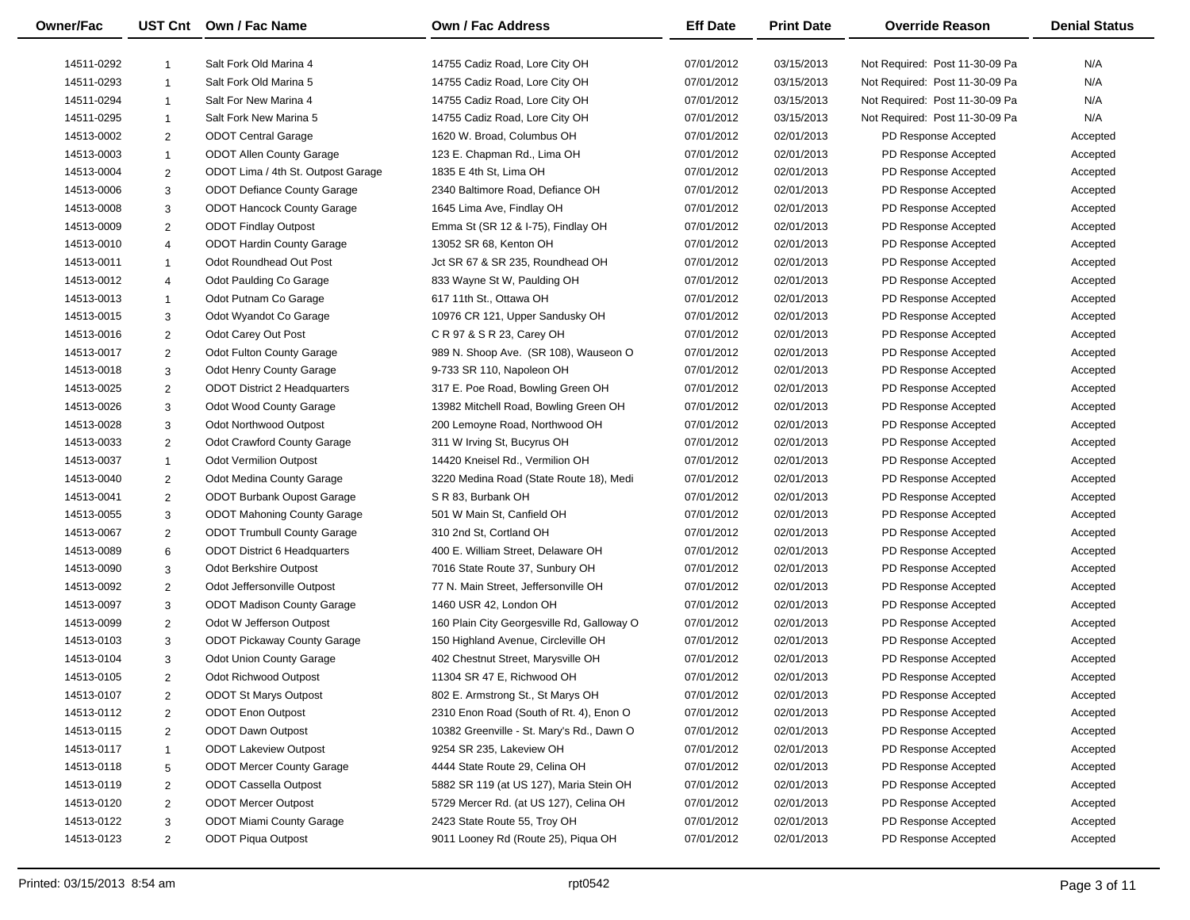| Owner/Fac | UST Cnt | Own / Fac Name | Own / Fac Address | Eff Date | Print Date | Override Reason | Denial Status |
|---|---|---|---|---|---|---|---|
| 14511-0292 | 1 | Salt Fork Old Marina 4 | 14755 Cadiz Road, Lore City OH | 07/01/2012 | 03/15/2013 | Not Required: Post 11-30-09 Pa | N/A |
| 14511-0293 | 1 | Salt Fork Old Marina 5 | 14755 Cadiz Road, Lore City OH | 07/01/2012 | 03/15/2013 | Not Required: Post 11-30-09 Pa | N/A |
| 14511-0294 | 1 | Salt For New Marina 4 | 14755 Cadiz Road, Lore City OH | 07/01/2012 | 03/15/2013 | Not Required: Post 11-30-09 Pa | N/A |
| 14511-0295 | 1 | Salt Fork New Marina 5 | 14755 Cadiz Road, Lore City OH | 07/01/2012 | 03/15/2013 | Not Required: Post 11-30-09 Pa | N/A |
| 14513-0002 | 2 | ODOT Central Garage | 1620 W. Broad, Columbus OH | 07/01/2012 | 02/01/2013 | PD Response Accepted | Accepted |
| 14513-0003 | 1 | ODOT Allen County Garage | 123 E. Chapman Rd., Lima OH | 07/01/2012 | 02/01/2013 | PD Response Accepted | Accepted |
| 14513-0004 | 2 | ODOT Lima / 4th St. Outpost Garage | 1835 E 4th St, Lima OH | 07/01/2012 | 02/01/2013 | PD Response Accepted | Accepted |
| 14513-0006 | 3 | ODOT Defiance County Garage | 2340 Baltimore Road, Defiance OH | 07/01/2012 | 02/01/2013 | PD Response Accepted | Accepted |
| 14513-0008 | 3 | ODOT Hancock County Garage | 1645 Lima Ave, Findlay OH | 07/01/2012 | 02/01/2013 | PD Response Accepted | Accepted |
| 14513-0009 | 2 | ODOT Findlay Outpost | Emma St (SR 12 & I-75), Findlay OH | 07/01/2012 | 02/01/2013 | PD Response Accepted | Accepted |
| 14513-0010 | 4 | ODOT Hardin County Garage | 13052 SR 68, Kenton OH | 07/01/2012 | 02/01/2013 | PD Response Accepted | Accepted |
| 14513-0011 | 1 | Odot Roundhead Out Post | Jct SR 67 & SR 235, Roundhead OH | 07/01/2012 | 02/01/2013 | PD Response Accepted | Accepted |
| 14513-0012 | 4 | Odot Paulding Co Garage | 833 Wayne St W, Paulding OH | 07/01/2012 | 02/01/2013 | PD Response Accepted | Accepted |
| 14513-0013 | 1 | Odot Putnam Co Garage | 617 11th St., Ottawa OH | 07/01/2012 | 02/01/2013 | PD Response Accepted | Accepted |
| 14513-0015 | 3 | Odot Wyandot Co Garage | 10976 CR 121, Upper Sandusky OH | 07/01/2012 | 02/01/2013 | PD Response Accepted | Accepted |
| 14513-0016 | 2 | Odot Carey Out Post | C R 97 & S R 23, Carey OH | 07/01/2012 | 02/01/2013 | PD Response Accepted | Accepted |
| 14513-0017 | 2 | Odot Fulton County Garage | 989 N. Shoop Ave. (SR 108), Wauseon O | 07/01/2012 | 02/01/2013 | PD Response Accepted | Accepted |
| 14513-0018 | 3 | Odot Henry County Garage | 9-733 SR 110, Napoleon OH | 07/01/2012 | 02/01/2013 | PD Response Accepted | Accepted |
| 14513-0025 | 2 | ODOT District 2 Headquarters | 317 E. Poe Road, Bowling Green OH | 07/01/2012 | 02/01/2013 | PD Response Accepted | Accepted |
| 14513-0026 | 3 | Odot Wood County Garage | 13982 Mitchell Road, Bowling Green OH | 07/01/2012 | 02/01/2013 | PD Response Accepted | Accepted |
| 14513-0028 | 3 | Odot Northwood Outpost | 200 Lemoyne Road, Northwood OH | 07/01/2012 | 02/01/2013 | PD Response Accepted | Accepted |
| 14513-0033 | 2 | Odot Crawford County Garage | 311 W Irving St, Bucyrus OH | 07/01/2012 | 02/01/2013 | PD Response Accepted | Accepted |
| 14513-0037 | 1 | Odot Vermilion Outpost | 14420 Kneisel Rd., Vermilion OH | 07/01/2012 | 02/01/2013 | PD Response Accepted | Accepted |
| 14513-0040 | 2 | Odot Medina County Garage | 3220 Medina Road (State Route 18), Medi | 07/01/2012 | 02/01/2013 | PD Response Accepted | Accepted |
| 14513-0041 | 2 | ODOT Burbank Oupost Garage | S R 83, Burbank OH | 07/01/2012 | 02/01/2013 | PD Response Accepted | Accepted |
| 14513-0055 | 3 | ODOT Mahoning County Garage | 501 W Main St, Canfield OH | 07/01/2012 | 02/01/2013 | PD Response Accepted | Accepted |
| 14513-0067 | 2 | ODOT Trumbull County Garage | 310 2nd St, Cortland OH | 07/01/2012 | 02/01/2013 | PD Response Accepted | Accepted |
| 14513-0089 | 6 | ODOT District 6 Headquarters | 400 E. William Street, Delaware OH | 07/01/2012 | 02/01/2013 | PD Response Accepted | Accepted |
| 14513-0090 | 3 | Odot Berkshire Outpost | 7016 State Route 37, Sunbury OH | 07/01/2012 | 02/01/2013 | PD Response Accepted | Accepted |
| 14513-0092 | 2 | Odot Jeffersonville Outpost | 77 N. Main Street, Jeffersonville OH | 07/01/2012 | 02/01/2013 | PD Response Accepted | Accepted |
| 14513-0097 | 3 | ODOT Madison County Garage | 1460 USR 42, London OH | 07/01/2012 | 02/01/2013 | PD Response Accepted | Accepted |
| 14513-0099 | 2 | Odot W Jefferson Outpost | 160 Plain City Georgesville Rd, Galloway O | 07/01/2012 | 02/01/2013 | PD Response Accepted | Accepted |
| 14513-0103 | 3 | ODOT Pickaway County Garage | 150 Highland Avenue, Circleville OH | 07/01/2012 | 02/01/2013 | PD Response Accepted | Accepted |
| 14513-0104 | 3 | Odot Union County Garage | 402 Chestnut Street, Marysville OH | 07/01/2012 | 02/01/2013 | PD Response Accepted | Accepted |
| 14513-0105 | 2 | Odot Richwood Outpost | 11304 SR 47 E, Richwood OH | 07/01/2012 | 02/01/2013 | PD Response Accepted | Accepted |
| 14513-0107 | 2 | ODOT St Marys Outpost | 802 E. Armstrong St., St Marys OH | 07/01/2012 | 02/01/2013 | PD Response Accepted | Accepted |
| 14513-0112 | 2 | ODOT Enon Outpost | 2310 Enon Road (South of Rt. 4), Enon O | 07/01/2012 | 02/01/2013 | PD Response Accepted | Accepted |
| 14513-0115 | 2 | ODOT Dawn Outpost | 10382 Greenville - St. Mary's Rd., Dawn O | 07/01/2012 | 02/01/2013 | PD Response Accepted | Accepted |
| 14513-0117 | 1 | ODOT Lakeview Outpost | 9254 SR 235, Lakeview OH | 07/01/2012 | 02/01/2013 | PD Response Accepted | Accepted |
| 14513-0118 | 5 | ODOT Mercer County Garage | 4444 State Route 29, Celina OH | 07/01/2012 | 02/01/2013 | PD Response Accepted | Accepted |
| 14513-0119 | 2 | ODOT Cassella Outpost | 5882 SR 119 (at US 127), Maria Stein OH | 07/01/2012 | 02/01/2013 | PD Response Accepted | Accepted |
| 14513-0120 | 2 | ODOT Mercer Outpost | 5729 Mercer Rd. (at US 127), Celina OH | 07/01/2012 | 02/01/2013 | PD Response Accepted | Accepted |
| 14513-0122 | 3 | ODOT Miami County Garage | 2423 State Route 55, Troy OH | 07/01/2012 | 02/01/2013 | PD Response Accepted | Accepted |
| 14513-0123 | 2 | ODOT Piqua Outpost | 9011 Looney Rd (Route 25), Piqua OH | 07/01/2012 | 02/01/2013 | PD Response Accepted | Accepted |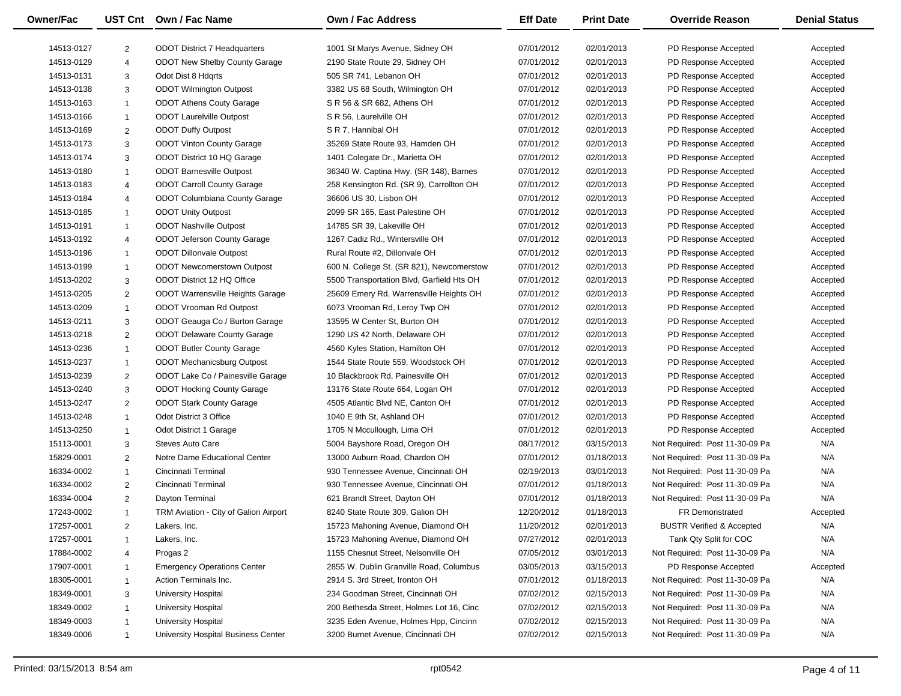| Owner/Fac | UST Cnt | Own / Fac Name | Own / Fac Address | Eff Date | Print Date | Override Reason | Denial Status |
|---|---|---|---|---|---|---|---|
| 14513-0127 | 2 | ODOT District 7 Headquarters | 1001 St Marys Avenue, Sidney OH | 07/01/2012 | 02/01/2013 | PD Response Accepted | Accepted |
| 14513-0129 | 4 | ODOT New Shelby County Garage | 2190 State Route 29, Sidney OH | 07/01/2012 | 02/01/2013 | PD Response Accepted | Accepted |
| 14513-0131 | 3 | Odot Dist 8 Hdqrts | 505 SR 741, Lebanon OH | 07/01/2012 | 02/01/2013 | PD Response Accepted | Accepted |
| 14513-0138 | 3 | ODOT Wilmington Outpost | 3382 US 68 South, Wilmington OH | 07/01/2012 | 02/01/2013 | PD Response Accepted | Accepted |
| 14513-0163 | 1 | ODOT Athens Couty Garage | S R 56 & SR 682, Athens OH | 07/01/2012 | 02/01/2013 | PD Response Accepted | Accepted |
| 14513-0166 | 1 | ODOT Laurelville Outpost | S R 56, Laurelville OH | 07/01/2012 | 02/01/2013 | PD Response Accepted | Accepted |
| 14513-0169 | 2 | ODOT Duffy Outpost | S R 7, Hannibal OH | 07/01/2012 | 02/01/2013 | PD Response Accepted | Accepted |
| 14513-0173 | 3 | ODOT Vinton County Garage | 35269 State Route 93, Hamden OH | 07/01/2012 | 02/01/2013 | PD Response Accepted | Accepted |
| 14513-0174 | 3 | ODOT District 10 HQ Garage | 1401 Colegate Dr., Marietta OH | 07/01/2012 | 02/01/2013 | PD Response Accepted | Accepted |
| 14513-0180 | 1 | ODOT Barnesville Outpost | 36340 W. Captina Hwy. (SR 148), Barnes | 07/01/2012 | 02/01/2013 | PD Response Accepted | Accepted |
| 14513-0183 | 4 | ODOT Carroll County Garage | 258 Kensington Rd. (SR 9), Carrollton OH | 07/01/2012 | 02/01/2013 | PD Response Accepted | Accepted |
| 14513-0184 | 4 | ODOT Columbiana County Garage | 36606 US 30, Lisbon OH | 07/01/2012 | 02/01/2013 | PD Response Accepted | Accepted |
| 14513-0185 | 1 | ODOT Unity Outpost | 2099 SR 165, East Palestine OH | 07/01/2012 | 02/01/2013 | PD Response Accepted | Accepted |
| 14513-0191 | 1 | ODOT Nashville Outpost | 14785 SR 39, Lakeville OH | 07/01/2012 | 02/01/2013 | PD Response Accepted | Accepted |
| 14513-0192 | 4 | ODOT Jeferson County Garage | 1267 Cadiz Rd., Wintersville OH | 07/01/2012 | 02/01/2013 | PD Response Accepted | Accepted |
| 14513-0196 | 1 | ODOT Dillonvale Outpost | Rural Route #2, Dillonvale OH | 07/01/2012 | 02/01/2013 | PD Response Accepted | Accepted |
| 14513-0199 | 1 | ODOT Newcomerstown Outpost | 600 N. College St. (SR 821), Newcomerstow | 07/01/2012 | 02/01/2013 | PD Response Accepted | Accepted |
| 14513-0202 | 3 | ODOT District 12 HQ Office | 5500 Transportation Blvd, Garfield Hts OH | 07/01/2012 | 02/01/2013 | PD Response Accepted | Accepted |
| 14513-0205 | 2 | ODOT Warrensville Heights Garage | 25609 Emery Rd, Warrensville Heights OH | 07/01/2012 | 02/01/2013 | PD Response Accepted | Accepted |
| 14513-0209 | 1 | ODOT Vrooman Rd Outpost | 6073 Vrooman Rd, Leroy Twp OH | 07/01/2012 | 02/01/2013 | PD Response Accepted | Accepted |
| 14513-0211 | 3 | ODOT Geauga Co / Burton Garage | 13595 W Center St, Burton OH | 07/01/2012 | 02/01/2013 | PD Response Accepted | Accepted |
| 14513-0218 | 2 | ODOT Delaware County Garage | 1290 US 42 North, Delaware OH | 07/01/2012 | 02/01/2013 | PD Response Accepted | Accepted |
| 14513-0236 | 1 | ODOT Butler County Garage | 4560 Kyles Station, Hamilton OH | 07/01/2012 | 02/01/2013 | PD Response Accepted | Accepted |
| 14513-0237 | 1 | ODOT Mechanicsburg Outpost | 1544 State Route 559, Woodstock OH | 07/01/2012 | 02/01/2013 | PD Response Accepted | Accepted |
| 14513-0239 | 2 | ODOT Lake Co / Painesville Garage | 10 Blackbrook Rd, Painesville OH | 07/01/2012 | 02/01/2013 | PD Response Accepted | Accepted |
| 14513-0240 | 3 | ODOT Hocking County Garage | 13176 State Route 664, Logan OH | 07/01/2012 | 02/01/2013 | PD Response Accepted | Accepted |
| 14513-0247 | 2 | ODOT Stark County Garage | 4505 Atlantic Blvd NE, Canton OH | 07/01/2012 | 02/01/2013 | PD Response Accepted | Accepted |
| 14513-0248 | 1 | Odot District 3 Office | 1040 E 9th St, Ashland OH | 07/01/2012 | 02/01/2013 | PD Response Accepted | Accepted |
| 14513-0250 | 1 | Odot District 1 Garage | 1705 N Mccullough, Lima OH | 07/01/2012 | 02/01/2013 | PD Response Accepted | Accepted |
| 15113-0001 | 3 | Steves Auto Care | 5004 Bayshore Road, Oregon OH | 08/17/2012 | 03/15/2013 | Not Required: Post 11-30-09 Pa | N/A |
| 15829-0001 | 2 | Notre Dame Educational Center | 13000 Auburn Road, Chardon OH | 07/01/2012 | 01/18/2013 | Not Required: Post 11-30-09 Pa | N/A |
| 16334-0002 | 1 | Cincinnati Terminal | 930 Tennessee Avenue, Cincinnati OH | 02/19/2013 | 03/01/2013 | Not Required: Post 11-30-09 Pa | N/A |
| 16334-0002 | 2 | Cincinnati Terminal | 930 Tennessee Avenue, Cincinnati OH | 07/01/2012 | 01/18/2013 | Not Required: Post 11-30-09 Pa | N/A |
| 16334-0004 | 2 | Dayton Terminal | 621 Brandt Street, Dayton OH | 07/01/2012 | 01/18/2013 | Not Required: Post 11-30-09 Pa | N/A |
| 17243-0002 | 1 | TRM Aviation - City of Galion Airport | 8240 State Route 309, Galion OH | 12/20/2012 | 01/18/2013 | FR Demonstrated | Accepted |
| 17257-0001 | 2 | Lakers, Inc. | 15723 Mahoning Avenue, Diamond OH | 11/20/2012 | 02/01/2013 | BUSTR Verified & Accepted | N/A |
| 17257-0001 | 1 | Lakers, Inc. | 15723 Mahoning Avenue, Diamond OH | 07/27/2012 | 02/01/2013 | Tank Qty Split for COC | N/A |
| 17884-0002 | 4 | Progas 2 | 1155 Chesnut Street, Nelsonville OH | 07/05/2012 | 03/01/2013 | Not Required: Post 11-30-09 Pa | N/A |
| 17907-0001 | 1 | Emergency Operations Center | 2855 W. Dublin Granville Road, Columbus | 03/05/2013 | 03/15/2013 | PD Response Accepted | Accepted |
| 18305-0001 | 1 | Action Terminals Inc. | 2914 S. 3rd Street, Ironton OH | 07/01/2012 | 01/18/2013 | Not Required: Post 11-30-09 Pa | N/A |
| 18349-0001 | 3 | University Hospital | 234 Goodman Street, Cincinnati OH | 07/02/2012 | 02/15/2013 | Not Required: Post 11-30-09 Pa | N/A |
| 18349-0002 | 1 | University Hospital | 200 Bethesda Street, Holmes Lot 16, Cinc | 07/02/2012 | 02/15/2013 | Not Required: Post 11-30-09 Pa | N/A |
| 18349-0003 | 1 | University Hospital | 3235 Eden Avenue, Holmes Hpp, Cincinn | 07/02/2012 | 02/15/2013 | Not Required: Post 11-30-09 Pa | N/A |
| 18349-0006 | 1 | University Hospital Business Center | 3200 Burnet Avenue, Cincinnati OH | 07/02/2012 | 02/15/2013 | Not Required: Post 11-30-09 Pa | N/A |

Printed: 03/15/2013 8:54 am rpt0542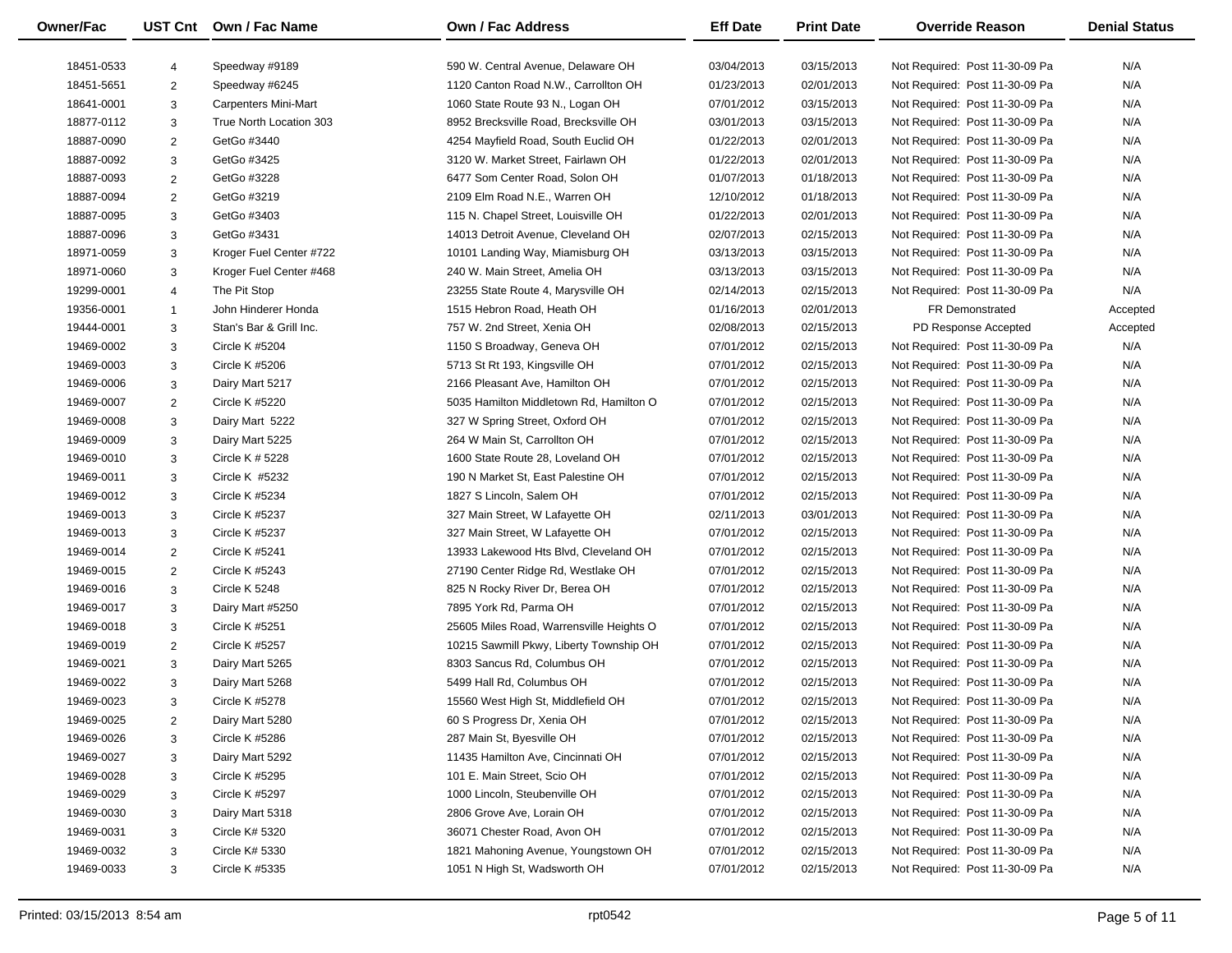| Owner/Fac | UST Cnt | Own / Fac Name | Own / Fac Address | Eff Date | Print Date | Override Reason | Denial Status |
|---|---|---|---|---|---|---|---|
| 18451-0533 | 4 | Speedway #9189 | 590 W. Central Avenue, Delaware OH | 03/04/2013 | 03/15/2013 | Not Required: Post 11-30-09 Pa | N/A |
| 18451-5651 | 2 | Speedway #6245 | 1120 Canton Road N.W., Carrollton OH | 01/23/2013 | 02/01/2013 | Not Required: Post 11-30-09 Pa | N/A |
| 18641-0001 | 3 | Carpenters Mini-Mart | 1060 State Route 93 N., Logan OH | 07/01/2012 | 03/15/2013 | Not Required: Post 11-30-09 Pa | N/A |
| 18877-0112 | 3 | True North Location 303 | 8952 Brecksville Road, Brecksville OH | 03/01/2013 | 03/15/2013 | Not Required: Post 11-30-09 Pa | N/A |
| 18887-0090 | 2 | GetGo #3440 | 4254 Mayfield Road, South Euclid OH | 01/22/2013 | 02/01/2013 | Not Required: Post 11-30-09 Pa | N/A |
| 18887-0092 | 3 | GetGo #3425 | 3120 W. Market Street, Fairlawn OH | 01/22/2013 | 02/01/2013 | Not Required: Post 11-30-09 Pa | N/A |
| 18887-0093 | 2 | GetGo #3228 | 6477 Som Center Road, Solon OH | 01/07/2013 | 01/18/2013 | Not Required: Post 11-30-09 Pa | N/A |
| 18887-0094 | 2 | GetGo #3219 | 2109 Elm Road N.E., Warren OH | 12/10/2012 | 01/18/2013 | Not Required: Post 11-30-09 Pa | N/A |
| 18887-0095 | 3 | GetGo #3403 | 115 N. Chapel Street, Louisville OH | 01/22/2013 | 02/01/2013 | Not Required: Post 11-30-09 Pa | N/A |
| 18887-0096 | 3 | GetGo #3431 | 14013 Detroit Avenue, Cleveland OH | 02/07/2013 | 02/15/2013 | Not Required: Post 11-30-09 Pa | N/A |
| 18971-0059 | 3 | Kroger Fuel Center #722 | 10101 Landing Way, Miamisburg OH | 03/13/2013 | 03/15/2013 | Not Required: Post 11-30-09 Pa | N/A |
| 18971-0060 | 3 | Kroger Fuel Center #468 | 240 W. Main Street, Amelia OH | 03/13/2013 | 03/15/2013 | Not Required: Post 11-30-09 Pa | N/A |
| 19299-0001 | 4 | The Pit Stop | 23255 State Route 4, Marysville OH | 02/14/2013 | 02/15/2013 | Not Required: Post 11-30-09 Pa | N/A |
| 19356-0001 | 1 | John Hinderer Honda | 1515 Hebron Road, Heath OH | 01/16/2013 | 02/01/2013 | FR Demonstrated | Accepted |
| 19444-0001 | 3 | Stan's Bar & Grill Inc. | 757 W. 2nd Street, Xenia OH | 02/08/2013 | 02/15/2013 | PD Response Accepted | Accepted |
| 19469-0002 | 3 | Circle K #5204 | 1150 S Broadway, Geneva OH | 07/01/2012 | 02/15/2013 | Not Required: Post 11-30-09 Pa | N/A |
| 19469-0003 | 3 | Circle K #5206 | 5713 St Rt 193, Kingsville OH | 07/01/2012 | 02/15/2013 | Not Required: Post 11-30-09 Pa | N/A |
| 19469-0006 | 3 | Dairy Mart 5217 | 2166 Pleasant Ave, Hamilton OH | 07/01/2012 | 02/15/2013 | Not Required: Post 11-30-09 Pa | N/A |
| 19469-0007 | 2 | Circle K #5220 | 5035 Hamilton Middletown Rd, Hamilton O | 07/01/2012 | 02/15/2013 | Not Required: Post 11-30-09 Pa | N/A |
| 19469-0008 | 3 | Dairy Mart 5222 | 327 W Spring Street, Oxford OH | 07/01/2012 | 02/15/2013 | Not Required: Post 11-30-09 Pa | N/A |
| 19469-0009 | 3 | Dairy Mart 5225 | 264 W Main St, Carrollton OH | 07/01/2012 | 02/15/2013 | Not Required: Post 11-30-09 Pa | N/A |
| 19469-0010 | 3 | Circle K # 5228 | 1600 State Route 28, Loveland OH | 07/01/2012 | 02/15/2013 | Not Required: Post 11-30-09 Pa | N/A |
| 19469-0011 | 3 | Circle K #5232 | 190 N Market St, East Palestine OH | 07/01/2012 | 02/15/2013 | Not Required: Post 11-30-09 Pa | N/A |
| 19469-0012 | 3 | Circle K #5234 | 1827 S Lincoln, Salem OH | 07/01/2012 | 02/15/2013 | Not Required: Post 11-30-09 Pa | N/A |
| 19469-0013 | 3 | Circle K #5237 | 327 Main Street, W Lafayette OH | 02/11/2013 | 03/01/2013 | Not Required: Post 11-30-09 Pa | N/A |
| 19469-0013 | 3 | Circle K #5237 | 327 Main Street, W Lafayette OH | 07/01/2012 | 02/15/2013 | Not Required: Post 11-30-09 Pa | N/A |
| 19469-0014 | 2 | Circle K #5241 | 13933 Lakewood Hts Blvd, Cleveland OH | 07/01/2012 | 02/15/2013 | Not Required: Post 11-30-09 Pa | N/A |
| 19469-0015 | 2 | Circle K #5243 | 27190 Center Ridge Rd, Westlake OH | 07/01/2012 | 02/15/2013 | Not Required: Post 11-30-09 Pa | N/A |
| 19469-0016 | 3 | Circle K 5248 | 825 N Rocky River Dr, Berea OH | 07/01/2012 | 02/15/2013 | Not Required: Post 11-30-09 Pa | N/A |
| 19469-0017 | 3 | Dairy Mart #5250 | 7895 York Rd, Parma OH | 07/01/2012 | 02/15/2013 | Not Required: Post 11-30-09 Pa | N/A |
| 19469-0018 | 3 | Circle K #5251 | 25605 Miles Road, Warrensville Heights O | 07/01/2012 | 02/15/2013 | Not Required: Post 11-30-09 Pa | N/A |
| 19469-0019 | 2 | Circle K #5257 | 10215 Sawmill Pkwy, Liberty Township OH | 07/01/2012 | 02/15/2013 | Not Required: Post 11-30-09 Pa | N/A |
| 19469-0021 | 3 | Dairy Mart 5265 | 8303 Sancus Rd, Columbus OH | 07/01/2012 | 02/15/2013 | Not Required: Post 11-30-09 Pa | N/A |
| 19469-0022 | 3 | Dairy Mart 5268 | 5499 Hall Rd, Columbus OH | 07/01/2012 | 02/15/2013 | Not Required: Post 11-30-09 Pa | N/A |
| 19469-0023 | 3 | Circle K #5278 | 15560 West High St, Middlefield OH | 07/01/2012 | 02/15/2013 | Not Required: Post 11-30-09 Pa | N/A |
| 19469-0025 | 2 | Dairy Mart 5280 | 60 S Progress Dr, Xenia OH | 07/01/2012 | 02/15/2013 | Not Required: Post 11-30-09 Pa | N/A |
| 19469-0026 | 3 | Circle K #5286 | 287 Main St, Byesville OH | 07/01/2012 | 02/15/2013 | Not Required: Post 11-30-09 Pa | N/A |
| 19469-0027 | 3 | Dairy Mart 5292 | 11435 Hamilton Ave, Cincinnati OH | 07/01/2012 | 02/15/2013 | Not Required: Post 11-30-09 Pa | N/A |
| 19469-0028 | 3 | Circle K #5295 | 101 E. Main Street, Scio OH | 07/01/2012 | 02/15/2013 | Not Required: Post 11-30-09 Pa | N/A |
| 19469-0029 | 3 | Circle K #5297 | 1000 Lincoln, Steubenville OH | 07/01/2012 | 02/15/2013 | Not Required: Post 11-30-09 Pa | N/A |
| 19469-0030 | 3 | Dairy Mart 5318 | 2806 Grove Ave, Lorain OH | 07/01/2012 | 02/15/2013 | Not Required: Post 11-30-09 Pa | N/A |
| 19469-0031 | 3 | Circle K# 5320 | 36071 Chester Road, Avon OH | 07/01/2012 | 02/15/2013 | Not Required: Post 11-30-09 Pa | N/A |
| 19469-0032 | 3 | Circle K# 5330 | 1821 Mahoning Avenue, Youngstown OH | 07/01/2012 | 02/15/2013 | Not Required: Post 11-30-09 Pa | N/A |
| 19469-0033 | 3 | Circle K #5335 | 1051 N High St, Wadsworth OH | 07/01/2012 | 02/15/2013 | Not Required: Post 11-30-09 Pa | N/A |

Printed: 03/15/2013 8:54 am rpt0542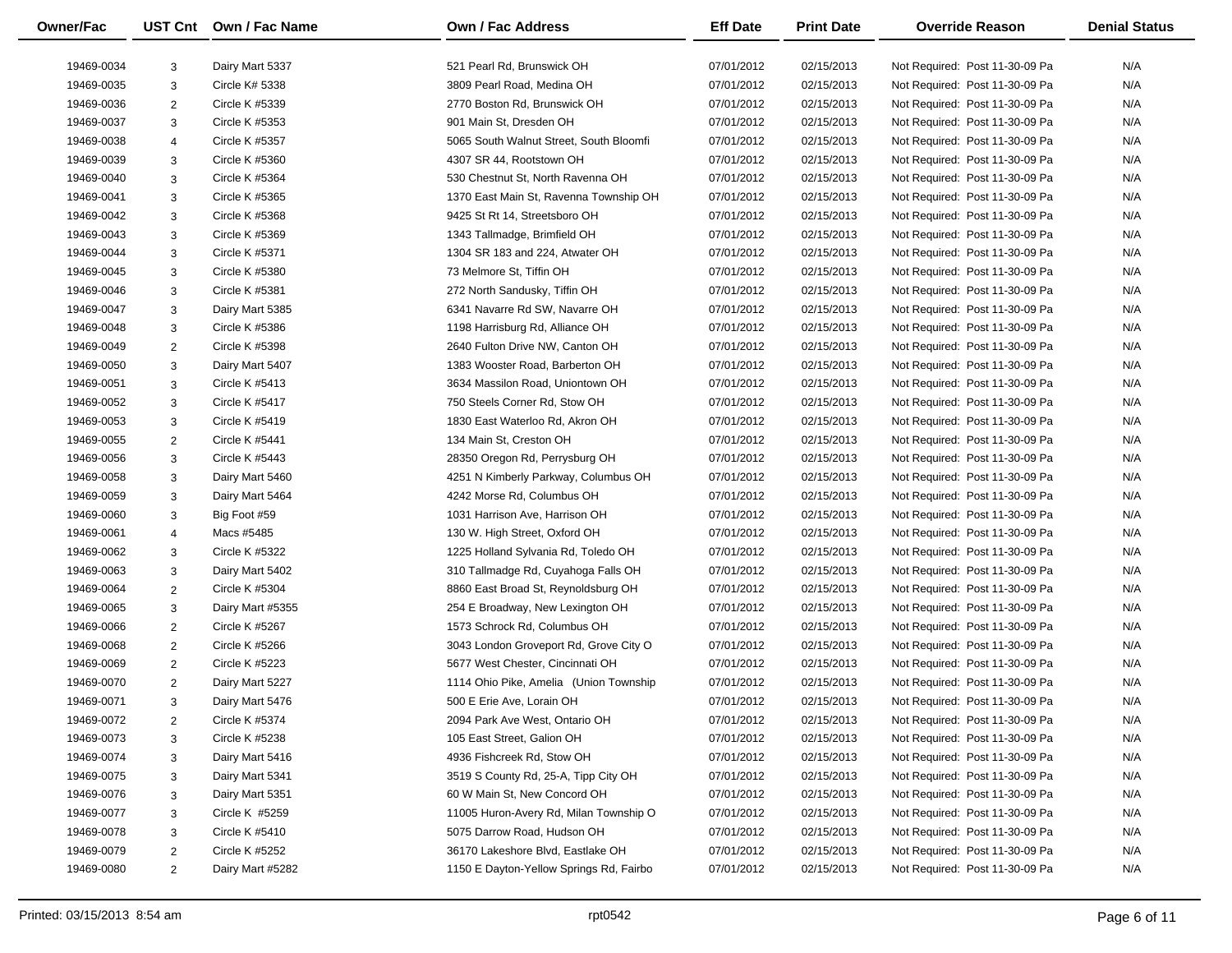| Owner/Fac | UST Cnt | Own / Fac Name | Own / Fac Address | Eff Date | Print Date | Override Reason | Denial Status |
|---|---|---|---|---|---|---|---|
| 19469-0034 | 3 | Dairy Mart 5337 | 521 Pearl Rd, Brunswick OH | 07/01/2012 | 02/15/2013 | Not Required: Post 11-30-09 Pa | N/A |
| 19469-0035 | 3 | Circle K# 5338 | 3809 Pearl Road, Medina OH | 07/01/2012 | 02/15/2013 | Not Required: Post 11-30-09 Pa | N/A |
| 19469-0036 | 2 | Circle K #5339 | 2770 Boston Rd, Brunswick OH | 07/01/2012 | 02/15/2013 | Not Required: Post 11-30-09 Pa | N/A |
| 19469-0037 | 3 | Circle K #5353 | 901 Main St, Dresden OH | 07/01/2012 | 02/15/2013 | Not Required: Post 11-30-09 Pa | N/A |
| 19469-0038 | 4 | Circle K #5357 | 5065 South Walnut Street, South Bloomfi | 07/01/2012 | 02/15/2013 | Not Required: Post 11-30-09 Pa | N/A |
| 19469-0039 | 3 | Circle K #5360 | 4307 SR 44, Rootstown OH | 07/01/2012 | 02/15/2013 | Not Required: Post 11-30-09 Pa | N/A |
| 19469-0040 | 3 | Circle K #5364 | 530 Chestnut St, North Ravenna OH | 07/01/2012 | 02/15/2013 | Not Required: Post 11-30-09 Pa | N/A |
| 19469-0041 | 3 | Circle K #5365 | 1370 East Main St, Ravenna Township OH | 07/01/2012 | 02/15/2013 | Not Required: Post 11-30-09 Pa | N/A |
| 19469-0042 | 3 | Circle K #5368 | 9425 St Rt 14, Streetsboro OH | 07/01/2012 | 02/15/2013 | Not Required: Post 11-30-09 Pa | N/A |
| 19469-0043 | 3 | Circle K #5369 | 1343 Tallmadge, Brimfield OH | 07/01/2012 | 02/15/2013 | Not Required: Post 11-30-09 Pa | N/A |
| 19469-0044 | 3 | Circle K #5371 | 1304 SR 183 and 224, Atwater OH | 07/01/2012 | 02/15/2013 | Not Required: Post 11-30-09 Pa | N/A |
| 19469-0045 | 3 | Circle K #5380 | 73 Melmore St, Tiffin OH | 07/01/2012 | 02/15/2013 | Not Required: Post 11-30-09 Pa | N/A |
| 19469-0046 | 3 | Circle K #5381 | 272 North Sandusky, Tiffin OH | 07/01/2012 | 02/15/2013 | Not Required: Post 11-30-09 Pa | N/A |
| 19469-0047 | 3 | Dairy Mart 5385 | 6341 Navarre Rd SW, Navarre OH | 07/01/2012 | 02/15/2013 | Not Required: Post 11-30-09 Pa | N/A |
| 19469-0048 | 3 | Circle K #5386 | 1198 Harrisburg Rd, Alliance OH | 07/01/2012 | 02/15/2013 | Not Required: Post 11-30-09 Pa | N/A |
| 19469-0049 | 2 | Circle K #5398 | 2640 Fulton Drive NW, Canton OH | 07/01/2012 | 02/15/2013 | Not Required: Post 11-30-09 Pa | N/A |
| 19469-0050 | 3 | Dairy Mart 5407 | 1383 Wooster Road, Barberton OH | 07/01/2012 | 02/15/2013 | Not Required: Post 11-30-09 Pa | N/A |
| 19469-0051 | 3 | Circle K #5413 | 3634 Massilon Road, Uniontown OH | 07/01/2012 | 02/15/2013 | Not Required: Post 11-30-09 Pa | N/A |
| 19469-0052 | 3 | Circle K #5417 | 750 Steels Corner Rd, Stow OH | 07/01/2012 | 02/15/2013 | Not Required: Post 11-30-09 Pa | N/A |
| 19469-0053 | 3 | Circle K #5419 | 1830 East Waterloo Rd, Akron OH | 07/01/2012 | 02/15/2013 | Not Required: Post 11-30-09 Pa | N/A |
| 19469-0055 | 2 | Circle K #5441 | 134 Main St, Creston OH | 07/01/2012 | 02/15/2013 | Not Required: Post 11-30-09 Pa | N/A |
| 19469-0056 | 3 | Circle K #5443 | 28350 Oregon Rd, Perrysburg OH | 07/01/2012 | 02/15/2013 | Not Required: Post 11-30-09 Pa | N/A |
| 19469-0058 | 3 | Dairy Mart 5460 | 4251 N Kimberly Parkway, Columbus OH | 07/01/2012 | 02/15/2013 | Not Required: Post 11-30-09 Pa | N/A |
| 19469-0059 | 3 | Dairy Mart 5464 | 4242 Morse Rd, Columbus OH | 07/01/2012 | 02/15/2013 | Not Required: Post 11-30-09 Pa | N/A |
| 19469-0060 | 3 | Big Foot #59 | 1031 Harrison Ave, Harrison OH | 07/01/2012 | 02/15/2013 | Not Required: Post 11-30-09 Pa | N/A |
| 19469-0061 | 4 | Macs #5485 | 130 W. High Street, Oxford OH | 07/01/2012 | 02/15/2013 | Not Required: Post 11-30-09 Pa | N/A |
| 19469-0062 | 3 | Circle K #5322 | 1225 Holland Sylvania Rd, Toledo OH | 07/01/2012 | 02/15/2013 | Not Required: Post 11-30-09 Pa | N/A |
| 19469-0063 | 3 | Dairy Mart 5402 | 310 Tallmadge Rd, Cuyahoga Falls OH | 07/01/2012 | 02/15/2013 | Not Required: Post 11-30-09 Pa | N/A |
| 19469-0064 | 2 | Circle K #5304 | 8860 East Broad St, Reynoldsburg OH | 07/01/2012 | 02/15/2013 | Not Required: Post 11-30-09 Pa | N/A |
| 19469-0065 | 3 | Dairy Mart #5355 | 254 E Broadway, New Lexington OH | 07/01/2012 | 02/15/2013 | Not Required: Post 11-30-09 Pa | N/A |
| 19469-0066 | 2 | Circle K #5267 | 1573 Schrock Rd, Columbus OH | 07/01/2012 | 02/15/2013 | Not Required: Post 11-30-09 Pa | N/A |
| 19469-0068 | 2 | Circle K #5266 | 3043 London Groveport Rd, Grove City O | 07/01/2012 | 02/15/2013 | Not Required: Post 11-30-09 Pa | N/A |
| 19469-0069 | 2 | Circle K #5223 | 5677 West Chester, Cincinnati OH | 07/01/2012 | 02/15/2013 | Not Required: Post 11-30-09 Pa | N/A |
| 19469-0070 | 2 | Dairy Mart 5227 | 1114 Ohio Pike, Amelia (Union Township | 07/01/2012 | 02/15/2013 | Not Required: Post 11-30-09 Pa | N/A |
| 19469-0071 | 3 | Dairy Mart 5476 | 500 E Erie Ave, Lorain OH | 07/01/2012 | 02/15/2013 | Not Required: Post 11-30-09 Pa | N/A |
| 19469-0072 | 2 | Circle K #5374 | 2094 Park Ave West, Ontario OH | 07/01/2012 | 02/15/2013 | Not Required: Post 11-30-09 Pa | N/A |
| 19469-0073 | 3 | Circle K #5238 | 105 East Street, Galion OH | 07/01/2012 | 02/15/2013 | Not Required: Post 11-30-09 Pa | N/A |
| 19469-0074 | 3 | Dairy Mart 5416 | 4936 Fishcreek Rd, Stow OH | 07/01/2012 | 02/15/2013 | Not Required: Post 11-30-09 Pa | N/A |
| 19469-0075 | 3 | Dairy Mart 5341 | 3519 S County Rd, 25-A, Tipp City OH | 07/01/2012 | 02/15/2013 | Not Required: Post 11-30-09 Pa | N/A |
| 19469-0076 | 3 | Dairy Mart 5351 | 60 W Main St, New Concord OH | 07/01/2012 | 02/15/2013 | Not Required: Post 11-30-09 Pa | N/A |
| 19469-0077 | 3 | Circle K #5259 | 11005 Huron-Avery Rd, Milan Township O | 07/01/2012 | 02/15/2013 | Not Required: Post 11-30-09 Pa | N/A |
| 19469-0078 | 3 | Circle K #5410 | 5075 Darrow Road, Hudson OH | 07/01/2012 | 02/15/2013 | Not Required: Post 11-30-09 Pa | N/A |
| 19469-0079 | 2 | Circle K #5252 | 36170 Lakeshore Blvd, Eastlake OH | 07/01/2012 | 02/15/2013 | Not Required: Post 11-30-09 Pa | N/A |
| 19469-0080 | 2 | Dairy Mart #5282 | 1150 E Dayton-Yellow Springs Rd, Fairbo | 07/01/2012 | 02/15/2013 | Not Required: Post 11-30-09 Pa | N/A |

Printed: 03/15/2013 8:54 am rpt0542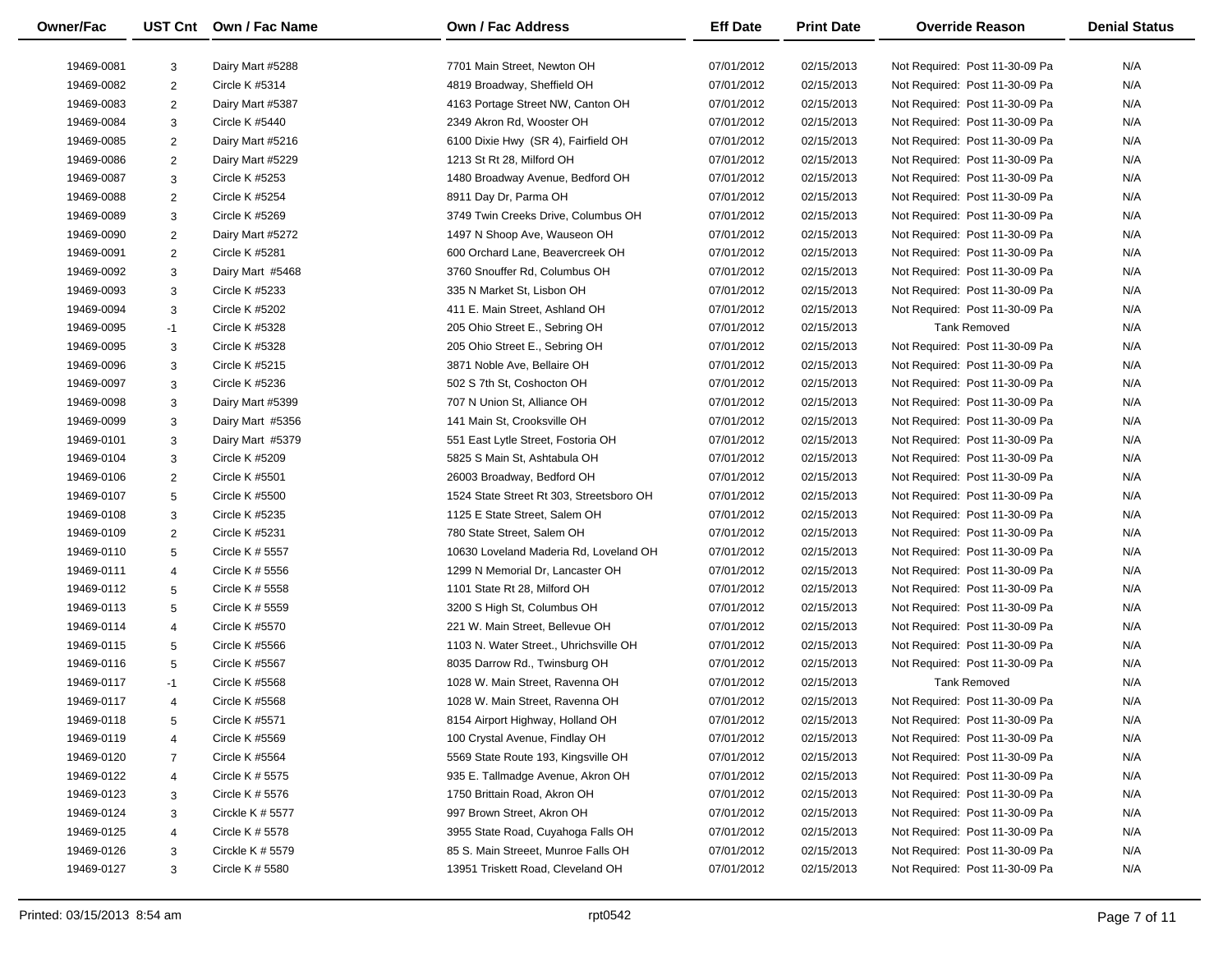| Owner/Fac | UST Cnt | Own / Fac Name | Own / Fac Address | Eff Date | Print Date | Override Reason | Denial Status |
|---|---|---|---|---|---|---|---|
| 19469-0081 | 3 | Dairy Mart #5288 | 7701 Main Street, Newton OH | 07/01/2012 | 02/15/2013 | Not Required: Post 11-30-09 Pa | N/A |
| 19469-0082 | 2 | Circle K #5314 | 4819 Broadway, Sheffield OH | 07/01/2012 | 02/15/2013 | Not Required: Post 11-30-09 Pa | N/A |
| 19469-0083 | 2 | Dairy Mart #5387 | 4163 Portage Street NW, Canton OH | 07/01/2012 | 02/15/2013 | Not Required: Post 11-30-09 Pa | N/A |
| 19469-0084 | 3 | Circle K #5440 | 2349 Akron Rd, Wooster OH | 07/01/2012 | 02/15/2013 | Not Required: Post 11-30-09 Pa | N/A |
| 19469-0085 | 2 | Dairy Mart #5216 | 6100 Dixie Hwy (SR 4), Fairfield OH | 07/01/2012 | 02/15/2013 | Not Required: Post 11-30-09 Pa | N/A |
| 19469-0086 | 2 | Dairy Mart #5229 | 1213 St Rt 28, Milford OH | 07/01/2012 | 02/15/2013 | Not Required: Post 11-30-09 Pa | N/A |
| 19469-0087 | 3 | Circle K #5253 | 1480 Broadway Avenue, Bedford OH | 07/01/2012 | 02/15/2013 | Not Required: Post 11-30-09 Pa | N/A |
| 19469-0088 | 2 | Circle K #5254 | 8911 Day Dr, Parma OH | 07/01/2012 | 02/15/2013 | Not Required: Post 11-30-09 Pa | N/A |
| 19469-0089 | 3 | Circle K #5269 | 3749 Twin Creeks Drive, Columbus OH | 07/01/2012 | 02/15/2013 | Not Required: Post 11-30-09 Pa | N/A |
| 19469-0090 | 2 | Dairy Mart #5272 | 1497 N Shoop Ave, Wauseon OH | 07/01/2012 | 02/15/2013 | Not Required: Post 11-30-09 Pa | N/A |
| 19469-0091 | 2 | Circle K #5281 | 600 Orchard Lane, Beavercreek OH | 07/01/2012 | 02/15/2013 | Not Required: Post 11-30-09 Pa | N/A |
| 19469-0092 | 3 | Dairy Mart #5468 | 3760 Snouffer Rd, Columbus OH | 07/01/2012 | 02/15/2013 | Not Required: Post 11-30-09 Pa | N/A |
| 19469-0093 | 3 | Circle K #5233 | 335 N Market St, Lisbon OH | 07/01/2012 | 02/15/2013 | Not Required: Post 11-30-09 Pa | N/A |
| 19469-0094 | 3 | Circle K #5202 | 411 E. Main Street, Ashland OH | 07/01/2012 | 02/15/2013 | Not Required: Post 11-30-09 Pa | N/A |
| 19469-0095 | -1 | Circle K #5328 | 205 Ohio Street E., Sebring OH | 07/01/2012 | 02/15/2013 | Tank Removed | N/A |
| 19469-0095 | 3 | Circle K #5328 | 205 Ohio Street E., Sebring OH | 07/01/2012 | 02/15/2013 | Not Required: Post 11-30-09 Pa | N/A |
| 19469-0096 | 3 | Circle K #5215 | 3871 Noble Ave, Bellaire OH | 07/01/2012 | 02/15/2013 | Not Required: Post 11-30-09 Pa | N/A |
| 19469-0097 | 3 | Circle K #5236 | 502 S 7th St, Coshocton OH | 07/01/2012 | 02/15/2013 | Not Required: Post 11-30-09 Pa | N/A |
| 19469-0098 | 3 | Dairy Mart #5399 | 707 N Union St, Alliance OH | 07/01/2012 | 02/15/2013 | Not Required: Post 11-30-09 Pa | N/A |
| 19469-0099 | 3 | Dairy Mart #5356 | 141 Main St, Crooksville OH | 07/01/2012 | 02/15/2013 | Not Required: Post 11-30-09 Pa | N/A |
| 19469-0101 | 3 | Dairy Mart #5379 | 551 East Lytle Street, Fostoria OH | 07/01/2012 | 02/15/2013 | Not Required: Post 11-30-09 Pa | N/A |
| 19469-0104 | 3 | Circle K #5209 | 5825 S Main St, Ashtabula OH | 07/01/2012 | 02/15/2013 | Not Required: Post 11-30-09 Pa | N/A |
| 19469-0106 | 2 | Circle K #5501 | 26003 Broadway, Bedford OH | 07/01/2012 | 02/15/2013 | Not Required: Post 11-30-09 Pa | N/A |
| 19469-0107 | 5 | Circle K #5500 | 1524 State Street Rt 303, Streetsboro OH | 07/01/2012 | 02/15/2013 | Not Required: Post 11-30-09 Pa | N/A |
| 19469-0108 | 3 | Circle K #5235 | 1125 E State Street, Salem OH | 07/01/2012 | 02/15/2013 | Not Required: Post 11-30-09 Pa | N/A |
| 19469-0109 | 2 | Circle K #5231 | 780 State Street, Salem OH | 07/01/2012 | 02/15/2013 | Not Required: Post 11-30-09 Pa | N/A |
| 19469-0110 | 5 | Circle K # 5557 | 10630 Loveland Maderia Rd, Loveland OH | 07/01/2012 | 02/15/2013 | Not Required: Post 11-30-09 Pa | N/A |
| 19469-0111 | 4 | Circle K # 5556 | 1299 N Memorial Dr, Lancaster OH | 07/01/2012 | 02/15/2013 | Not Required: Post 11-30-09 Pa | N/A |
| 19469-0112 | 5 | Circle K # 5558 | 1101 State Rt 28, Milford OH | 07/01/2012 | 02/15/2013 | Not Required: Post 11-30-09 Pa | N/A |
| 19469-0113 | 5 | Circle K # 5559 | 3200 S High St, Columbus OH | 07/01/2012 | 02/15/2013 | Not Required: Post 11-30-09 Pa | N/A |
| 19469-0114 | 4 | Circle K #5570 | 221 W. Main Street, Bellevue OH | 07/01/2012 | 02/15/2013 | Not Required: Post 11-30-09 Pa | N/A |
| 19469-0115 | 5 | Circle K #5566 | 1103 N. Water Street., Uhrichsville OH | 07/01/2012 | 02/15/2013 | Not Required: Post 11-30-09 Pa | N/A |
| 19469-0116 | 5 | Circle K #5567 | 8035 Darrow Rd., Twinsburg OH | 07/01/2012 | 02/15/2013 | Not Required: Post 11-30-09 Pa | N/A |
| 19469-0117 | -1 | Circle K #5568 | 1028 W. Main Street, Ravenna OH | 07/01/2012 | 02/15/2013 | Tank Removed | N/A |
| 19469-0117 | 4 | Circle K #5568 | 1028 W. Main Street, Ravenna OH | 07/01/2012 | 02/15/2013 | Not Required: Post 11-30-09 Pa | N/A |
| 19469-0118 | 5 | Circle K #5571 | 8154 Airport Highway, Holland OH | 07/01/2012 | 02/15/2013 | Not Required: Post 11-30-09 Pa | N/A |
| 19469-0119 | 4 | Circle K #5569 | 100 Crystal Avenue, Findlay OH | 07/01/2012 | 02/15/2013 | Not Required: Post 11-30-09 Pa | N/A |
| 19469-0120 | 7 | Circle K #5564 | 5569 State Route 193, Kingsville OH | 07/01/2012 | 02/15/2013 | Not Required: Post 11-30-09 Pa | N/A |
| 19469-0122 | 4 | Circle K # 5575 | 935 E. Tallmadge Avenue, Akron OH | 07/01/2012 | 02/15/2013 | Not Required: Post 11-30-09 Pa | N/A |
| 19469-0123 | 3 | Circle K # 5576 | 1750 Brittain Road, Akron OH | 07/01/2012 | 02/15/2013 | Not Required: Post 11-30-09 Pa | N/A |
| 19469-0124 | 3 | Circkle K # 5577 | 997 Brown Street, Akron OH | 07/01/2012 | 02/15/2013 | Not Required: Post 11-30-09 Pa | N/A |
| 19469-0125 | 4 | Circle K # 5578 | 3955 State Road, Cuyahoga Falls OH | 07/01/2012 | 02/15/2013 | Not Required: Post 11-30-09 Pa | N/A |
| 19469-0126 | 3 | Circkle K # 5579 | 85 S. Main Streeet, Munroe Falls OH | 07/01/2012 | 02/15/2013 | Not Required: Post 11-30-09 Pa | N/A |
| 19469-0127 | 3 | Circle K # 5580 | 13951 Triskett Road, Cleveland OH | 07/01/2012 | 02/15/2013 | Not Required: Post 11-30-09 Pa | N/A |

Printed: 03/15/2013 8:54 am rpt0542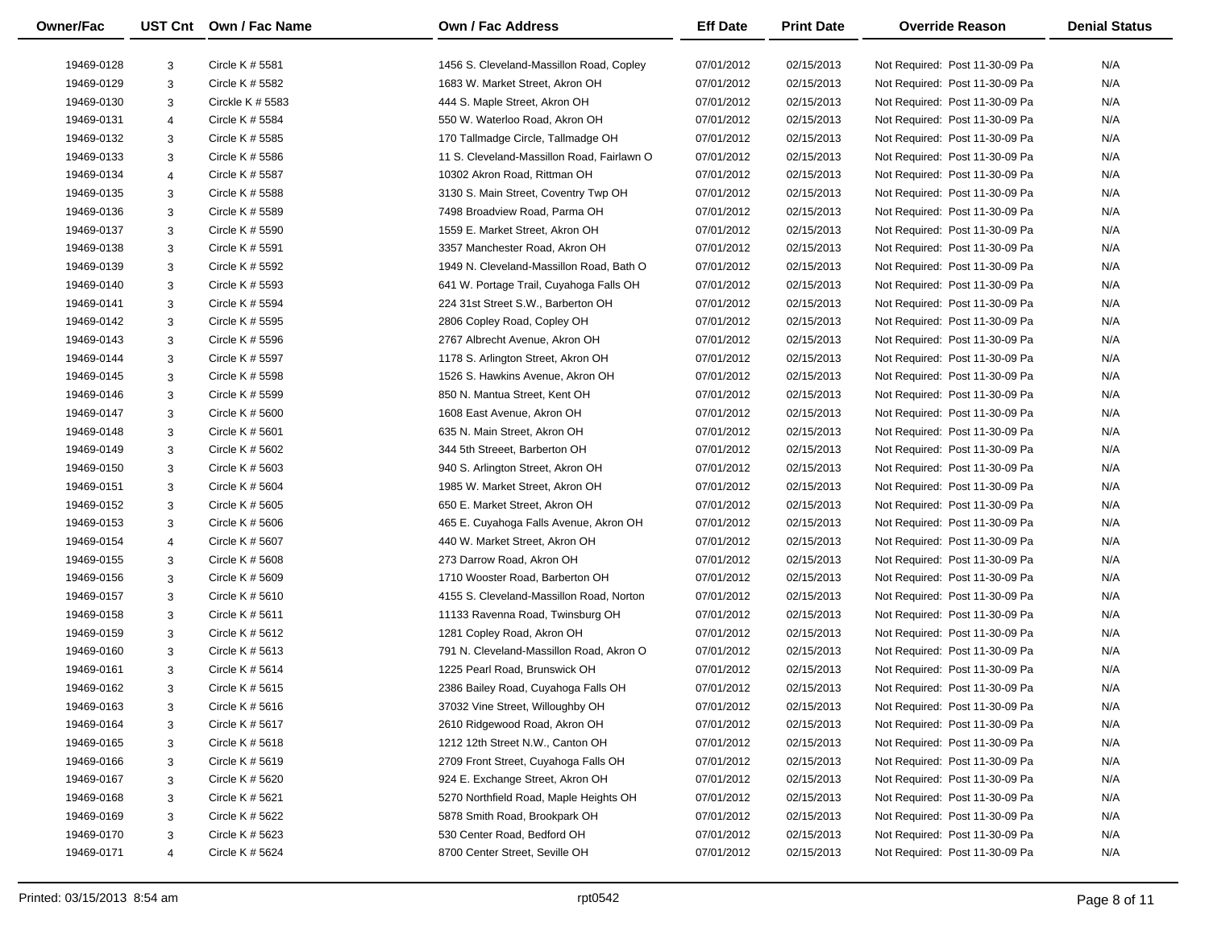| Owner/Fac | UST Cnt | Own / Fac Name | Own / Fac Address | Eff Date | Print Date | Override Reason | Denial Status |
|---|---|---|---|---|---|---|---|
| 19469-0128 | 3 | Circle K # 5581 | 1456 S. Cleveland-Massillon Road, Copley | 07/01/2012 | 02/15/2013 | Not Required: Post 11-30-09 Pa | N/A |
| 19469-0129 | 3 | Circle K # 5582 | 1683 W. Market Street, Akron OH | 07/01/2012 | 02/15/2013 | Not Required: Post 11-30-09 Pa | N/A |
| 19469-0130 | 3 | Circkle K # 5583 | 444 S. Maple Street, Akron OH | 07/01/2012 | 02/15/2013 | Not Required: Post 11-30-09 Pa | N/A |
| 19469-0131 | 4 | Circle K # 5584 | 550 W. Waterloo Road, Akron OH | 07/01/2012 | 02/15/2013 | Not Required: Post 11-30-09 Pa | N/A |
| 19469-0132 | 3 | Circle K # 5585 | 170 Tallmadge Circle, Tallmadge OH | 07/01/2012 | 02/15/2013 | Not Required: Post 11-30-09 Pa | N/A |
| 19469-0133 | 3 | Circle K # 5586 | 11 S. Cleveland-Massillon Road, Fairlawn O | 07/01/2012 | 02/15/2013 | Not Required: Post 11-30-09 Pa | N/A |
| 19469-0134 | 4 | Circle K # 5587 | 10302 Akron Road, Rittman OH | 07/01/2012 | 02/15/2013 | Not Required: Post 11-30-09 Pa | N/A |
| 19469-0135 | 3 | Circle K # 5588 | 3130 S. Main Street, Coventry Twp OH | 07/01/2012 | 02/15/2013 | Not Required: Post 11-30-09 Pa | N/A |
| 19469-0136 | 3 | Circle K # 5589 | 7498 Broadview Road, Parma OH | 07/01/2012 | 02/15/2013 | Not Required: Post 11-30-09 Pa | N/A |
| 19469-0137 | 3 | Circle K # 5590 | 1559 E. Market Street, Akron OH | 07/01/2012 | 02/15/2013 | Not Required: Post 11-30-09 Pa | N/A |
| 19469-0138 | 3 | Circle K # 5591 | 3357 Manchester Road, Akron OH | 07/01/2012 | 02/15/2013 | Not Required: Post 11-30-09 Pa | N/A |
| 19469-0139 | 3 | Circle K # 5592 | 1949 N. Cleveland-Massillon Road, Bath O | 07/01/2012 | 02/15/2013 | Not Required: Post 11-30-09 Pa | N/A |
| 19469-0140 | 3 | Circle K # 5593 | 641 W. Portage Trail, Cuyahoga Falls OH | 07/01/2012 | 02/15/2013 | Not Required: Post 11-30-09 Pa | N/A |
| 19469-0141 | 3 | Circle K # 5594 | 224 31st Street S.W., Barberton OH | 07/01/2012 | 02/15/2013 | Not Required: Post 11-30-09 Pa | N/A |
| 19469-0142 | 3 | Circle K # 5595 | 2806 Copley Road, Copley OH | 07/01/2012 | 02/15/2013 | Not Required: Post 11-30-09 Pa | N/A |
| 19469-0143 | 3 | Circle K # 5596 | 2767 Albrecht Avenue, Akron OH | 07/01/2012 | 02/15/2013 | Not Required: Post 11-30-09 Pa | N/A |
| 19469-0144 | 3 | Circle K # 5597 | 1178 S. Arlington Street, Akron OH | 07/01/2012 | 02/15/2013 | Not Required: Post 11-30-09 Pa | N/A |
| 19469-0145 | 3 | Circle K # 5598 | 1526 S. Hawkins Avenue, Akron OH | 07/01/2012 | 02/15/2013 | Not Required: Post 11-30-09 Pa | N/A |
| 19469-0146 | 3 | Circle K # 5599 | 850 N. Mantua Street, Kent OH | 07/01/2012 | 02/15/2013 | Not Required: Post 11-30-09 Pa | N/A |
| 19469-0147 | 3 | Circle K # 5600 | 1608 East Avenue, Akron OH | 07/01/2012 | 02/15/2013 | Not Required: Post 11-30-09 Pa | N/A |
| 19469-0148 | 3 | Circle K # 5601 | 635 N. Main Street, Akron OH | 07/01/2012 | 02/15/2013 | Not Required: Post 11-30-09 Pa | N/A |
| 19469-0149 | 3 | Circle K # 5602 | 344 5th Streeet, Barberton OH | 07/01/2012 | 02/15/2013 | Not Required: Post 11-30-09 Pa | N/A |
| 19469-0150 | 3 | Circle K # 5603 | 940 S. Arlington Street, Akron OH | 07/01/2012 | 02/15/2013 | Not Required: Post 11-30-09 Pa | N/A |
| 19469-0151 | 3 | Circle K # 5604 | 1985 W. Market Street, Akron OH | 07/01/2012 | 02/15/2013 | Not Required: Post 11-30-09 Pa | N/A |
| 19469-0152 | 3 | Circle K # 5605 | 650 E. Market Street, Akron OH | 07/01/2012 | 02/15/2013 | Not Required: Post 11-30-09 Pa | N/A |
| 19469-0153 | 3 | Circle K # 5606 | 465 E. Cuyahoga Falls Avenue, Akron OH | 07/01/2012 | 02/15/2013 | Not Required: Post 11-30-09 Pa | N/A |
| 19469-0154 | 4 | Circle K # 5607 | 440 W. Market Street, Akron OH | 07/01/2012 | 02/15/2013 | Not Required: Post 11-30-09 Pa | N/A |
| 19469-0155 | 3 | Circle K # 5608 | 273 Darrow Road, Akron OH | 07/01/2012 | 02/15/2013 | Not Required: Post 11-30-09 Pa | N/A |
| 19469-0156 | 3 | Circle K # 5609 | 1710 Wooster Road, Barberton OH | 07/01/2012 | 02/15/2013 | Not Required: Post 11-30-09 Pa | N/A |
| 19469-0157 | 3 | Circle K # 5610 | 4155 S. Cleveland-Massillon Road, Norton | 07/01/2012 | 02/15/2013 | Not Required: Post 11-30-09 Pa | N/A |
| 19469-0158 | 3 | Circle K # 5611 | 11133 Ravenna Road, Twinsburg OH | 07/01/2012 | 02/15/2013 | Not Required: Post 11-30-09 Pa | N/A |
| 19469-0159 | 3 | Circle K # 5612 | 1281 Copley Road, Akron OH | 07/01/2012 | 02/15/2013 | Not Required: Post 11-30-09 Pa | N/A |
| 19469-0160 | 3 | Circle K # 5613 | 791 N. Cleveland-Massillon Road, Akron O | 07/01/2012 | 02/15/2013 | Not Required: Post 11-30-09 Pa | N/A |
| 19469-0161 | 3 | Circle K # 5614 | 1225 Pearl Road, Brunswick OH | 07/01/2012 | 02/15/2013 | Not Required: Post 11-30-09 Pa | N/A |
| 19469-0162 | 3 | Circle K # 5615 | 2386 Bailey Road, Cuyahoga Falls OH | 07/01/2012 | 02/15/2013 | Not Required: Post 11-30-09 Pa | N/A |
| 19469-0163 | 3 | Circle K # 5616 | 37032 Vine Street, Willoughby OH | 07/01/2012 | 02/15/2013 | Not Required: Post 11-30-09 Pa | N/A |
| 19469-0164 | 3 | Circle K # 5617 | 2610 Ridgewood Road, Akron OH | 07/01/2012 | 02/15/2013 | Not Required: Post 11-30-09 Pa | N/A |
| 19469-0165 | 3 | Circle K # 5618 | 1212 12th Street N.W., Canton OH | 07/01/2012 | 02/15/2013 | Not Required: Post 11-30-09 Pa | N/A |
| 19469-0166 | 3 | Circle K # 5619 | 2709 Front Street, Cuyahoga Falls OH | 07/01/2012 | 02/15/2013 | Not Required: Post 11-30-09 Pa | N/A |
| 19469-0167 | 3 | Circle K # 5620 | 924 E. Exchange Street, Akron OH | 07/01/2012 | 02/15/2013 | Not Required: Post 11-30-09 Pa | N/A |
| 19469-0168 | 3 | Circle K # 5621 | 5270 Northfield Road, Maple Heights OH | 07/01/2012 | 02/15/2013 | Not Required: Post 11-30-09 Pa | N/A |
| 19469-0169 | 3 | Circle K # 5622 | 5878 Smith Road, Brookpark OH | 07/01/2012 | 02/15/2013 | Not Required: Post 11-30-09 Pa | N/A |
| 19469-0170 | 3 | Circle K # 5623 | 530 Center Road, Bedford OH | 07/01/2012 | 02/15/2013 | Not Required: Post 11-30-09 Pa | N/A |
| 19469-0171 | 4 | Circle K # 5624 | 8700 Center Street, Seville OH | 07/01/2012 | 02/15/2013 | Not Required: Post 11-30-09 Pa | N/A |

Printed: 03/15/2013 8:54 am rpt0542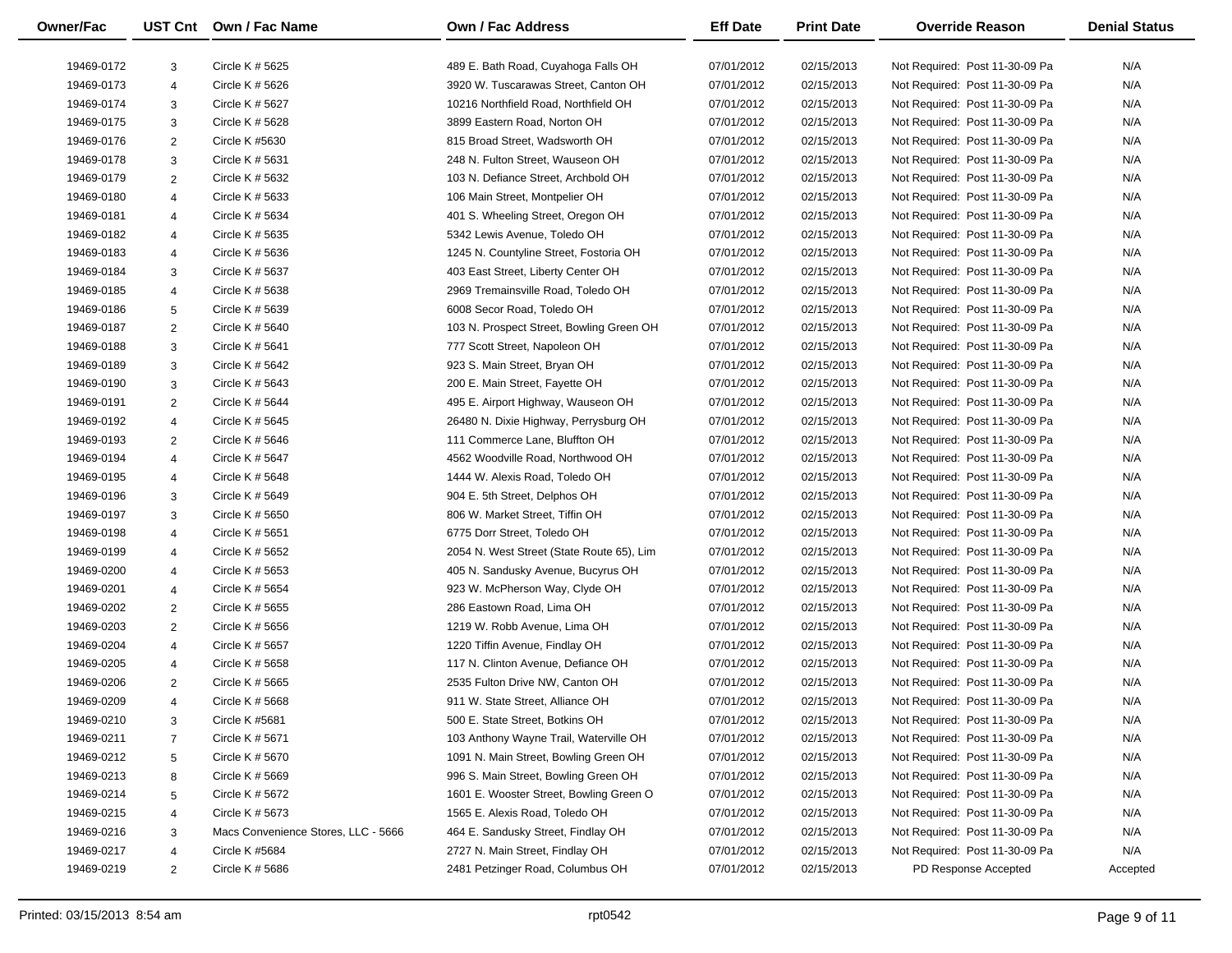| Owner/Fac | UST Cnt | Own / Fac Name | Own / Fac Address | Eff Date | Print Date | Override Reason | Denial Status |
|---|---|---|---|---|---|---|---|
| 19469-0172 | 3 | Circle K # 5625 | 489 E. Bath Road, Cuyahoga Falls OH | 07/01/2012 | 02/15/2013 | Not Required: Post 11-30-09 Pa | N/A |
| 19469-0173 | 4 | Circle K # 5626 | 3920 W. Tuscarawas Street, Canton OH | 07/01/2012 | 02/15/2013 | Not Required: Post 11-30-09 Pa | N/A |
| 19469-0174 | 3 | Circle K # 5627 | 10216 Northfield Road, Northfield OH | 07/01/2012 | 02/15/2013 | Not Required: Post 11-30-09 Pa | N/A |
| 19469-0175 | 3 | Circle K # 5628 | 3899 Eastern Road, Norton OH | 07/01/2012 | 02/15/2013 | Not Required: Post 11-30-09 Pa | N/A |
| 19469-0176 | 2 | Circle K #5630 | 815 Broad Street, Wadsworth OH | 07/01/2012 | 02/15/2013 | Not Required: Post 11-30-09 Pa | N/A |
| 19469-0178 | 3 | Circle K # 5631 | 248 N. Fulton Street, Wauseon OH | 07/01/2012 | 02/15/2013 | Not Required: Post 11-30-09 Pa | N/A |
| 19469-0179 | 2 | Circle K # 5632 | 103 N. Defiance Street, Archbold OH | 07/01/2012 | 02/15/2013 | Not Required: Post 11-30-09 Pa | N/A |
| 19469-0180 | 4 | Circle K # 5633 | 106 Main Street, Montpelier OH | 07/01/2012 | 02/15/2013 | Not Required: Post 11-30-09 Pa | N/A |
| 19469-0181 | 4 | Circle K # 5634 | 401 S. Wheeling Street, Oregon OH | 07/01/2012 | 02/15/2013 | Not Required: Post 11-30-09 Pa | N/A |
| 19469-0182 | 4 | Circle K # 5635 | 5342 Lewis Avenue, Toledo OH | 07/01/2012 | 02/15/2013 | Not Required: Post 11-30-09 Pa | N/A |
| 19469-0183 | 4 | Circle K # 5636 | 1245 N. Countyline Street, Fostoria OH | 07/01/2012 | 02/15/2013 | Not Required: Post 11-30-09 Pa | N/A |
| 19469-0184 | 3 | Circle K # 5637 | 403 East Street, Liberty Center OH | 07/01/2012 | 02/15/2013 | Not Required: Post 11-30-09 Pa | N/A |
| 19469-0185 | 4 | Circle K # 5638 | 2969 Tremainsville Road, Toledo OH | 07/01/2012 | 02/15/2013 | Not Required: Post 11-30-09 Pa | N/A |
| 19469-0186 | 5 | Circle K # 5639 | 6008 Secor Road, Toledo OH | 07/01/2012 | 02/15/2013 | Not Required: Post 11-30-09 Pa | N/A |
| 19469-0187 | 2 | Circle K # 5640 | 103 N. Prospect Street, Bowling Green OH | 07/01/2012 | 02/15/2013 | Not Required: Post 11-30-09 Pa | N/A |
| 19469-0188 | 3 | Circle K # 5641 | 777 Scott Street, Napoleon OH | 07/01/2012 | 02/15/2013 | Not Required: Post 11-30-09 Pa | N/A |
| 19469-0189 | 3 | Circle K # 5642 | 923 S. Main Street, Bryan OH | 07/01/2012 | 02/15/2013 | Not Required: Post 11-30-09 Pa | N/A |
| 19469-0190 | 3 | Circle K # 5643 | 200 E. Main Street, Fayette OH | 07/01/2012 | 02/15/2013 | Not Required: Post 11-30-09 Pa | N/A |
| 19469-0191 | 2 | Circle K # 5644 | 495 E. Airport Highway, Wauseon OH | 07/01/2012 | 02/15/2013 | Not Required: Post 11-30-09 Pa | N/A |
| 19469-0192 | 4 | Circle K # 5645 | 26480 N. Dixie Highway, Perrysburg OH | 07/01/2012 | 02/15/2013 | Not Required: Post 11-30-09 Pa | N/A |
| 19469-0193 | 2 | Circle K # 5646 | 111 Commerce Lane, Bluffton OH | 07/01/2012 | 02/15/2013 | Not Required: Post 11-30-09 Pa | N/A |
| 19469-0194 | 4 | Circle K # 5647 | 4562 Woodville Road, Northwood OH | 07/01/2012 | 02/15/2013 | Not Required: Post 11-30-09 Pa | N/A |
| 19469-0195 | 4 | Circle K # 5648 | 1444 W. Alexis Road, Toledo OH | 07/01/2012 | 02/15/2013 | Not Required: Post 11-30-09 Pa | N/A |
| 19469-0196 | 3 | Circle K # 5649 | 904 E. 5th Street, Delphos OH | 07/01/2012 | 02/15/2013 | Not Required: Post 11-30-09 Pa | N/A |
| 19469-0197 | 3 | Circle K # 5650 | 806 W. Market Street, Tiffin OH | 07/01/2012 | 02/15/2013 | Not Required: Post 11-30-09 Pa | N/A |
| 19469-0198 | 4 | Circle K # 5651 | 6775 Dorr Street, Toledo OH | 07/01/2012 | 02/15/2013 | Not Required: Post 11-30-09 Pa | N/A |
| 19469-0199 | 4 | Circle K # 5652 | 2054 N. West Street (State Route 65), Lim | 07/01/2012 | 02/15/2013 | Not Required: Post 11-30-09 Pa | N/A |
| 19469-0200 | 4 | Circle K # 5653 | 405 N. Sandusky Avenue, Bucyrus OH | 07/01/2012 | 02/15/2013 | Not Required: Post 11-30-09 Pa | N/A |
| 19469-0201 | 4 | Circle K # 5654 | 923 W. McPherson Way, Clyde OH | 07/01/2012 | 02/15/2013 | Not Required: Post 11-30-09 Pa | N/A |
| 19469-0202 | 2 | Circle K # 5655 | 286 Eastown Road, Lima OH | 07/01/2012 | 02/15/2013 | Not Required: Post 11-30-09 Pa | N/A |
| 19469-0203 | 2 | Circle K # 5656 | 1219 W. Robb Avenue, Lima OH | 07/01/2012 | 02/15/2013 | Not Required: Post 11-30-09 Pa | N/A |
| 19469-0204 | 4 | Circle K # 5657 | 1220 Tiffin Avenue, Findlay OH | 07/01/2012 | 02/15/2013 | Not Required: Post 11-30-09 Pa | N/A |
| 19469-0205 | 4 | Circle K # 5658 | 117 N. Clinton Avenue, Defiance OH | 07/01/2012 | 02/15/2013 | Not Required: Post 11-30-09 Pa | N/A |
| 19469-0206 | 2 | Circle K # 5665 | 2535 Fulton Drive NW, Canton OH | 07/01/2012 | 02/15/2013 | Not Required: Post 11-30-09 Pa | N/A |
| 19469-0209 | 4 | Circle K # 5668 | 911 W. State Street, Alliance OH | 07/01/2012 | 02/15/2013 | Not Required: Post 11-30-09 Pa | N/A |
| 19469-0210 | 3 | Circle K #5681 | 500 E. State Street, Botkins OH | 07/01/2012 | 02/15/2013 | Not Required: Post 11-30-09 Pa | N/A |
| 19469-0211 | 7 | Circle K # 5671 | 103 Anthony Wayne Trail, Waterville OH | 07/01/2012 | 02/15/2013 | Not Required: Post 11-30-09 Pa | N/A |
| 19469-0212 | 5 | Circle K # 5670 | 1091 N. Main Street, Bowling Green OH | 07/01/2012 | 02/15/2013 | Not Required: Post 11-30-09 Pa | N/A |
| 19469-0213 | 8 | Circle K # 5669 | 996 S. Main Street, Bowling Green OH | 07/01/2012 | 02/15/2013 | Not Required: Post 11-30-09 Pa | N/A |
| 19469-0214 | 5 | Circle K # 5672 | 1601 E. Wooster Street, Bowling Green O | 07/01/2012 | 02/15/2013 | Not Required: Post 11-30-09 Pa | N/A |
| 19469-0215 | 4 | Circle K # 5673 | 1565 E. Alexis Road, Toledo OH | 07/01/2012 | 02/15/2013 | Not Required: Post 11-30-09 Pa | N/A |
| 19469-0216 | 3 | Macs Convenience Stores, LLC - 5666 | 464 E. Sandusky Street, Findlay OH | 07/01/2012 | 02/15/2013 | Not Required: Post 11-30-09 Pa | N/A |
| 19469-0217 | 4 | Circle K #5684 | 2727 N. Main Street, Findlay OH | 07/01/2012 | 02/15/2013 | Not Required: Post 11-30-09 Pa | N/A |
| 19469-0219 | 2 | Circle K # 5686 | 2481 Petzinger Road, Columbus OH | 07/01/2012 | 02/15/2013 | PD Response Accepted | Accepted |

Printed: 03/15/2013 8:54 am rpt0542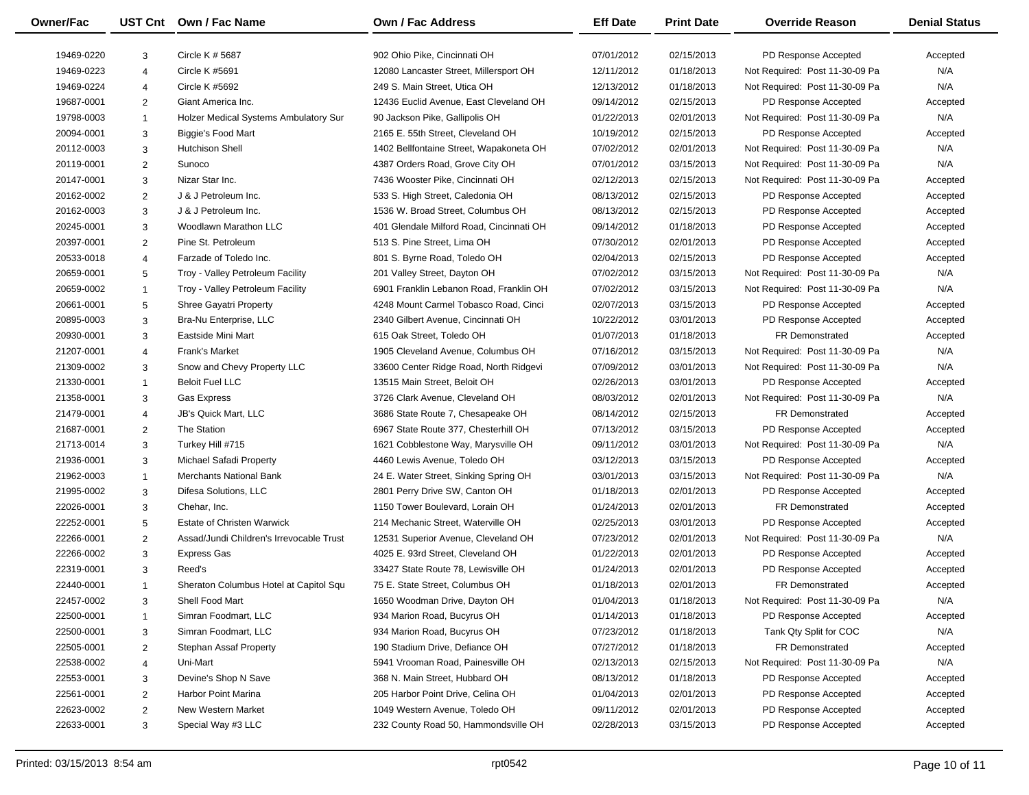| Owner/Fac | UST Cnt | Own / Fac Name | Own / Fac Address | Eff Date | Print Date | Override Reason | Denial Status |
|---|---|---|---|---|---|---|---|
| 19469-0220 | 3 | Circle K # 5687 | 902 Ohio Pike, Cincinnati OH | 07/01/2012 | 02/15/2013 | PD Response Accepted | Accepted |
| 19469-0223 | 4 | Circle K #5691 | 12080 Lancaster Street, Millersport OH | 12/11/2012 | 01/18/2013 | Not Required: Post 11-30-09 Pa | N/A |
| 19469-0224 | 4 | Circle K #5692 | 249 S. Main Street, Utica OH | 12/13/2012 | 01/18/2013 | Not Required: Post 11-30-09 Pa | N/A |
| 19687-0001 | 2 | Giant America Inc. | 12436 Euclid Avenue, East Cleveland OH | 09/14/2012 | 02/15/2013 | PD Response Accepted | Accepted |
| 19798-0003 | 1 | Holzer Medical Systems Ambulatory Sur | 90 Jackson Pike, Gallipolis OH | 01/22/2013 | 02/01/2013 | Not Required: Post 11-30-09 Pa | N/A |
| 20094-0001 | 3 | Biggie's Food Mart | 2165 E. 55th Street, Cleveland OH | 10/19/2012 | 02/15/2013 | PD Response Accepted | Accepted |
| 20112-0003 | 3 | Hutchison Shell | 1402 Bellfontaine Street, Wapakoneta OH | 07/02/2012 | 02/01/2013 | Not Required: Post 11-30-09 Pa | N/A |
| 20119-0001 | 2 | Sunoco | 4387 Orders Road, Grove City OH | 07/01/2012 | 03/15/2013 | Not Required: Post 11-30-09 Pa | N/A |
| 20147-0001 | 3 | Nizar Star Inc. | 7436 Wooster Pike, Cincinnati OH | 02/12/2013 | 02/15/2013 | Not Required: Post 11-30-09 Pa | Accepted |
| 20162-0002 | 2 | J & J Petroleum Inc. | 533 S. High Street, Caledonia OH | 08/13/2012 | 02/15/2013 | PD Response Accepted | Accepted |
| 20162-0003 | 3 | J & J Petroleum Inc. | 1536 W. Broad Street, Columbus OH | 08/13/2012 | 02/15/2013 | PD Response Accepted | Accepted |
| 20245-0001 | 3 | Woodlawn Marathon LLC | 401 Glendale Milford Road, Cincinnati OH | 09/14/2012 | 01/18/2013 | PD Response Accepted | Accepted |
| 20397-0001 | 2 | Pine St. Petroleum | 513 S. Pine Street, Lima OH | 07/30/2012 | 02/01/2013 | PD Response Accepted | Accepted |
| 20533-0018 | 4 | Farzade of Toledo Inc. | 801 S. Byrne Road, Toledo OH | 02/04/2013 | 02/15/2013 | PD Response Accepted | Accepted |
| 20659-0001 | 5 | Troy - Valley Petroleum Facility | 201 Valley Street, Dayton OH | 07/02/2012 | 03/15/2013 | Not Required: Post 11-30-09 Pa | N/A |
| 20659-0002 | 1 | Troy - Valley Petroleum Facility | 6901 Franklin Lebanon Road, Franklin OH | 07/02/2012 | 03/15/2013 | Not Required: Post 11-30-09 Pa | N/A |
| 20661-0001 | 5 | Shree Gayatri Property | 4248 Mount Carmel Tobasco Road, Cinci | 02/07/2013 | 03/15/2013 | PD Response Accepted | Accepted |
| 20895-0003 | 3 | Bra-Nu Enterprise, LLC | 2340 Gilbert Avenue, Cincinnati OH | 10/22/2012 | 03/01/2013 | PD Response Accepted | Accepted |
| 20930-0001 | 3 | Eastside Mini Mart | 615 Oak Street, Toledo OH | 01/07/2013 | 01/18/2013 | FR Demonstrated | Accepted |
| 21207-0001 | 4 | Frank's Market | 1905 Cleveland Avenue, Columbus OH | 07/16/2012 | 03/15/2013 | Not Required: Post 11-30-09 Pa | N/A |
| 21309-0002 | 3 | Snow and Chevy Property LLC | 33600 Center Ridge Road, North Ridgevi | 07/09/2012 | 03/01/2013 | Not Required: Post 11-30-09 Pa | N/A |
| 21330-0001 | 1 | Beloit Fuel LLC | 13515 Main Street, Beloit OH | 02/26/2013 | 03/01/2013 | PD Response Accepted | Accepted |
| 21358-0001 | 3 | Gas Express | 3726 Clark Avenue, Cleveland OH | 08/03/2012 | 02/01/2013 | Not Required: Post 11-30-09 Pa | N/A |
| 21479-0001 | 4 | JB's Quick Mart, LLC | 3686 State Route 7, Chesapeake OH | 08/14/2012 | 02/15/2013 | FR Demonstrated | Accepted |
| 21687-0001 | 2 | The Station | 6967 State Route 377, Chesterhill OH | 07/13/2012 | 03/15/2013 | PD Response Accepted | Accepted |
| 21713-0014 | 3 | Turkey Hill #715 | 1621 Cobblestone Way, Marysville OH | 09/11/2012 | 03/01/2013 | Not Required: Post 11-30-09 Pa | N/A |
| 21936-0001 | 3 | Michael Safadi Property | 4460 Lewis Avenue, Toledo OH | 03/12/2013 | 03/15/2013 | PD Response Accepted | Accepted |
| 21962-0003 | 1 | Merchants National Bank | 24 E. Water Street, Sinking Spring OH | 03/01/2013 | 03/15/2013 | Not Required: Post 11-30-09 Pa | N/A |
| 21995-0002 | 3 | Difesa Solutions, LLC | 2801 Perry Drive SW, Canton OH | 01/18/2013 | 02/01/2013 | PD Response Accepted | Accepted |
| 22026-0001 | 3 | Chehar, Inc. | 1150 Tower Boulevard, Lorain OH | 01/24/2013 | 02/01/2013 | FR Demonstrated | Accepted |
| 22252-0001 | 5 | Estate of Christen Warwick | 214 Mechanic Street, Waterville OH | 02/25/2013 | 03/01/2013 | PD Response Accepted | Accepted |
| 22266-0001 | 2 | Assad/Jundi Children's Irrevocable Trust | 12531 Superior Avenue, Cleveland OH | 07/23/2012 | 02/01/2013 | Not Required: Post 11-30-09 Pa | N/A |
| 22266-0002 | 3 | Express Gas | 4025 E. 93rd Street, Cleveland OH | 01/22/2013 | 02/01/2013 | PD Response Accepted | Accepted |
| 22319-0001 | 3 | Reed's | 33427 State Route 78, Lewisville OH | 01/24/2013 | 02/01/2013 | PD Response Accepted | Accepted |
| 22440-0001 | 1 | Sheraton Columbus Hotel at Capitol Squ | 75 E. State Street, Columbus OH | 01/18/2013 | 02/01/2013 | FR Demonstrated | Accepted |
| 22457-0002 | 3 | Shell Food Mart | 1650 Woodman Drive, Dayton OH | 01/04/2013 | 01/18/2013 | Not Required: Post 11-30-09 Pa | N/A |
| 22500-0001 | 1 | Simran Foodmart, LLC | 934 Marion Road, Bucyrus OH | 01/14/2013 | 01/18/2013 | PD Response Accepted | Accepted |
| 22500-0001 | 3 | Simran Foodmart, LLC | 934 Marion Road, Bucyrus OH | 07/23/2012 | 01/18/2013 | Tank Qty Split for COC | N/A |
| 22505-0001 | 2 | Stephan Assaf Property | 190 Stadium Drive, Defiance OH | 07/27/2012 | 01/18/2013 | FR Demonstrated | Accepted |
| 22538-0002 | 4 | Uni-Mart | 5941 Vrooman Road, Painesville OH | 02/13/2013 | 02/15/2013 | Not Required: Post 11-30-09 Pa | N/A |
| 22553-0001 | 3 | Devine's Shop N Save | 368 N. Main Street, Hubbard OH | 08/13/2012 | 01/18/2013 | PD Response Accepted | Accepted |
| 22561-0001 | 2 | Harbor Point Marina | 205 Harbor Point Drive, Celina OH | 01/04/2013 | 02/01/2013 | PD Response Accepted | Accepted |
| 22623-0002 | 2 | New Western Market | 1049 Western Avenue, Toledo OH | 09/11/2012 | 02/01/2013 | PD Response Accepted | Accepted |
| 22633-0001 | 3 | Special Way #3 LLC | 232 County Road 50, Hammondsville OH | 02/28/2013 | 03/15/2013 | PD Response Accepted | Accepted |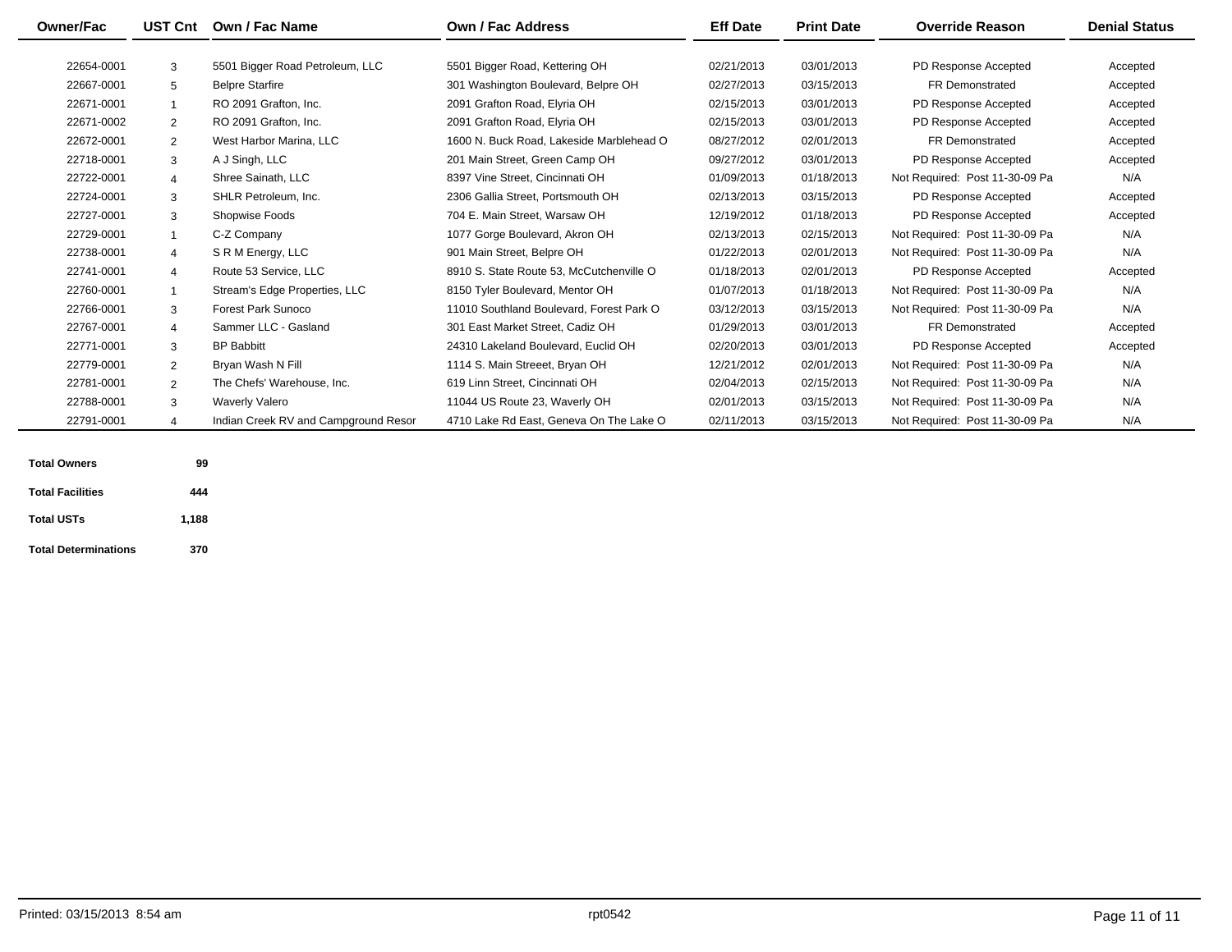| Owner/Fac | UST Cnt | Own / Fac Name | Own / Fac Address | Eff Date | Print Date | Override Reason | Denial Status |
|---|---|---|---|---|---|---|---|
| 22654-0001 | 3 | 5501 Bigger Road Petroleum, LLC | 5501 Bigger Road, Kettering OH | 02/21/2013 | 03/01/2013 | PD Response Accepted | Accepted |
| 22667-0001 | 5 | Belpre Starfire | 301 Washington Boulevard, Belpre OH | 02/27/2013 | 03/15/2013 | FR Demonstrated | Accepted |
| 22671-0001 | 1 | RO 2091 Grafton, Inc. | 2091 Grafton Road, Elyria OH | 02/15/2013 | 03/01/2013 | PD Response Accepted | Accepted |
| 22671-0002 | 2 | RO 2091 Grafton, Inc. | 2091 Grafton Road, Elyria OH | 02/15/2013 | 03/01/2013 | PD Response Accepted | Accepted |
| 22672-0001 | 2 | West Harbor Marina, LLC | 1600 N. Buck Road, Lakeside Marblehead O | 08/27/2012 | 02/01/2013 | FR Demonstrated | Accepted |
| 22718-0001 | 3 | A J Singh, LLC | 201 Main Street, Green Camp OH | 09/27/2012 | 03/01/2013 | PD Response Accepted | Accepted |
| 22722-0001 | 4 | Shree Sainath, LLC | 8397 Vine Street, Cincinnati OH | 01/09/2013 | 01/18/2013 | Not Required: Post 11-30-09 Pa | N/A |
| 22724-0001 | 3 | SHLR Petroleum, Inc. | 2306 Gallia Street, Portsmouth OH | 02/13/2013 | 03/15/2013 | PD Response Accepted | Accepted |
| 22727-0001 | 3 | Shopwise Foods | 704 E. Main Street, Warsaw OH | 12/19/2012 | 01/18/2013 | PD Response Accepted | Accepted |
| 22729-0001 | 1 | C-Z Company | 1077 Gorge Boulevard, Akron OH | 02/13/2013 | 02/15/2013 | Not Required: Post 11-30-09 Pa | N/A |
| 22738-0001 | 4 | S R M Energy, LLC | 901 Main Street, Belpre OH | 01/22/2013 | 02/01/2013 | Not Required: Post 11-30-09 Pa | N/A |
| 22741-0001 | 4 | Route 53 Service, LLC | 8910 S. State Route 53, McCutchenville O | 01/18/2013 | 02/01/2013 | PD Response Accepted | Accepted |
| 22760-0001 | 1 | Stream's Edge Properties, LLC | 8150 Tyler Boulevard, Mentor OH | 01/07/2013 | 01/18/2013 | Not Required: Post 11-30-09 Pa | N/A |
| 22766-0001 | 3 | Forest Park Sunoco | 11010 Southland Boulevard, Forest Park O | 03/12/2013 | 03/15/2013 | Not Required: Post 11-30-09 Pa | N/A |
| 22767-0001 | 4 | Sammer LLC - Gasland | 301 East Market Street, Cadiz OH | 01/29/2013 | 03/01/2013 | FR Demonstrated | Accepted |
| 22771-0001 | 3 | BP Babbitt | 24310 Lakeland Boulevard, Euclid OH | 02/20/2013 | 03/01/2013 | PD Response Accepted | Accepted |
| 22779-0001 | 2 | Bryan Wash N Fill | 1114 S. Main Streeet, Bryan OH | 12/21/2012 | 02/01/2013 | Not Required: Post 11-30-09 Pa | N/A |
| 22781-0001 | 2 | The Chefs' Warehouse, Inc. | 619 Linn Street, Cincinnati OH | 02/04/2013 | 02/15/2013 | Not Required: Post 11-30-09 Pa | N/A |
| 22788-0001 | 3 | Waverly Valero | 11044 US Route 23, Waverly OH | 02/01/2013 | 03/15/2013 | Not Required: Post 11-30-09 Pa | N/A |
| 22791-0001 | 4 | Indian Creek RV and Campground Resor | 4710 Lake Rd East, Geneva On The Lake O | 02/11/2013 | 03/15/2013 | Not Required: Post 11-30-09 Pa | N/A |

| | |
|---|---|
| **Total Owners** | **99** |
| **Total Facilities** | **444** |
| **Total USTs** | **1,188** |
| **Total Determinations** | **370** |

Printed: 03/15/2013 8:54 am rpt0542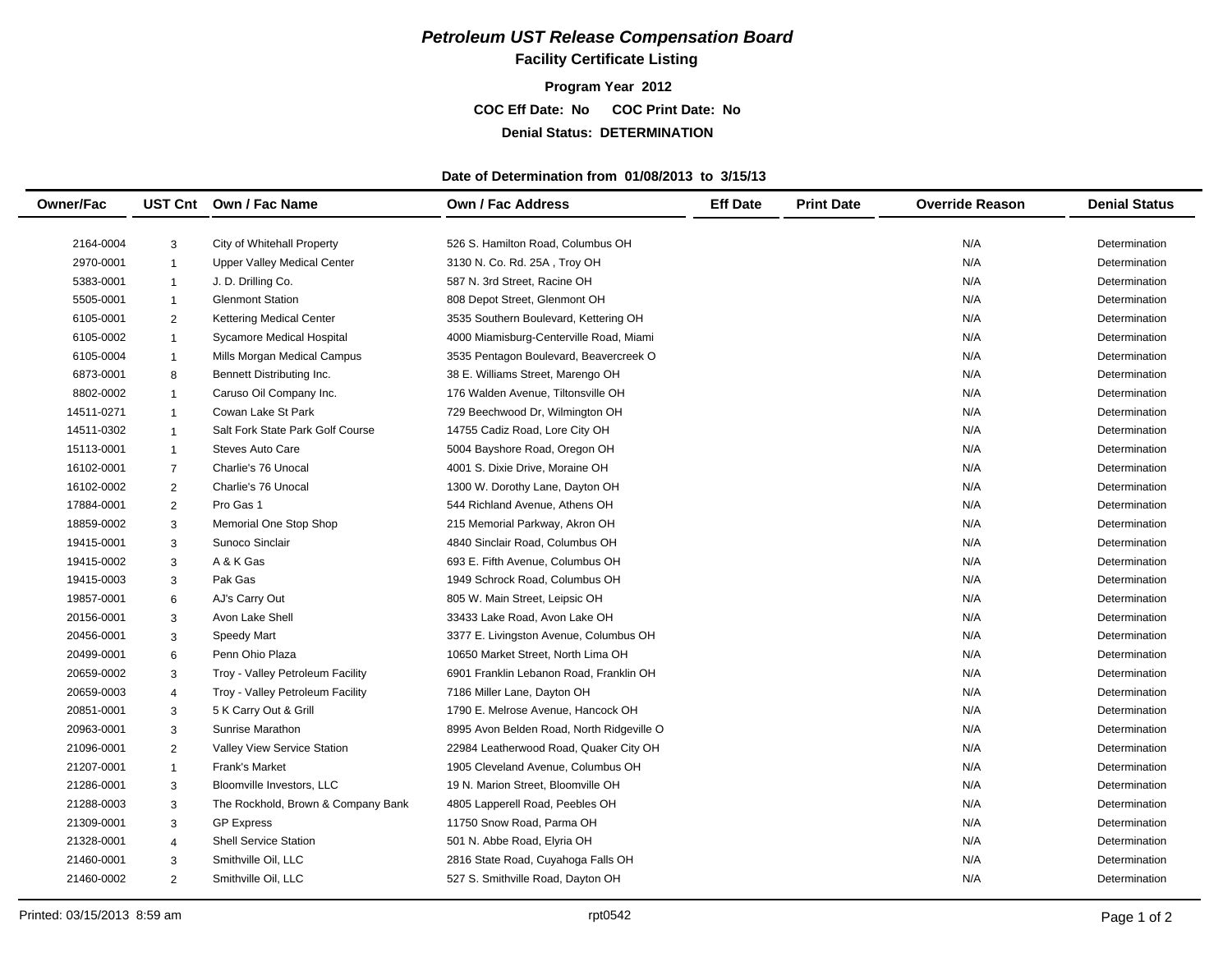# *Petroleum UST Release Compensation Board*

**Facility Certificate Listing**

**Program Year 2012**

**COC Eff Date: No COC Print Date: No**

**Denial Status: DETERMINATION**

**Date of Determination from 01/08/2013 to 3/15/13**

| Owner/Fac | UST Cnt | Own / Fac Name | Own / Fac Address | Eff Date | Print Date | Override Reason | Denial Status |
|---|---|---|---|---|---|---|---|
| 2164-0004 | 3 | City of Whitehall Property | 526 S. Hamilton Road, Columbus OH | | | N/A | Determination |
| 2970-0001 | 1 | Upper Valley Medical Center | 3130 N. Co. Rd. 25A , Troy OH | | | N/A | Determination |
| 5383-0001 | 1 | J. D. Drilling Co. | 587 N. 3rd Street, Racine OH | | | N/A | Determination |
| 5505-0001 | 1 | Glenmont Station | 808 Depot Street, Glenmont OH | | | N/A | Determination |
| 6105-0001 | 2 | Kettering Medical Center | 3535 Southern Boulevard, Kettering OH | | | N/A | Determination |
| 6105-0002 | 1 | Sycamore Medical Hospital | 4000 Miamisburg-Centerville Road, Miami | | | N/A | Determination |
| 6105-0004 | 1 | Mills Morgan Medical Campus | 3535 Pentagon Boulevard, Beavercreek O | | | N/A | Determination |
| 6873-0001 | 8 | Bennett Distributing Inc. | 38 E. Williams Street, Marengo OH | | | N/A | Determination |
| 8802-0002 | 1 | Caruso Oil Company Inc. | 176 Walden Avenue, Tiltonsville OH | | | N/A | Determination |
| 14511-0271 | 1 | Cowan Lake St Park | 729 Beechwood Dr, Wilmington OH | | | N/A | Determination |
| 14511-0302 | 1 | Salt Fork State Park Golf Course | 14755 Cadiz Road, Lore City OH | | | N/A | Determination |
| 15113-0001 | 1 | Steves Auto Care | 5004 Bayshore Road, Oregon OH | | | N/A | Determination |
| 16102-0001 | 7 | Charlie's 76 Unocal | 4001 S. Dixie Drive, Moraine OH | | | N/A | Determination |
| 16102-0002 | 2 | Charlie's 76 Unocal | 1300 W. Dorothy Lane, Dayton OH | | | N/A | Determination |
| 17884-0001 | 2 | Pro Gas 1 | 544 Richland Avenue, Athens OH | | | N/A | Determination |
| 18859-0002 | 3 | Memorial One Stop Shop | 215 Memorial Parkway, Akron OH | | | N/A | Determination |
| 19415-0001 | 3 | Sunoco Sinclair | 4840 Sinclair Road, Columbus OH | | | N/A | Determination |
| 19415-0002 | 3 | A & K Gas | 693 E. Fifth Avenue, Columbus OH | | | N/A | Determination |
| 19415-0003 | 3 | Pak Gas | 1949 Schrock Road, Columbus OH | | | N/A | Determination |
| 19857-0001 | 6 | AJ's Carry Out | 805 W. Main Street, Leipsic OH | | | N/A | Determination |
| 20156-0001 | 3 | Avon Lake Shell | 33433 Lake Road, Avon Lake OH | | | N/A | Determination |
| 20456-0001 | 3 | Speedy Mart | 3377 E. Livingston Avenue, Columbus OH | | | N/A | Determination |
| 20499-0001 | 6 | Penn Ohio Plaza | 10650 Market Street, North Lima OH | | | N/A | Determination |
| 20659-0002 | 3 | Troy - Valley Petroleum Facility | 6901 Franklin Lebanon Road, Franklin OH | | | N/A | Determination |
| 20659-0003 | 4 | Troy - Valley Petroleum Facility | 7186 Miller Lane, Dayton OH | | | N/A | Determination |
| 20851-0001 | 3 | 5 K Carry Out & Grill | 1790 E. Melrose Avenue, Hancock OH | | | N/A | Determination |
| 20963-0001 | 3 | Sunrise Marathon | 8995 Avon Belden Road, North Ridgeville O | | | N/A | Determination |
| 21096-0001 | 2 | Valley View Service Station | 22984 Leatherwood Road, Quaker City OH | | | N/A | Determination |
| 21207-0001 | 1 | Frank's Market | 1905 Cleveland Avenue, Columbus OH | | | N/A | Determination |
| 21286-0001 | 3 | Bloomville Investors, LLC | 19 N. Marion Street, Bloomville OH | | | N/A | Determination |
| 21288-0003 | 3 | The Rockhold, Brown & Company Bank | 4805 Lapperell Road, Peebles OH | | | N/A | Determination |
| 21309-0001 | 3 | GP Express | 11750 Snow Road, Parma OH | | | N/A | Determination |
| 21328-0001 | 4 | Shell Service Station | 501 N. Abbe Road, Elyria OH | | | N/A | Determination |
| 21460-0001 | 3 | Smithville Oil, LLC | 2816 State Road, Cuyahoga Falls OH | | | N/A | Determination |
| 21460-0002 | 2 | Smithville Oil, LLC | 527 S. Smithville Road, Dayton OH | | | N/A | Determination |

Printed: 03/15/2013 8:59 am rpt0542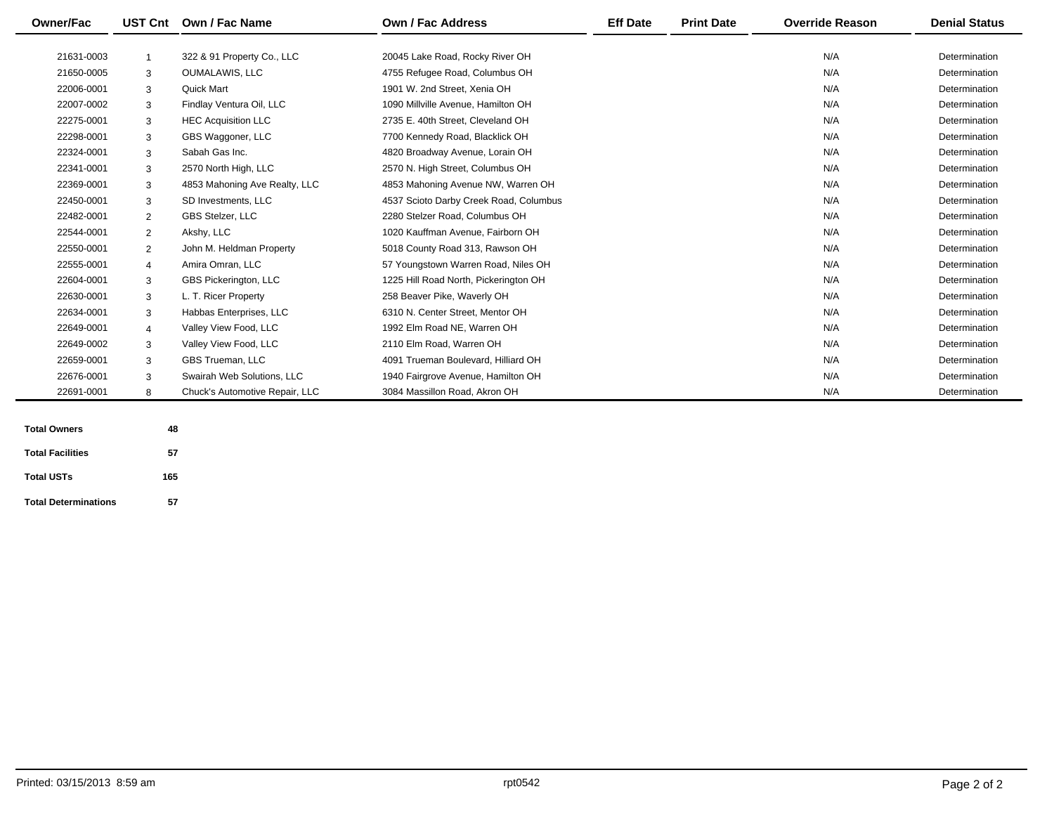| Owner/Fac | UST Cnt | Own / Fac Name | Own / Fac Address | Eff Date | Print Date | Override Reason | Denial Status |
|---|---|---|---|---|---|---|---|
| 21631-0003 | 1 | 322 & 91 Property Co., LLC | 20045 Lake Road, Rocky River OH | | | N/A | Determination |
| 21650-0005 | 3 | OUMALAWIS, LLC | 4755 Refugee Road, Columbus OH | | | N/A | Determination |
| 22006-0001 | 3 | Quick Mart | 1901 W. 2nd Street, Xenia OH | | | N/A | Determination |
| 22007-0002 | 3 | Findlay Ventura Oil, LLC | 1090 Millville Avenue, Hamilton OH | | | N/A | Determination |
| 22275-0001 | 3 | HEC Acquisition LLC | 2735 E. 40th Street, Cleveland OH | | | N/A | Determination |
| 22298-0001 | 3 | GBS Waggoner, LLC | 7700 Kennedy Road, Blacklick OH | | | N/A | Determination |
| 22324-0001 | 3 | Sabah Gas Inc. | 4820 Broadway Avenue, Lorain OH | | | N/A | Determination |
| 22341-0001 | 3 | 2570 North High, LLC | 2570 N. High Street, Columbus OH | | | N/A | Determination |
| 22369-0001 | 3 | 4853 Mahoning Ave Realty, LLC | 4853 Mahoning Avenue NW, Warren OH | | | N/A | Determination |
| 22450-0001 | 3 | SD Investments, LLC | 4537 Scioto Darby Creek Road, Columbus | | | N/A | Determination |
| 22482-0001 | 2 | GBS Stelzer, LLC | 2280 Stelzer Road, Columbus OH | | | N/A | Determination |
| 22544-0001 | 2 | Akshy, LLC | 1020 Kauffman Avenue, Fairborn OH | | | N/A | Determination |
| 22550-0001 | 2 | John M. Heldman Property | 5018 County Road 313, Rawson OH | | | N/A | Determination |
| 22555-0001 | 4 | Amira Omran, LLC | 57 Youngstown Warren Road, Niles OH | | | N/A | Determination |
| 22604-0001 | 3 | GBS Pickerington, LLC | 1225 Hill Road North, Pickerington OH | | | N/A | Determination |
| 22630-0001 | 3 | L. T. Ricer Property | 258 Beaver Pike, Waverly OH | | | N/A | Determination |
| 22634-0001 | 3 | Habbas Enterprises, LLC | 6310 N. Center Street, Mentor OH | | | N/A | Determination |
| 22649-0001 | 4 | Valley View Food, LLC | 1992 Elm Road NE, Warren OH | | | N/A | Determination |
| 22649-0002 | 3 | Valley View Food, LLC | 2110 Elm Road, Warren OH | | | N/A | Determination |
| 22659-0001 | 3 | GBS Trueman, LLC | 4091 Trueman Boulevard, Hilliard OH | | | N/A | Determination |
| 22676-0001 | 3 | Swairah Web Solutions, LLC | 1940 Fairgrove Avenue, Hamilton OH | | | N/A | Determination |
| 22691-0001 | 8 | Chuck's Automotive Repair, LLC | 3084 Massillon Road, Akron OH | | | N/A | Determination |

| | |
|---|---|
| **Total Owners** | **48** |
| **Total Facilities** | **57** |
| **Total USTs** | **165** |
| **Total Determinations** | **57** |

Printed: 03/15/2013 8:59 am

rpt0542